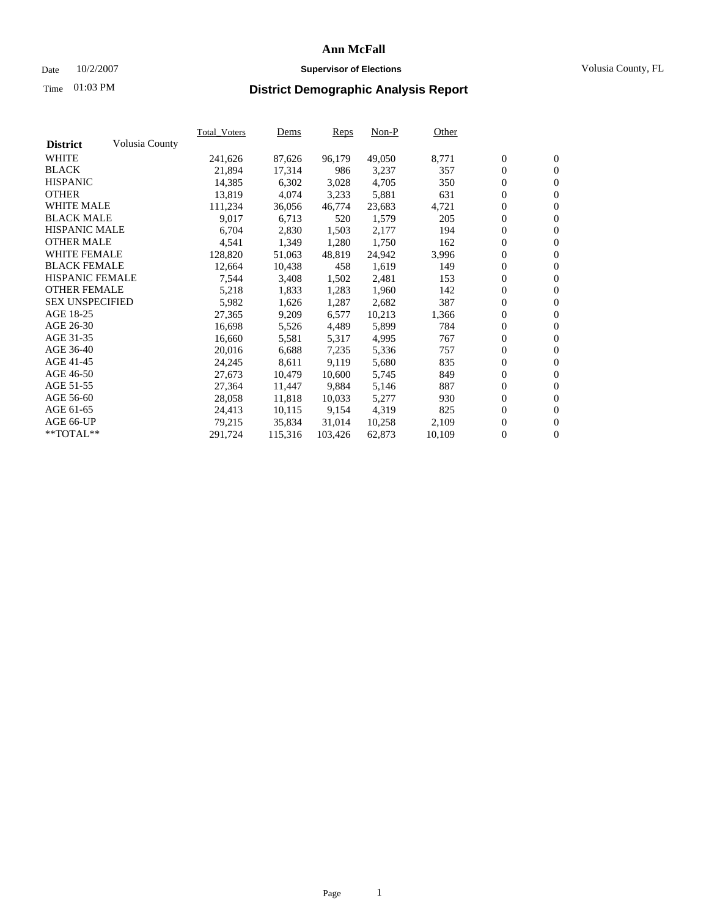# Ann McFall

Date 10/2/2007 **Supervisor of Elections** Volusia County, FL

Time 01:03 PM

## District Demographic Analysis Report

| District | Volusia County | Total_Voters | Dems | Reps | Non-P | Other | | |
|---|---|---|---|---|---|---|---|---|
| WHITE | | 241,626 | 87,626 | 96,179 | 49,050 | 8,771 | 0 | 0 |
| BLACK | | 21,894 | 17,314 | 986 | 3,237 | 357 | 0 | 0 |
| HISPANIC | | 14,385 | 6,302 | 3,028 | 4,705 | 350 | 0 | 0 |
| OTHER | | 13,819 | 4,074 | 3,233 | 5,881 | 631 | 0 | 0 |
| WHITE MALE | | 111,234 | 36,056 | 46,774 | 23,683 | 4,721 | 0 | 0 |
| BLACK MALE | | 9,017 | 6,713 | 520 | 1,579 | 205 | 0 | 0 |
| HISPANIC MALE | | 6,704 | 2,830 | 1,503 | 2,177 | 194 | 0 | 0 |
| OTHER MALE | | 4,541 | 1,349 | 1,280 | 1,750 | 162 | 0 | 0 |
| WHITE FEMALE | | 128,820 | 51,063 | 48,819 | 24,942 | 3,996 | 0 | 0 |
| BLACK FEMALE | | 12,664 | 10,438 | 458 | 1,619 | 149 | 0 | 0 |
| HISPANIC FEMALE | | 7,544 | 3,408 | 1,502 | 2,481 | 153 | 0 | 0 |
| OTHER FEMALE | | 5,218 | 1,833 | 1,283 | 1,960 | 142 | 0 | 0 |
| SEX UNSPECIFIED | | 5,982 | 1,626 | 1,287 | 2,682 | 387 | 0 | 0 |
| AGE 18-25 | | 27,365 | 9,209 | 6,577 | 10,213 | 1,366 | 0 | 0 |
| AGE 26-30 | | 16,698 | 5,526 | 4,489 | 5,899 | 784 | 0 | 0 |
| AGE 31-35 | | 16,660 | 5,581 | 5,317 | 4,995 | 767 | 0 | 0 |
| AGE 36-40 | | 20,016 | 6,688 | 7,235 | 5,336 | 757 | 0 | 0 |
| AGE 41-45 | | 24,245 | 8,611 | 9,119 | 5,680 | 835 | 0 | 0 |
| AGE 46-50 | | 27,673 | 10,479 | 10,600 | 5,745 | 849 | 0 | 0 |
| AGE 51-55 | | 27,364 | 11,447 | 9,884 | 5,146 | 887 | 0 | 0 |
| AGE 56-60 | | 28,058 | 11,818 | 10,033 | 5,277 | 930 | 0 | 0 |
| AGE 61-65 | | 24,413 | 10,115 | 9,154 | 4,319 | 825 | 0 | 0 |
| AGE 66-UP | | 79,215 | 35,834 | 31,014 | 10,258 | 2,109 | 0 | 0 |
| **TOTAL** | | 291,724 | 115,316 | 103,426 | 62,873 | 10,109 | 0 | 0 |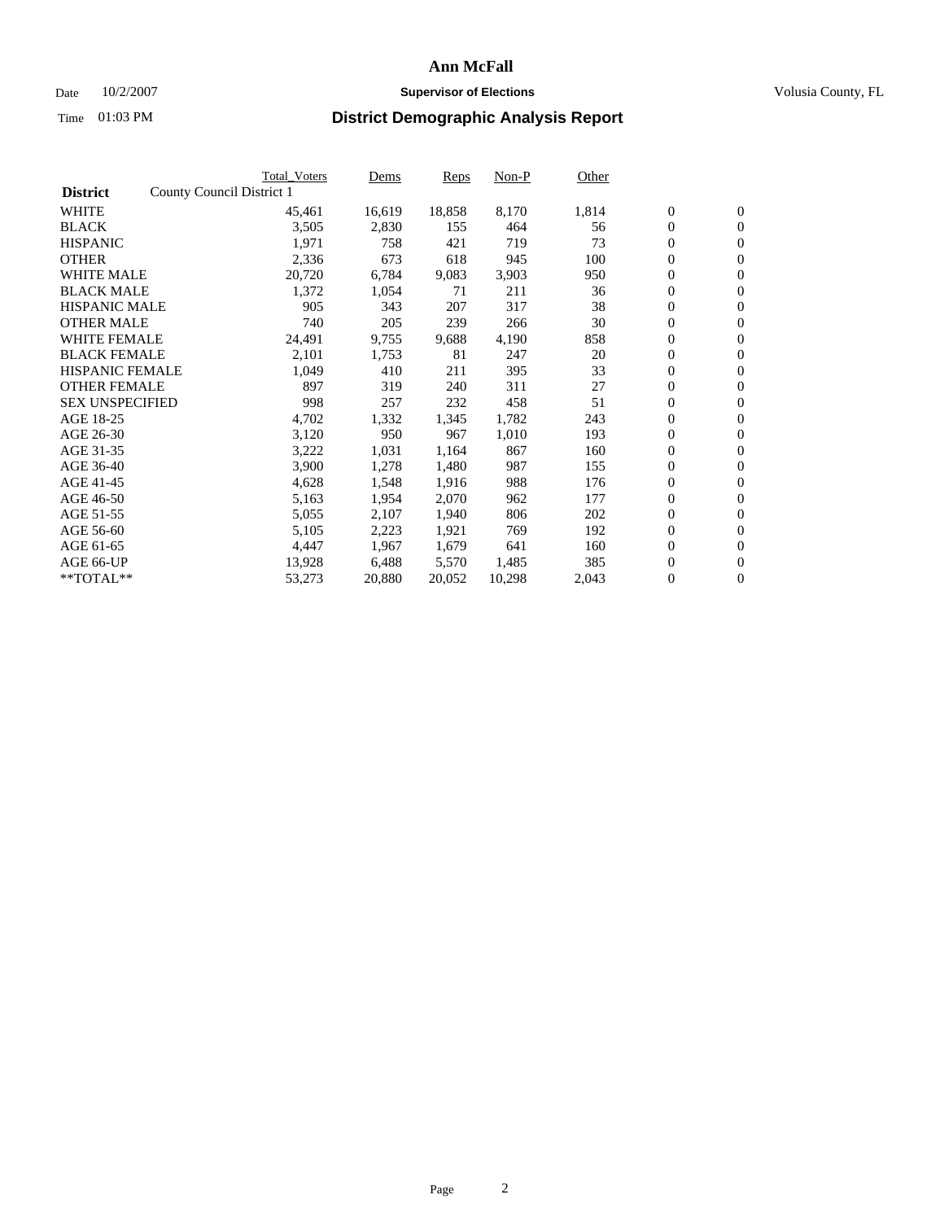# Ann McFall

Date 10/2/2007 **Supervisor of Elections** Volusia County, FL

Time 01:03 PM

## District Demographic Analysis Report

| **District** | County Council District 1 | Total_Voters | Dems | Reps | Non-P | Other | | |
|---|---|---|---|---|---|---|---|---|
| WHITE | | 45,461 | 16,619 | 18,858 | 8,170 | 1,814 | 0 | 0 |
| BLACK | | 3,505 | 2,830 | 155 | 464 | 56 | 0 | 0 |
| HISPANIC | | 1,971 | 758 | 421 | 719 | 73 | 0 | 0 |
| OTHER | | 2,336 | 673 | 618 | 945 | 100 | 0 | 0 |
| WHITE MALE | | 20,720 | 6,784 | 9,083 | 3,903 | 950 | 0 | 0 |
| BLACK MALE | | 1,372 | 1,054 | 71 | 211 | 36 | 0 | 0 |
| HISPANIC MALE | | 905 | 343 | 207 | 317 | 38 | 0 | 0 |
| OTHER MALE | | 740 | 205 | 239 | 266 | 30 | 0 | 0 |
| WHITE FEMALE | | 24,491 | 9,755 | 9,688 | 4,190 | 858 | 0 | 0 |
| BLACK FEMALE | | 2,101 | 1,753 | 81 | 247 | 20 | 0 | 0 |
| HISPANIC FEMALE | | 1,049 | 410 | 211 | 395 | 33 | 0 | 0 |
| OTHER FEMALE | | 897 | 319 | 240 | 311 | 27 | 0 | 0 |
| SEX UNSPECIFIED | | 998 | 257 | 232 | 458 | 51 | 0 | 0 |
| AGE 18-25 | | 4,702 | 1,332 | 1,345 | 1,782 | 243 | 0 | 0 |
| AGE 26-30 | | 3,120 | 950 | 967 | 1,010 | 193 | 0 | 0 |
| AGE 31-35 | | 3,222 | 1,031 | 1,164 | 867 | 160 | 0 | 0 |
| AGE 36-40 | | 3,900 | 1,278 | 1,480 | 987 | 155 | 0 | 0 |
| AGE 41-45 | | 4,628 | 1,548 | 1,916 | 988 | 176 | 0 | 0 |
| AGE 46-50 | | 5,163 | 1,954 | 2,070 | 962 | 177 | 0 | 0 |
| AGE 51-55 | | 5,055 | 2,107 | 1,940 | 806 | 202 | 0 | 0 |
| AGE 56-60 | | 5,105 | 2,223 | 1,921 | 769 | 192 | 0 | 0 |
| AGE 61-65 | | 4,447 | 1,967 | 1,679 | 641 | 160 | 0 | 0 |
| AGE 66-UP | | 13,928 | 6,488 | 5,570 | 1,485 | 385 | 0 | 0 |
| **TOTAL** | | 53,273 | 20,880 | 20,052 | 10,298 | 2,043 | 0 | 0 |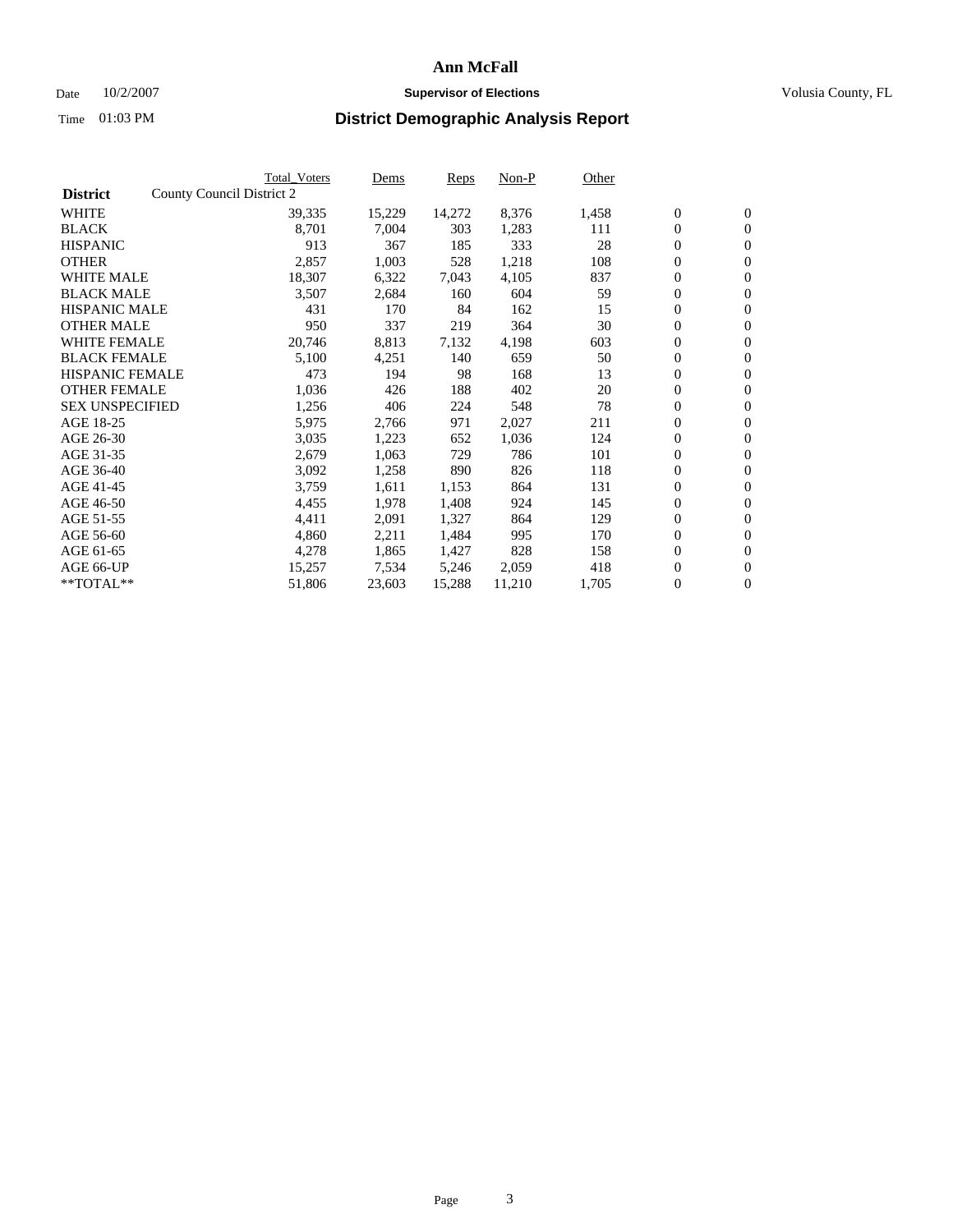# Ann McFall

Date 10/2/2007 **Supervisor of Elections** Volusia County, FL

Time 01:03 PM **District Demographic Analysis Report**

| **District** | County Council District 2 | Total_Voters | Dems | Reps | Non-P | Other | | |
|---|---|---|---|---|---|---|---|---|
| WHITE | | 39,335 | 15,229 | 14,272 | 8,376 | 1,458 | 0 | 0 |
| BLACK | | 8,701 | 7,004 | 303 | 1,283 | 111 | 0 | 0 |
| HISPANIC | | 913 | 367 | 185 | 333 | 28 | 0 | 0 |
| OTHER | | 2,857 | 1,003 | 528 | 1,218 | 108 | 0 | 0 |
| WHITE MALE | | 18,307 | 6,322 | 7,043 | 4,105 | 837 | 0 | 0 |
| BLACK MALE | | 3,507 | 2,684 | 160 | 604 | 59 | 0 | 0 |
| HISPANIC MALE | | 431 | 170 | 84 | 162 | 15 | 0 | 0 |
| OTHER MALE | | 950 | 337 | 219 | 364 | 30 | 0 | 0 |
| WHITE FEMALE | | 20,746 | 8,813 | 7,132 | 4,198 | 603 | 0 | 0 |
| BLACK FEMALE | | 5,100 | 4,251 | 140 | 659 | 50 | 0 | 0 |
| HISPANIC FEMALE | | 473 | 194 | 98 | 168 | 13 | 0 | 0 |
| OTHER FEMALE | | 1,036 | 426 | 188 | 402 | 20 | 0 | 0 |
| SEX UNSPECIFIED | | 1,256 | 406 | 224 | 548 | 78 | 0 | 0 |
| AGE 18-25 | | 5,975 | 2,766 | 971 | 2,027 | 211 | 0 | 0 |
| AGE 26-30 | | 3,035 | 1,223 | 652 | 1,036 | 124 | 0 | 0 |
| AGE 31-35 | | 2,679 | 1,063 | 729 | 786 | 101 | 0 | 0 |
| AGE 36-40 | | 3,092 | 1,258 | 890 | 826 | 118 | 0 | 0 |
| AGE 41-45 | | 3,759 | 1,611 | 1,153 | 864 | 131 | 0 | 0 |
| AGE 46-50 | | 4,455 | 1,978 | 1,408 | 924 | 145 | 0 | 0 |
| AGE 51-55 | | 4,411 | 2,091 | 1,327 | 864 | 129 | 0 | 0 |
| AGE 56-60 | | 4,860 | 2,211 | 1,484 | 995 | 170 | 0 | 0 |
| AGE 61-65 | | 4,278 | 1,865 | 1,427 | 828 | 158 | 0 | 0 |
| AGE 66-UP | | 15,257 | 7,534 | 5,246 | 2,059 | 418 | 0 | 0 |
| **TOTAL** | | 51,806 | 23,603 | 15,288 | 11,210 | 1,705 | 0 | 0 |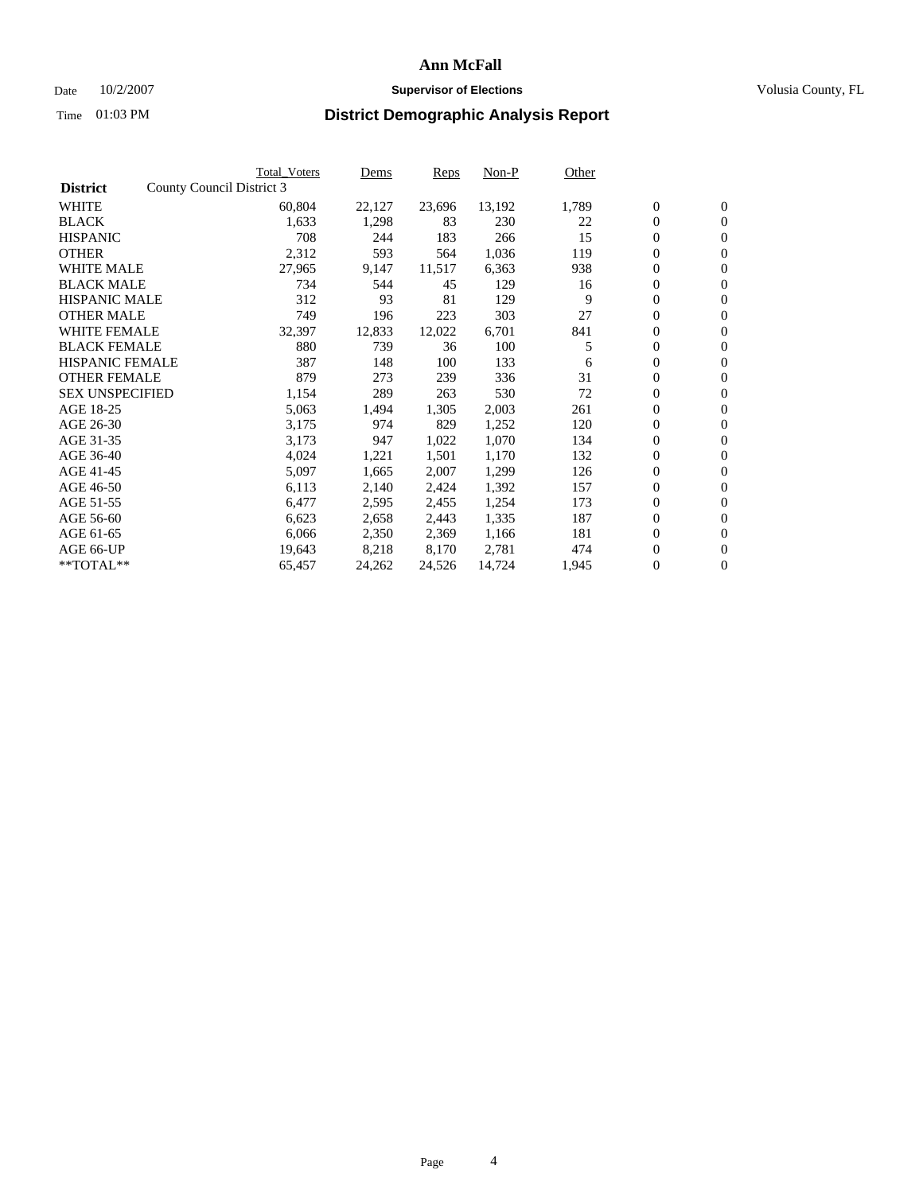# Ann McFall

Date 10/2/2007 **Supervisor of Elections** Volusia County, FL

Time 01:03 PM **District Demographic Analysis Report**

| **District** County Council District 3 | Total_Voters | Dems | Reps | Non-P | Other | | |
|---|---|---|---|---|---|---|---|
| WHITE | 60,804 | 22,127 | 23,696 | 13,192 | 1,789 | 0 | 0 |
| BLACK | 1,633 | 1,298 | 83 | 230 | 22 | 0 | 0 |
| HISPANIC | 708 | 244 | 183 | 266 | 15 | 0 | 0 |
| OTHER | 2,312 | 593 | 564 | 1,036 | 119 | 0 | 0 |
| WHITE MALE | 27,965 | 9,147 | 11,517 | 6,363 | 938 | 0 | 0 |
| BLACK MALE | 734 | 544 | 45 | 129 | 16 | 0 | 0 |
| HISPANIC MALE | 312 | 93 | 81 | 129 | 9 | 0 | 0 |
| OTHER MALE | 749 | 196 | 223 | 303 | 27 | 0 | 0 |
| WHITE FEMALE | 32,397 | 12,833 | 12,022 | 6,701 | 841 | 0 | 0 |
| BLACK FEMALE | 880 | 739 | 36 | 100 | 5 | 0 | 0 |
| HISPANIC FEMALE | 387 | 148 | 100 | 133 | 6 | 0 | 0 |
| OTHER FEMALE | 879 | 273 | 239 | 336 | 31 | 0 | 0 |
| SEX UNSPECIFIED | 1,154 | 289 | 263 | 530 | 72 | 0 | 0 |
| AGE 18-25 | 5,063 | 1,494 | 1,305 | 2,003 | 261 | 0 | 0 |
| AGE 26-30 | 3,175 | 974 | 829 | 1,252 | 120 | 0 | 0 |
| AGE 31-35 | 3,173 | 947 | 1,022 | 1,070 | 134 | 0 | 0 |
| AGE 36-40 | 4,024 | 1,221 | 1,501 | 1,170 | 132 | 0 | 0 |
| AGE 41-45 | 5,097 | 1,665 | 2,007 | 1,299 | 126 | 0 | 0 |
| AGE 46-50 | 6,113 | 2,140 | 2,424 | 1,392 | 157 | 0 | 0 |
| AGE 51-55 | 6,477 | 2,595 | 2,455 | 1,254 | 173 | 0 | 0 |
| AGE 56-60 | 6,623 | 2,658 | 2,443 | 1,335 | 187 | 0 | 0 |
| AGE 61-65 | 6,066 | 2,350 | 2,369 | 1,166 | 181 | 0 | 0 |
| AGE 66-UP | 19,643 | 8,218 | 8,170 | 2,781 | 474 | 0 | 0 |
| **TOTAL** | 65,457 | 24,262 | 24,526 | 14,724 | 1,945 | 0 | 0 |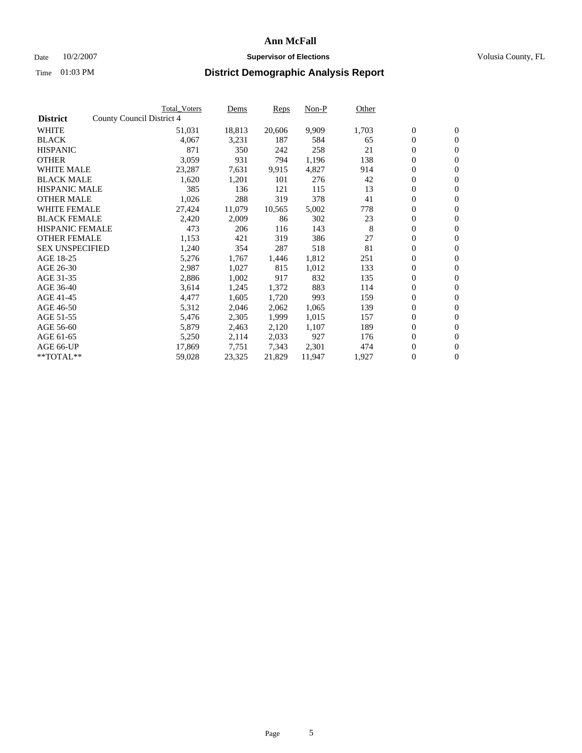# Ann McFall

Date 10/2/2007 **Supervisor of Elections** Volusia County, FL

Time 01:03 PM **District Demographic Analysis Report**

| **District** | County Council District 4 Total_Voters | Dems | Reps | Non-P | Other | | |
|---|---|---|---|---|---|---|---|
| WHITE | 51,031 | 18,813 | 20,606 | 9,909 | 1,703 | 0 | 0 |
| BLACK | 4,067 | 3,231 | 187 | 584 | 65 | 0 | 0 |
| HISPANIC | 871 | 350 | 242 | 258 | 21 | 0 | 0 |
| OTHER | 3,059 | 931 | 794 | 1,196 | 138 | 0 | 0 |
| WHITE MALE | 23,287 | 7,631 | 9,915 | 4,827 | 914 | 0 | 0 |
| BLACK MALE | 1,620 | 1,201 | 101 | 276 | 42 | 0 | 0 |
| HISPANIC MALE | 385 | 136 | 121 | 115 | 13 | 0 | 0 |
| OTHER MALE | 1,026 | 288 | 319 | 378 | 41 | 0 | 0 |
| WHITE FEMALE | 27,424 | 11,079 | 10,565 | 5,002 | 778 | 0 | 0 |
| BLACK FEMALE | 2,420 | 2,009 | 86 | 302 | 23 | 0 | 0 |
| HISPANIC FEMALE | 473 | 206 | 116 | 143 | 8 | 0 | 0 |
| OTHER FEMALE | 1,153 | 421 | 319 | 386 | 27 | 0 | 0 |
| SEX UNSPECIFIED | 1,240 | 354 | 287 | 518 | 81 | 0 | 0 |
| AGE 18-25 | 5,276 | 1,767 | 1,446 | 1,812 | 251 | 0 | 0 |
| AGE 26-30 | 2,987 | 1,027 | 815 | 1,012 | 133 | 0 | 0 |
| AGE 31-35 | 2,886 | 1,002 | 917 | 832 | 135 | 0 | 0 |
| AGE 36-40 | 3,614 | 1,245 | 1,372 | 883 | 114 | 0 | 0 |
| AGE 41-45 | 4,477 | 1,605 | 1,720 | 993 | 159 | 0 | 0 |
| AGE 46-50 | 5,312 | 2,046 | 2,062 | 1,065 | 139 | 0 | 0 |
| AGE 51-55 | 5,476 | 2,305 | 1,999 | 1,015 | 157 | 0 | 0 |
| AGE 56-60 | 5,879 | 2,463 | 2,120 | 1,107 | 189 | 0 | 0 |
| AGE 61-65 | 5,250 | 2,114 | 2,033 | 927 | 176 | 0 | 0 |
| AGE 66-UP | 17,869 | 7,751 | 7,343 | 2,301 | 474 | 0 | 0 |
| **TOTAL** | 59,028 | 23,325 | 21,829 | 11,947 | 1,927 | 0 | 0 |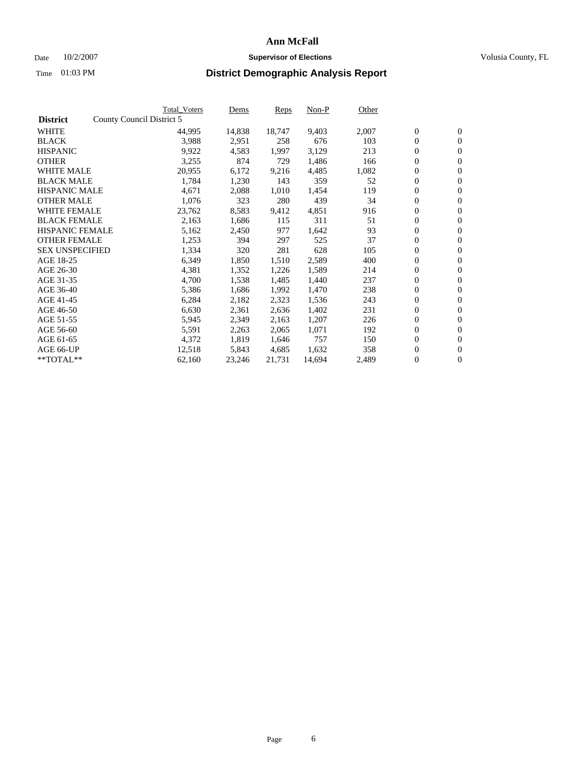# Ann McFall

Date 10/2/2007

**Supervisor of Elections**

Volusia County, FL

Time 01:03 PM

## District Demographic Analysis Report

| District | County Council District 5 | Total_Voters | Dems | Reps | Non-P | Other | | |
|---|---|---|---|---|---|---|---|---|
| WHITE | | 44,995 | 14,838 | 18,747 | 9,403 | 2,007 | 0 | 0 |
| BLACK | | 3,988 | 2,951 | 258 | 676 | 103 | 0 | 0 |
| HISPANIC | | 9,922 | 4,583 | 1,997 | 3,129 | 213 | 0 | 0 |
| OTHER | | 3,255 | 874 | 729 | 1,486 | 166 | 0 | 0 |
| WHITE MALE | | 20,955 | 6,172 | 9,216 | 4,485 | 1,082 | 0 | 0 |
| BLACK MALE | | 1,784 | 1,230 | 143 | 359 | 52 | 0 | 0 |
| HISPANIC MALE | | 4,671 | 2,088 | 1,010 | 1,454 | 119 | 0 | 0 |
| OTHER MALE | | 1,076 | 323 | 280 | 439 | 34 | 0 | 0 |
| WHITE FEMALE | | 23,762 | 8,583 | 9,412 | 4,851 | 916 | 0 | 0 |
| BLACK FEMALE | | 2,163 | 1,686 | 115 | 311 | 51 | 0 | 0 |
| HISPANIC FEMALE | | 5,162 | 2,450 | 977 | 1,642 | 93 | 0 | 0 |
| OTHER FEMALE | | 1,253 | 394 | 297 | 525 | 37 | 0 | 0 |
| SEX UNSPECIFIED | | 1,334 | 320 | 281 | 628 | 105 | 0 | 0 |
| AGE 18-25 | | 6,349 | 1,850 | 1,510 | 2,589 | 400 | 0 | 0 |
| AGE 26-30 | | 4,381 | 1,352 | 1,226 | 1,589 | 214 | 0 | 0 |
| AGE 31-35 | | 4,700 | 1,538 | 1,485 | 1,440 | 237 | 0 | 0 |
| AGE 36-40 | | 5,386 | 1,686 | 1,992 | 1,470 | 238 | 0 | 0 |
| AGE 41-45 | | 6,284 | 2,182 | 2,323 | 1,536 | 243 | 0 | 0 |
| AGE 46-50 | | 6,630 | 2,361 | 2,636 | 1,402 | 231 | 0 | 0 |
| AGE 51-55 | | 5,945 | 2,349 | 2,163 | 1,207 | 226 | 0 | 0 |
| AGE 56-60 | | 5,591 | 2,263 | 2,065 | 1,071 | 192 | 0 | 0 |
| AGE 61-65 | | 4,372 | 1,819 | 1,646 | 757 | 150 | 0 | 0 |
| AGE 66-UP | | 12,518 | 5,843 | 4,685 | 1,632 | 358 | 0 | 0 |
| **TOTAL** | | 62,160 | 23,246 | 21,731 | 14,694 | 2,489 | 0 | 0 |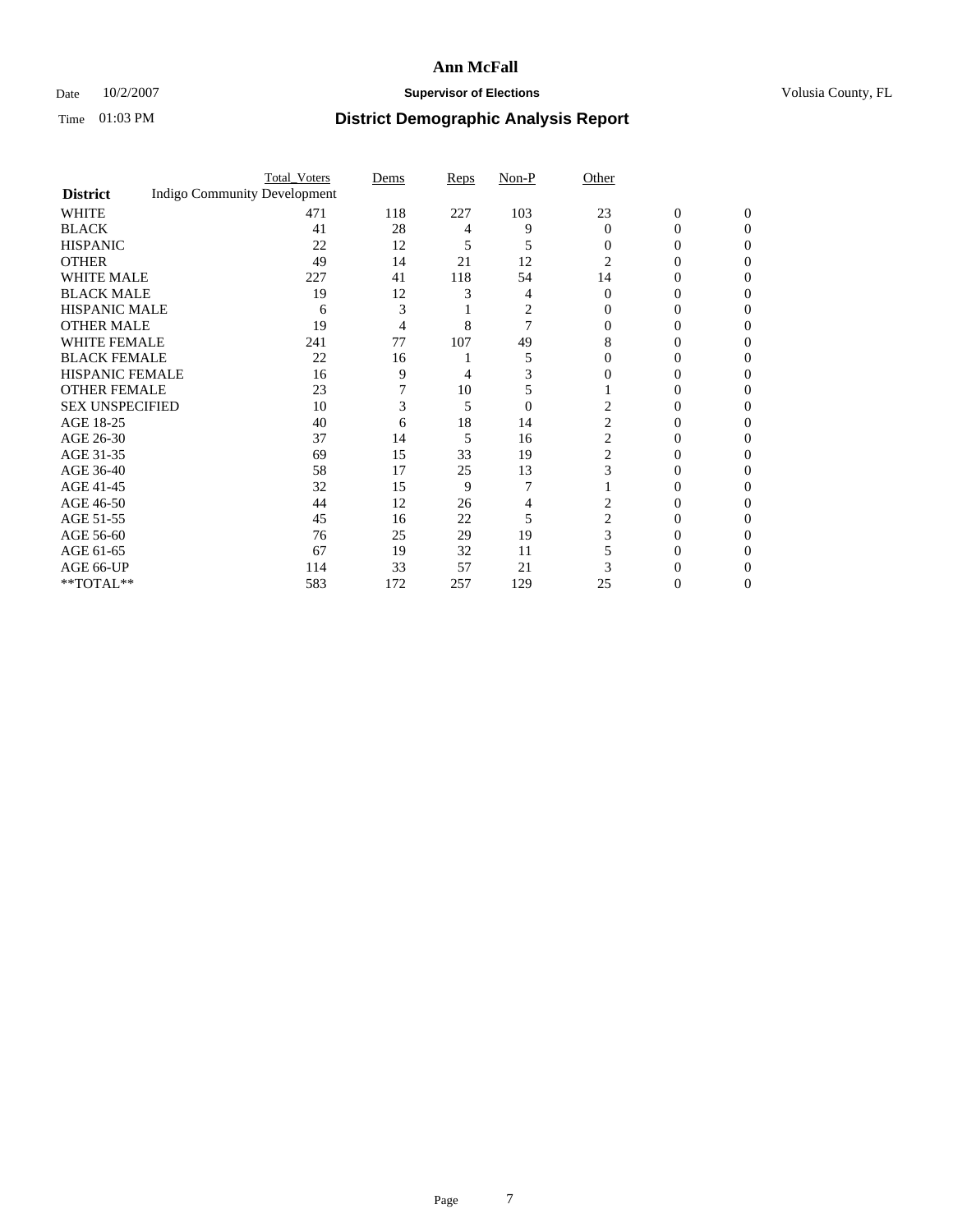# Ann McFall

Date 10/2/2007 **Supervisor of Elections** Volusia County, FL

Time 01:03 PM **District Demographic Analysis Report**

| District | Total_Voters | Dems | Reps | Non-P | Other | | |
|---|---|---|---|---|---|---|---|
| Indigo Community Development | | | | | | | |
| WHITE | 471 | 118 | 227 | 103 | 23 | 0 | 0 |
| BLACK | 41 | 28 | 4 | 9 | 0 | 0 | 0 |
| HISPANIC | 22 | 12 | 5 | 5 | 0 | 0 | 0 |
| OTHER | 49 | 14 | 21 | 12 | 2 | 0 | 0 |
| WHITE MALE | 227 | 41 | 118 | 54 | 14 | 0 | 0 |
| BLACK MALE | 19 | 12 | 3 | 4 | 0 | 0 | 0 |
| HISPANIC MALE | 6 | 3 | 1 | 2 | 0 | 0 | 0 |
| OTHER MALE | 19 | 4 | 8 | 7 | 0 | 0 | 0 |
| WHITE FEMALE | 241 | 77 | 107 | 49 | 8 | 0 | 0 |
| BLACK FEMALE | 22 | 16 | 1 | 5 | 0 | 0 | 0 |
| HISPANIC FEMALE | 16 | 9 | 4 | 3 | 0 | 0 | 0 |
| OTHER FEMALE | 23 | 7 | 10 | 5 | 1 | 0 | 0 |
| SEX UNSPECIFIED | 10 | 3 | 5 | 0 | 2 | 0 | 0 |
| AGE 18-25 | 40 | 6 | 18 | 14 | 2 | 0 | 0 |
| AGE 26-30 | 37 | 14 | 5 | 16 | 2 | 0 | 0 |
| AGE 31-35 | 69 | 15 | 33 | 19 | 2 | 0 | 0 |
| AGE 36-40 | 58 | 17 | 25 | 13 | 3 | 0 | 0 |
| AGE 41-45 | 32 | 15 | 9 | 7 | 1 | 0 | 0 |
| AGE 46-50 | 44 | 12 | 26 | 4 | 2 | 0 | 0 |
| AGE 51-55 | 45 | 16 | 22 | 5 | 2 | 0 | 0 |
| AGE 56-60 | 76 | 25 | 29 | 19 | 3 | 0 | 0 |
| AGE 61-65 | 67 | 19 | 32 | 11 | 5 | 0 | 0 |
| AGE 66-UP | 114 | 33 | 57 | 21 | 3 | 0 | 0 |
| **TOTAL** | 583 | 172 | 257 | 129 | 25 | 0 | 0 |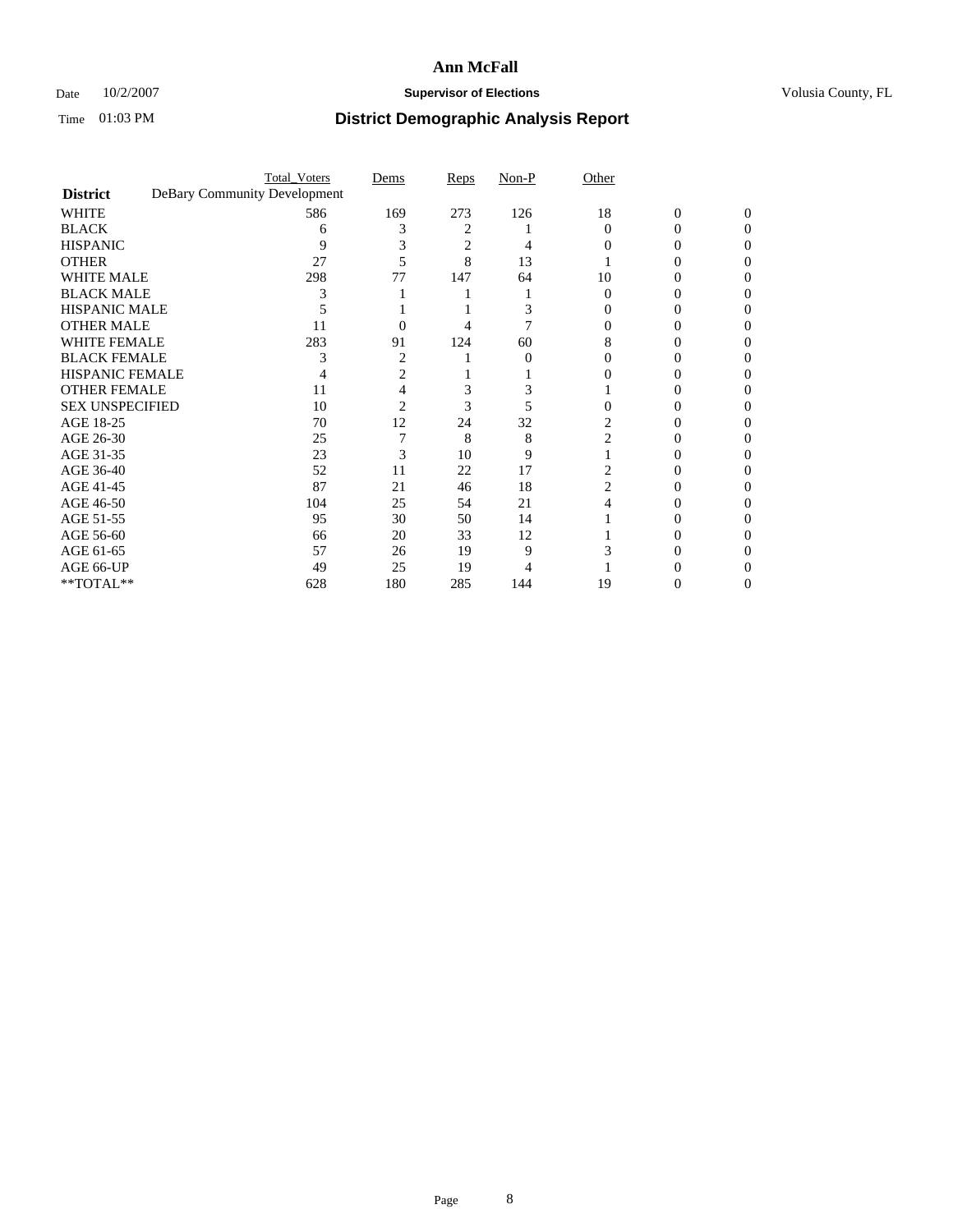# Ann McFall

Date 10/2/2007 **Supervisor of Elections** Volusia County, FL

Time 01:03 PM **District Demographic Analysis Report**

| **District** | Total_Voters | Dems | Reps | Non-P | Other | | |
|---|---|---|---|---|---|---|---|
| DeBary Community Development | | | | | | | |
| WHITE | 586 | 169 | 273 | 126 | 18 | 0 | 0 |
| BLACK | 6 | 3 | 2 | 1 | 0 | 0 | 0 |
| HISPANIC | 9 | 3 | 2 | 4 | 0 | 0 | 0 |
| OTHER | 27 | 5 | 8 | 13 | 1 | 0 | 0 |
| WHITE MALE | 298 | 77 | 147 | 64 | 10 | 0 | 0 |
| BLACK MALE | 3 | 1 | 1 | 1 | 0 | 0 | 0 |
| HISPANIC MALE | 5 | 1 | 1 | 3 | 0 | 0 | 0 |
| OTHER MALE | 11 | 0 | 4 | 7 | 0 | 0 | 0 |
| WHITE FEMALE | 283 | 91 | 124 | 60 | 8 | 0 | 0 |
| BLACK FEMALE | 3 | 2 | 1 | 0 | 0 | 0 | 0 |
| HISPANIC FEMALE | 4 | 2 | 1 | 1 | 0 | 0 | 0 |
| OTHER FEMALE | 11 | 4 | 3 | 3 | 1 | 0 | 0 |
| SEX UNSPECIFIED | 10 | 2 | 3 | 5 | 0 | 0 | 0 |
| AGE 18-25 | 70 | 12 | 24 | 32 | 2 | 0 | 0 |
| AGE 26-30 | 25 | 7 | 8 | 8 | 2 | 0 | 0 |
| AGE 31-35 | 23 | 3 | 10 | 9 | 1 | 0 | 0 |
| AGE 36-40 | 52 | 11 | 22 | 17 | 2 | 0 | 0 |
| AGE 41-45 | 87 | 21 | 46 | 18 | 2 | 0 | 0 |
| AGE 46-50 | 104 | 25 | 54 | 21 | 4 | 0 | 0 |
| AGE 51-55 | 95 | 30 | 50 | 14 | 1 | 0 | 0 |
| AGE 56-60 | 66 | 20 | 33 | 12 | 1 | 0 | 0 |
| AGE 61-65 | 57 | 26 | 19 | 9 | 3 | 0 | 0 |
| AGE 66-UP | 49 | 25 | 19 | 4 | 1 | 0 | 0 |
| **TOTAL** | 628 | 180 | 285 | 144 | 19 | 0 | 0 |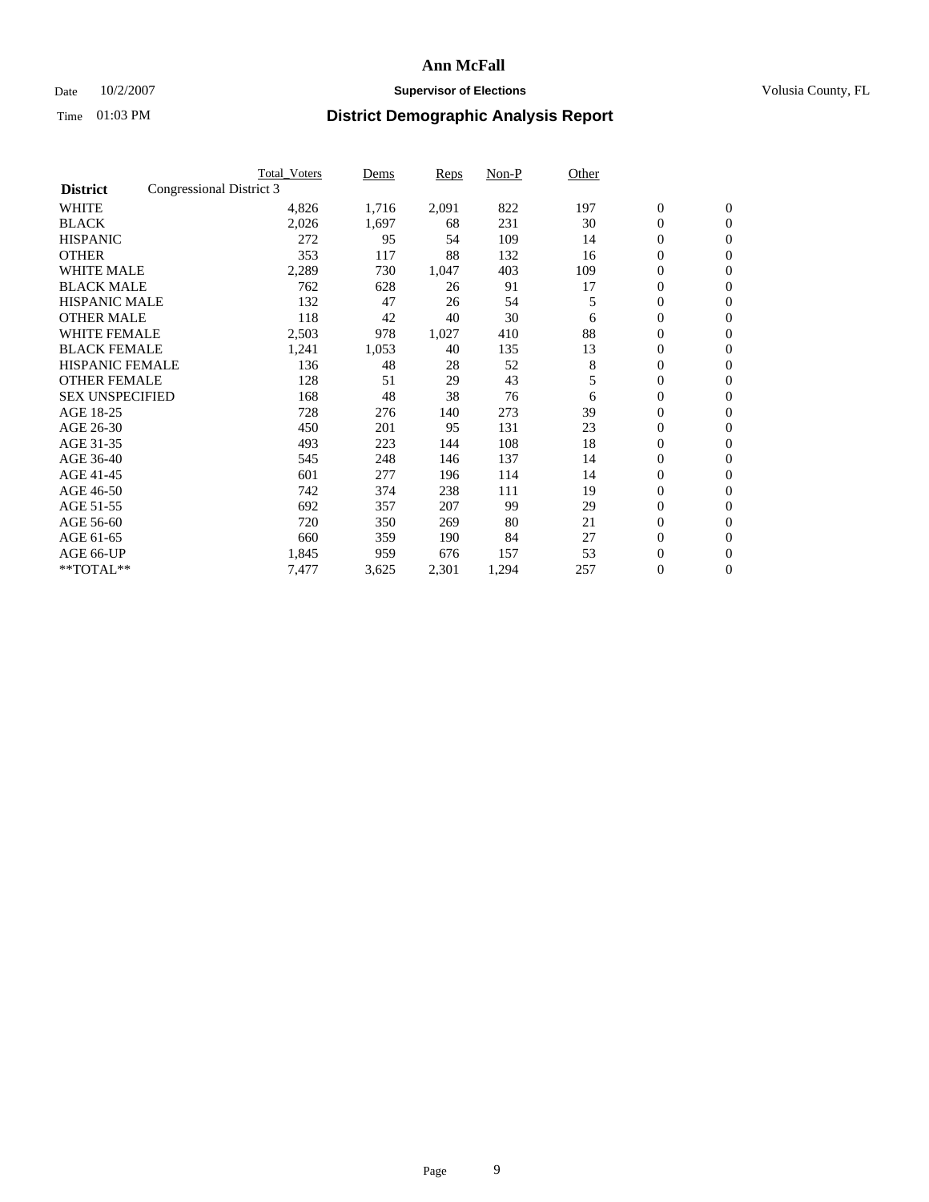# Ann McFall

Date 10/2/2007 **Supervisor of Elections** Volusia County, FL

Time 01:03 PM **District Demographic Analysis Report**

| **District** | Congressional District 3 | Total_Voters | Dems | Reps | Non-P | Other | | |
|---|---|---|---|---|---|---|---|---|
| WHITE | | 4,826 | 1,716 | 2,091 | 822 | 197 | 0 | 0 |
| BLACK | | 2,026 | 1,697 | 68 | 231 | 30 | 0 | 0 |
| HISPANIC | | 272 | 95 | 54 | 109 | 14 | 0 | 0 |
| OTHER | | 353 | 117 | 88 | 132 | 16 | 0 | 0 |
| WHITE MALE | | 2,289 | 730 | 1,047 | 403 | 109 | 0 | 0 |
| BLACK MALE | | 762 | 628 | 26 | 91 | 17 | 0 | 0 |
| HISPANIC MALE | | 132 | 47 | 26 | 54 | 5 | 0 | 0 |
| OTHER MALE | | 118 | 42 | 40 | 30 | 6 | 0 | 0 |
| WHITE FEMALE | | 2,503 | 978 | 1,027 | 410 | 88 | 0 | 0 |
| BLACK FEMALE | | 1,241 | 1,053 | 40 | 135 | 13 | 0 | 0 |
| HISPANIC FEMALE | | 136 | 48 | 28 | 52 | 8 | 0 | 0 |
| OTHER FEMALE | | 128 | 51 | 29 | 43 | 5 | 0 | 0 |
| SEX UNSPECIFIED | | 168 | 48 | 38 | 76 | 6 | 0 | 0 |
| AGE 18-25 | | 728 | 276 | 140 | 273 | 39 | 0 | 0 |
| AGE 26-30 | | 450 | 201 | 95 | 131 | 23 | 0 | 0 |
| AGE 31-35 | | 493 | 223 | 144 | 108 | 18 | 0 | 0 |
| AGE 36-40 | | 545 | 248 | 146 | 137 | 14 | 0 | 0 |
| AGE 41-45 | | 601 | 277 | 196 | 114 | 14 | 0 | 0 |
| AGE 46-50 | | 742 | 374 | 238 | 111 | 19 | 0 | 0 |
| AGE 51-55 | | 692 | 357 | 207 | 99 | 29 | 0 | 0 |
| AGE 56-60 | | 720 | 350 | 269 | 80 | 21 | 0 | 0 |
| AGE 61-65 | | 660 | 359 | 190 | 84 | 27 | 0 | 0 |
| AGE 66-UP | | 1,845 | 959 | 676 | 157 | 53 | 0 | 0 |
| **TOTAL** | | 7,477 | 3,625 | 2,301 | 1,294 | 257 | 0 | 0 |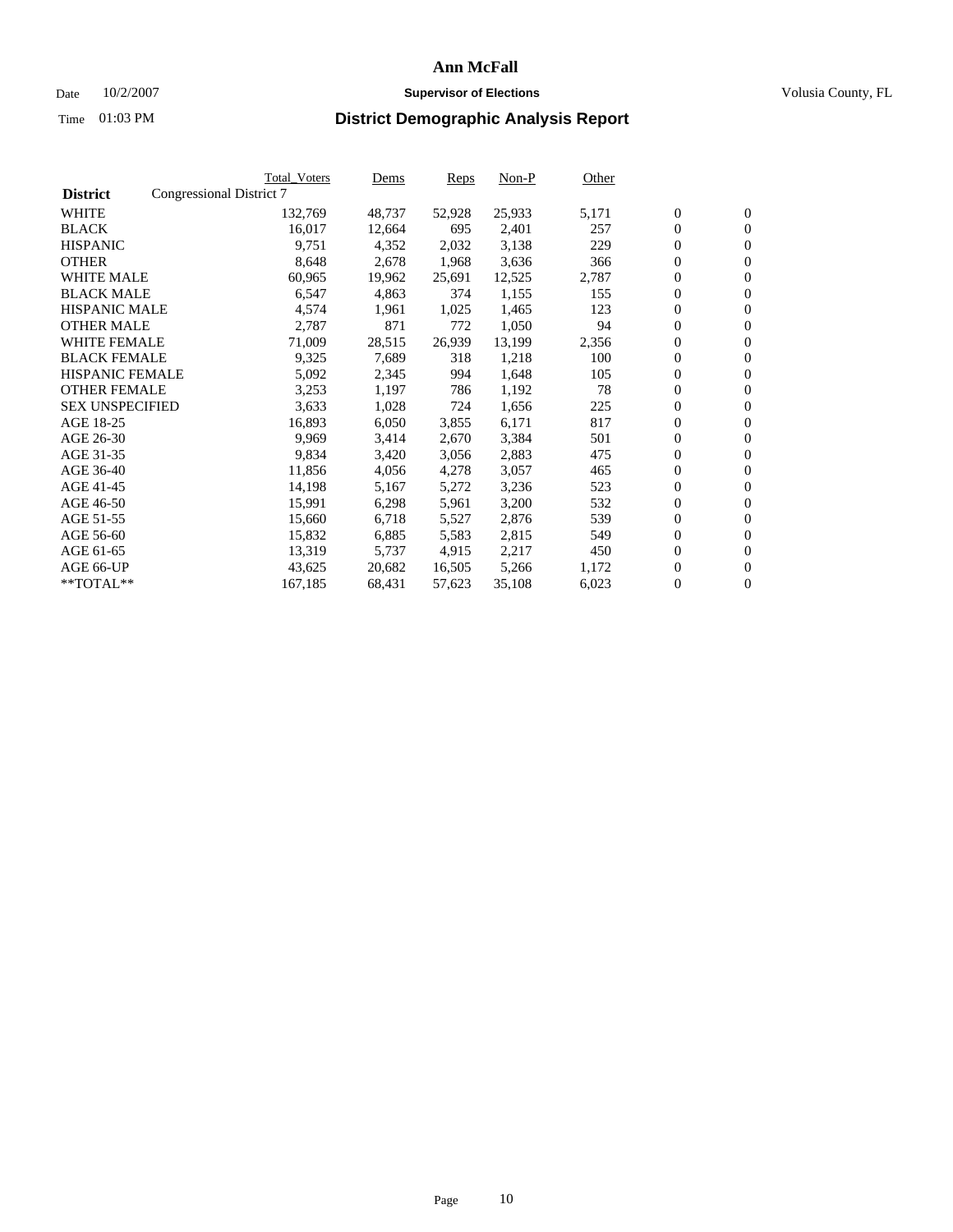# Ann McFall

Date 10/2/2007 **Supervisor of Elections** Volusia County, FL

Time 01:03 PM

## District Demographic Analysis Report

| **District** | Congressional District 7 | Total_Voters | Dems | Reps | Non-P | Other | | |
|---|---|---|---|---|---|---|---|---|
| WHITE | | 132,769 | 48,737 | 52,928 | 25,933 | 5,171 | 0 | 0 |
| BLACK | | 16,017 | 12,664 | 695 | 2,401 | 257 | 0 | 0 |
| HISPANIC | | 9,751 | 4,352 | 2,032 | 3,138 | 229 | 0 | 0 |
| OTHER | | 8,648 | 2,678 | 1,968 | 3,636 | 366 | 0 | 0 |
| WHITE MALE | | 60,965 | 19,962 | 25,691 | 12,525 | 2,787 | 0 | 0 |
| BLACK MALE | | 6,547 | 4,863 | 374 | 1,155 | 155 | 0 | 0 |
| HISPANIC MALE | | 4,574 | 1,961 | 1,025 | 1,465 | 123 | 0 | 0 |
| OTHER MALE | | 2,787 | 871 | 772 | 1,050 | 94 | 0 | 0 |
| WHITE FEMALE | | 71,009 | 28,515 | 26,939 | 13,199 | 2,356 | 0 | 0 |
| BLACK FEMALE | | 9,325 | 7,689 | 318 | 1,218 | 100 | 0 | 0 |
| HISPANIC FEMALE | | 5,092 | 2,345 | 994 | 1,648 | 105 | 0 | 0 |
| OTHER FEMALE | | 3,253 | 1,197 | 786 | 1,192 | 78 | 0 | 0 |
| SEX UNSPECIFIED | | 3,633 | 1,028 | 724 | 1,656 | 225 | 0 | 0 |
| AGE 18-25 | | 16,893 | 6,050 | 3,855 | 6,171 | 817 | 0 | 0 |
| AGE 26-30 | | 9,969 | 3,414 | 2,670 | 3,384 | 501 | 0 | 0 |
| AGE 31-35 | | 9,834 | 3,420 | 3,056 | 2,883 | 475 | 0 | 0 |
| AGE 36-40 | | 11,856 | 4,056 | 4,278 | 3,057 | 465 | 0 | 0 |
| AGE 41-45 | | 14,198 | 5,167 | 5,272 | 3,236 | 523 | 0 | 0 |
| AGE 46-50 | | 15,991 | 6,298 | 5,961 | 3,200 | 532 | 0 | 0 |
| AGE 51-55 | | 15,660 | 6,718 | 5,527 | 2,876 | 539 | 0 | 0 |
| AGE 56-60 | | 15,832 | 6,885 | 5,583 | 2,815 | 549 | 0 | 0 |
| AGE 61-65 | | 13,319 | 5,737 | 4,915 | 2,217 | 450 | 0 | 0 |
| AGE 66-UP | | 43,625 | 20,682 | 16,505 | 5,266 | 1,172 | 0 | 0 |
| **TOTAL** | | 167,185 | 68,431 | 57,623 | 35,108 | 6,023 | 0 | 0 |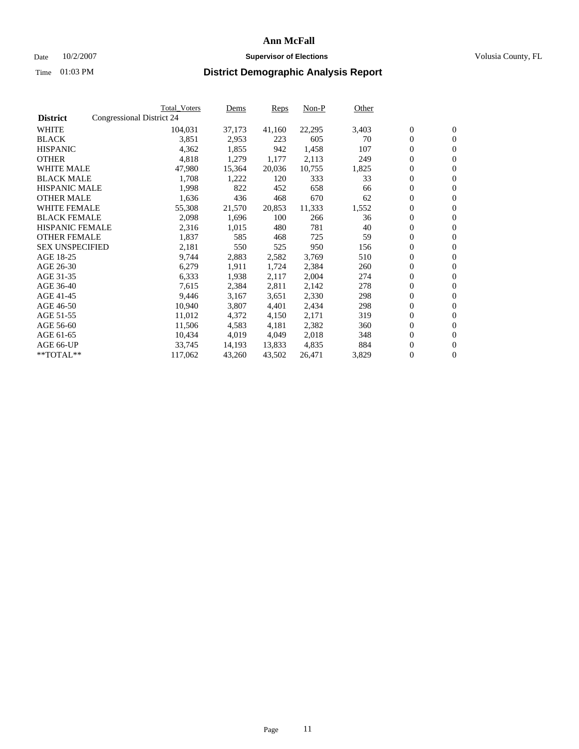# Ann McFall

Date 10/2/2007 **Supervisor of Elections** Volusia County, FL

Time 01:03 PM **District Demographic Analysis Report**

| **District** | Total_Voters | Dems | Reps | Non-P | Other | | |
|---|---|---|---|---|---|---|---|
| Congressional District 24 | | | | | | | |
| WHITE | 104,031 | 37,173 | 41,160 | 22,295 | 3,403 | 0 | 0 |
| BLACK | 3,851 | 2,953 | 223 | 605 | 70 | 0 | 0 |
| HISPANIC | 4,362 | 1,855 | 942 | 1,458 | 107 | 0 | 0 |
| OTHER | 4,818 | 1,279 | 1,177 | 2,113 | 249 | 0 | 0 |
| WHITE MALE | 47,980 | 15,364 | 20,036 | 10,755 | 1,825 | 0 | 0 |
| BLACK MALE | 1,708 | 1,222 | 120 | 333 | 33 | 0 | 0 |
| HISPANIC MALE | 1,998 | 822 | 452 | 658 | 66 | 0 | 0 |
| OTHER MALE | 1,636 | 436 | 468 | 670 | 62 | 0 | 0 |
| WHITE FEMALE | 55,308 | 21,570 | 20,853 | 11,333 | 1,552 | 0 | 0 |
| BLACK FEMALE | 2,098 | 1,696 | 100 | 266 | 36 | 0 | 0 |
| HISPANIC FEMALE | 2,316 | 1,015 | 480 | 781 | 40 | 0 | 0 |
| OTHER FEMALE | 1,837 | 585 | 468 | 725 | 59 | 0 | 0 |
| SEX UNSPECIFIED | 2,181 | 550 | 525 | 950 | 156 | 0 | 0 |
| AGE 18-25 | 9,744 | 2,883 | 2,582 | 3,769 | 510 | 0 | 0 |
| AGE 26-30 | 6,279 | 1,911 | 1,724 | 2,384 | 260 | 0 | 0 |
| AGE 31-35 | 6,333 | 1,938 | 2,117 | 2,004 | 274 | 0 | 0 |
| AGE 36-40 | 7,615 | 2,384 | 2,811 | 2,142 | 278 | 0 | 0 |
| AGE 41-45 | 9,446 | 3,167 | 3,651 | 2,330 | 298 | 0 | 0 |
| AGE 46-50 | 10,940 | 3,807 | 4,401 | 2,434 | 298 | 0 | 0 |
| AGE 51-55 | 11,012 | 4,372 | 4,150 | 2,171 | 319 | 0 | 0 |
| AGE 56-60 | 11,506 | 4,583 | 4,181 | 2,382 | 360 | 0 | 0 |
| AGE 61-65 | 10,434 | 4,019 | 4,049 | 2,018 | 348 | 0 | 0 |
| AGE 66-UP | 33,745 | 14,193 | 13,833 | 4,835 | 884 | 0 | 0 |
| **TOTAL** | 117,062 | 43,260 | 43,502 | 26,471 | 3,829 | 0 | 0 |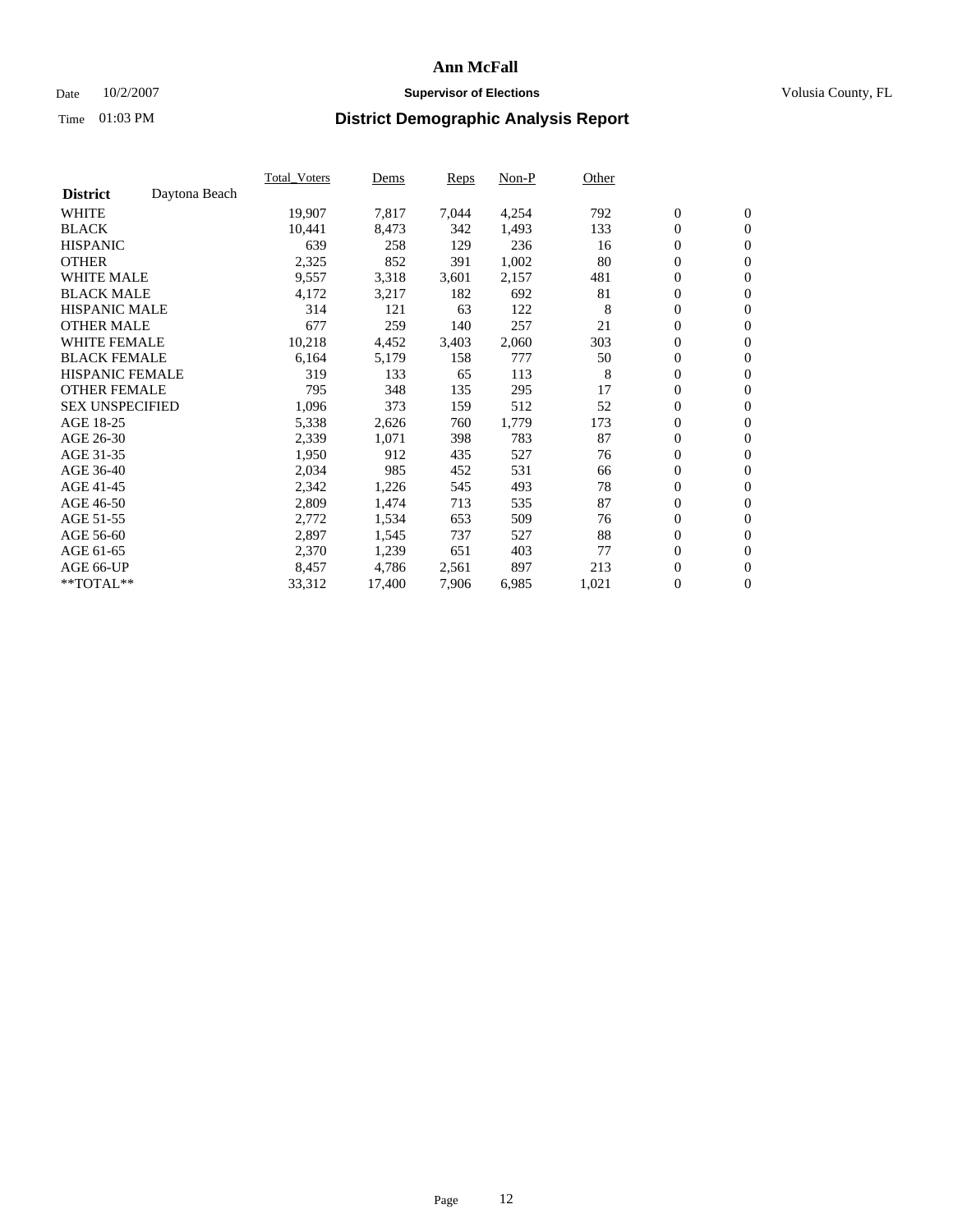# Ann McFall

Date 10/2/2007 **Supervisor of Elections** Volusia County, FL

Time 01:03 PM **District Demographic Analysis Report**

| | Total_Voters | Dems | Reps | Non-P | Other | | |
|---|---|---|---|---|---|---|---|
| **District** Daytona Beach | | | | | | | |
| WHITE | 19,907 | 7,817 | 7,044 | 4,254 | 792 | 0 | 0 |
| BLACK | 10,441 | 8,473 | 342 | 1,493 | 133 | 0 | 0 |
| HISPANIC | 639 | 258 | 129 | 236 | 16 | 0 | 0 |
| OTHER | 2,325 | 852 | 391 | 1,002 | 80 | 0 | 0 |
| WHITE MALE | 9,557 | 3,318 | 3,601 | 2,157 | 481 | 0 | 0 |
| BLACK MALE | 4,172 | 3,217 | 182 | 692 | 81 | 0 | 0 |
| HISPANIC MALE | 314 | 121 | 63 | 122 | 8 | 0 | 0 |
| OTHER MALE | 677 | 259 | 140 | 257 | 21 | 0 | 0 |
| WHITE FEMALE | 10,218 | 4,452 | 3,403 | 2,060 | 303 | 0 | 0 |
| BLACK FEMALE | 6,164 | 5,179 | 158 | 777 | 50 | 0 | 0 |
| HISPANIC FEMALE | 319 | 133 | 65 | 113 | 8 | 0 | 0 |
| OTHER FEMALE | 795 | 348 | 135 | 295 | 17 | 0 | 0 |
| SEX UNSPECIFIED | 1,096 | 373 | 159 | 512 | 52 | 0 | 0 |
| AGE 18-25 | 5,338 | 2,626 | 760 | 1,779 | 173 | 0 | 0 |
| AGE 26-30 | 2,339 | 1,071 | 398 | 783 | 87 | 0 | 0 |
| AGE 31-35 | 1,950 | 912 | 435 | 527 | 76 | 0 | 0 |
| AGE 36-40 | 2,034 | 985 | 452 | 531 | 66 | 0 | 0 |
| AGE 41-45 | 2,342 | 1,226 | 545 | 493 | 78 | 0 | 0 |
| AGE 46-50 | 2,809 | 1,474 | 713 | 535 | 87 | 0 | 0 |
| AGE 51-55 | 2,772 | 1,534 | 653 | 509 | 76 | 0 | 0 |
| AGE 56-60 | 2,897 | 1,545 | 737 | 527 | 88 | 0 | 0 |
| AGE 61-65 | 2,370 | 1,239 | 651 | 403 | 77 | 0 | 0 |
| AGE 66-UP | 8,457 | 4,786 | 2,561 | 897 | 213 | 0 | 0 |
| **TOTAL** | 33,312 | 17,400 | 7,906 | 6,985 | 1,021 | 0 | 0 |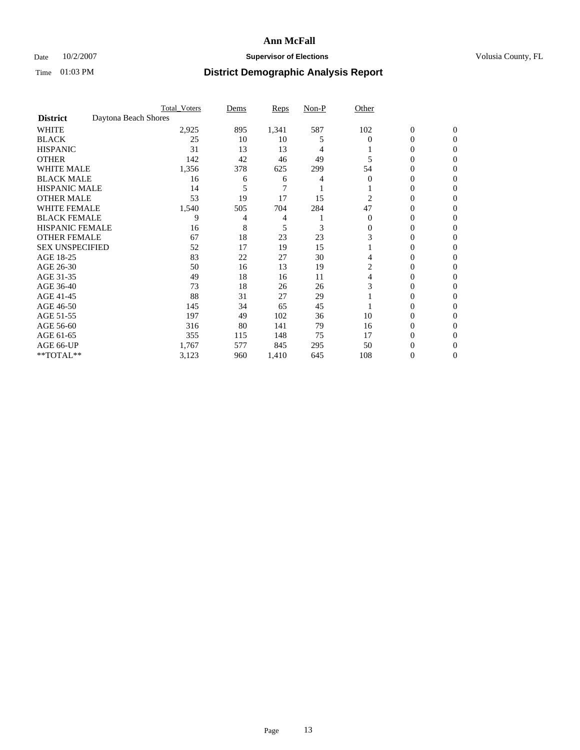# Ann McFall

Date 10/2/2007 **Supervisor of Elections** Volusia County, FL

Time 01:03 PM **District Demographic Analysis Report**

| | Total_Voters | Dems | Reps | Non-P | Other | | |
|---|---|---|---|---|---|---|---|
| **District** Daytona Beach Shores | | | | | | | |
| WHITE | 2,925 | 895 | 1,341 | 587 | 102 | 0 | 0 |
| BLACK | 25 | 10 | 10 | 5 | 0 | 0 | 0 |
| HISPANIC | 31 | 13 | 13 | 4 | 1 | 0 | 0 |
| OTHER | 142 | 42 | 46 | 49 | 5 | 0 | 0 |
| WHITE MALE | 1,356 | 378 | 625 | 299 | 54 | 0 | 0 |
| BLACK MALE | 16 | 6 | 6 | 4 | 0 | 0 | 0 |
| HISPANIC MALE | 14 | 5 | 7 | 1 | 1 | 0 | 0 |
| OTHER MALE | 53 | 19 | 17 | 15 | 2 | 0 | 0 |
| WHITE FEMALE | 1,540 | 505 | 704 | 284 | 47 | 0 | 0 |
| BLACK FEMALE | 9 | 4 | 4 | 1 | 0 | 0 | 0 |
| HISPANIC FEMALE | 16 | 8 | 5 | 3 | 0 | 0 | 0 |
| OTHER FEMALE | 67 | 18 | 23 | 23 | 3 | 0 | 0 |
| SEX UNSPECIFIED | 52 | 17 | 19 | 15 | 1 | 0 | 0 |
| AGE 18-25 | 83 | 22 | 27 | 30 | 4 | 0 | 0 |
| AGE 26-30 | 50 | 16 | 13 | 19 | 2 | 0 | 0 |
| AGE 31-35 | 49 | 18 | 16 | 11 | 4 | 0 | 0 |
| AGE 36-40 | 73 | 18 | 26 | 26 | 3 | 0 | 0 |
| AGE 41-45 | 88 | 31 | 27 | 29 | 1 | 0 | 0 |
| AGE 46-50 | 145 | 34 | 65 | 45 | 1 | 0 | 0 |
| AGE 51-55 | 197 | 49 | 102 | 36 | 10 | 0 | 0 |
| AGE 56-60 | 316 | 80 | 141 | 79 | 16 | 0 | 0 |
| AGE 61-65 | 355 | 115 | 148 | 75 | 17 | 0 | 0 |
| AGE 66-UP | 1,767 | 577 | 845 | 295 | 50 | 0 | 0 |
| **TOTAL** | 3,123 | 960 | 1,410 | 645 | 108 | 0 | 0 |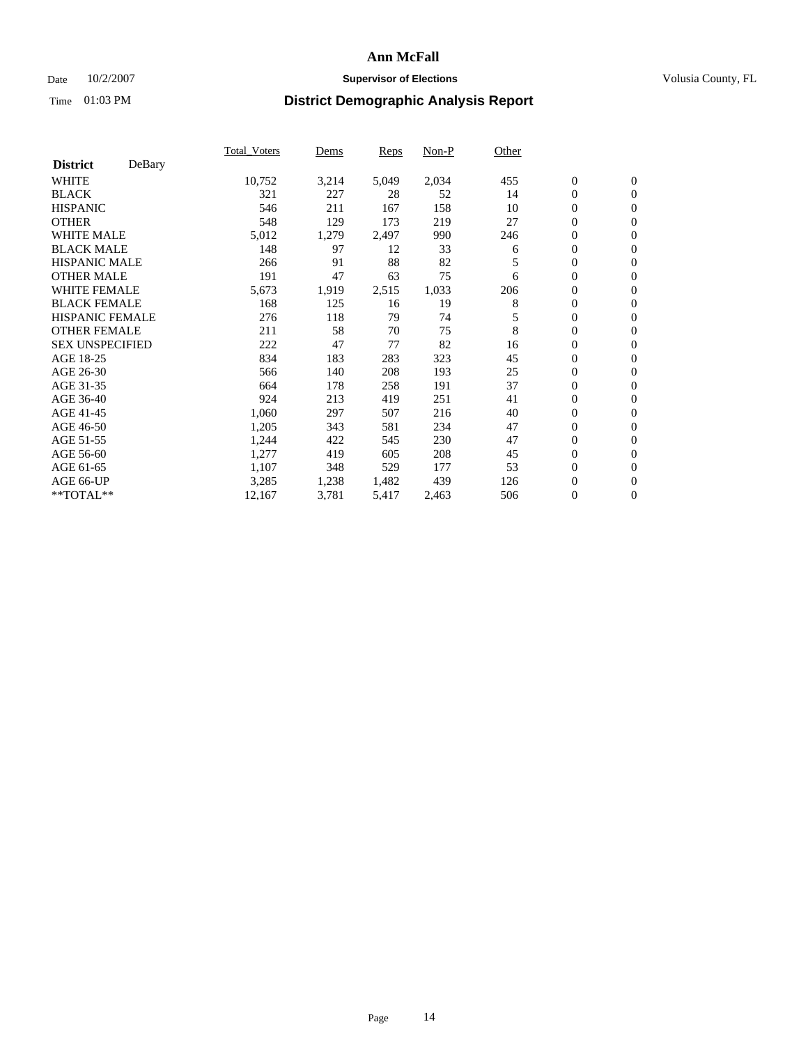# Ann McFall

Date 10/2/2007 **Supervisor of Elections** Volusia County, FL

Time 01:03 PM **District Demographic Analysis Report**

| **District** DeBary | Total_Voters | Dems | Reps | Non-P | Other | | |
|---|---|---|---|---|---|---|---|
| WHITE | 10,752 | 3,214 | 5,049 | 2,034 | 455 | 0 | 0 |
| BLACK | 321 | 227 | 28 | 52 | 14 | 0 | 0 |
| HISPANIC | 546 | 211 | 167 | 158 | 10 | 0 | 0 |
| OTHER | 548 | 129 | 173 | 219 | 27 | 0 | 0 |
| WHITE MALE | 5,012 | 1,279 | 2,497 | 990 | 246 | 0 | 0 |
| BLACK MALE | 148 | 97 | 12 | 33 | 6 | 0 | 0 |
| HISPANIC MALE | 266 | 91 | 88 | 82 | 5 | 0 | 0 |
| OTHER MALE | 191 | 47 | 63 | 75 | 6 | 0 | 0 |
| WHITE FEMALE | 5,673 | 1,919 | 2,515 | 1,033 | 206 | 0 | 0 |
| BLACK FEMALE | 168 | 125 | 16 | 19 | 8 | 0 | 0 |
| HISPANIC FEMALE | 276 | 118 | 79 | 74 | 5 | 0 | 0 |
| OTHER FEMALE | 211 | 58 | 70 | 75 | 8 | 0 | 0 |
| SEX UNSPECIFIED | 222 | 47 | 77 | 82 | 16 | 0 | 0 |
| AGE 18-25 | 834 | 183 | 283 | 323 | 45 | 0 | 0 |
| AGE 26-30 | 566 | 140 | 208 | 193 | 25 | 0 | 0 |
| AGE 31-35 | 664 | 178 | 258 | 191 | 37 | 0 | 0 |
| AGE 36-40 | 924 | 213 | 419 | 251 | 41 | 0 | 0 |
| AGE 41-45 | 1,060 | 297 | 507 | 216 | 40 | 0 | 0 |
| AGE 46-50 | 1,205 | 343 | 581 | 234 | 47 | 0 | 0 |
| AGE 51-55 | 1,244 | 422 | 545 | 230 | 47 | 0 | 0 |
| AGE 56-60 | 1,277 | 419 | 605 | 208 | 45 | 0 | 0 |
| AGE 61-65 | 1,107 | 348 | 529 | 177 | 53 | 0 | 0 |
| AGE 66-UP | 3,285 | 1,238 | 1,482 | 439 | 126 | 0 | 0 |
| **TOTAL** | 12,167 | 3,781 | 5,417 | 2,463 | 506 | 0 | 0 |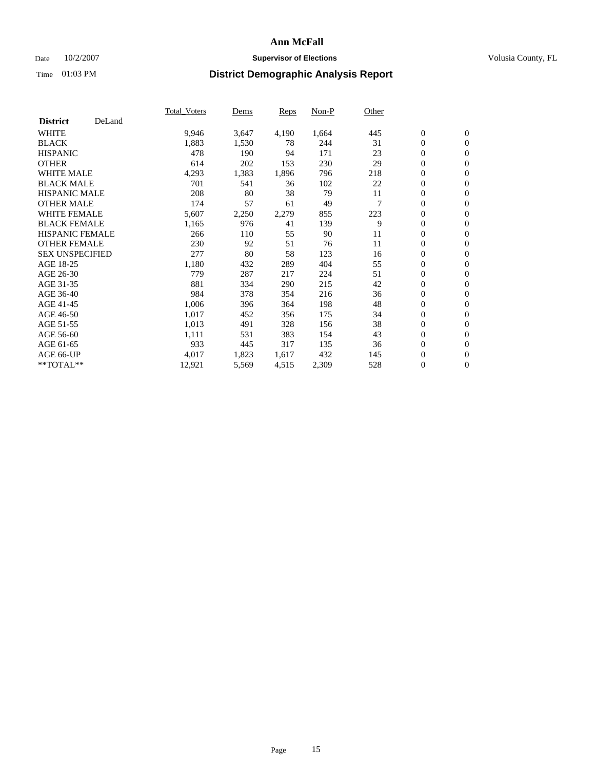# Ann McFall

Date 10/2/2007 **Supervisor of Elections** Volusia County, FL

Time 01:03 PM **District Demographic Analysis Report**

| **District** DeLand | Total_Voters | Dems | Reps | Non-P | Other | | |
|---|---|---|---|---|---|---|---|
| WHITE | 9,946 | 3,647 | 4,190 | 1,664 | 445 | 0 | 0 |
| BLACK | 1,883 | 1,530 | 78 | 244 | 31 | 0 | 0 |
| HISPANIC | 478 | 190 | 94 | 171 | 23 | 0 | 0 |
| OTHER | 614 | 202 | 153 | 230 | 29 | 0 | 0 |
| WHITE MALE | 4,293 | 1,383 | 1,896 | 796 | 218 | 0 | 0 |
| BLACK MALE | 701 | 541 | 36 | 102 | 22 | 0 | 0 |
| HISPANIC MALE | 208 | 80 | 38 | 79 | 11 | 0 | 0 |
| OTHER MALE | 174 | 57 | 61 | 49 | 7 | 0 | 0 |
| WHITE FEMALE | 5,607 | 2,250 | 2,279 | 855 | 223 | 0 | 0 |
| BLACK FEMALE | 1,165 | 976 | 41 | 139 | 9 | 0 | 0 |
| HISPANIC FEMALE | 266 | 110 | 55 | 90 | 11 | 0 | 0 |
| OTHER FEMALE | 230 | 92 | 51 | 76 | 11 | 0 | 0 |
| SEX UNSPECIFIED | 277 | 80 | 58 | 123 | 16 | 0 | 0 |
| AGE 18-25 | 1,180 | 432 | 289 | 404 | 55 | 0 | 0 |
| AGE 26-30 | 779 | 287 | 217 | 224 | 51 | 0 | 0 |
| AGE 31-35 | 881 | 334 | 290 | 215 | 42 | 0 | 0 |
| AGE 36-40 | 984 | 378 | 354 | 216 | 36 | 0 | 0 |
| AGE 41-45 | 1,006 | 396 | 364 | 198 | 48 | 0 | 0 |
| AGE 46-50 | 1,017 | 452 | 356 | 175 | 34 | 0 | 0 |
| AGE 51-55 | 1,013 | 491 | 328 | 156 | 38 | 0 | 0 |
| AGE 56-60 | 1,111 | 531 | 383 | 154 | 43 | 0 | 0 |
| AGE 61-65 | 933 | 445 | 317 | 135 | 36 | 0 | 0 |
| AGE 66-UP | 4,017 | 1,823 | 1,617 | 432 | 145 | 0 | 0 |
| **TOTAL** | 12,921 | 5,569 | 4,515 | 2,309 | 528 | 0 | 0 |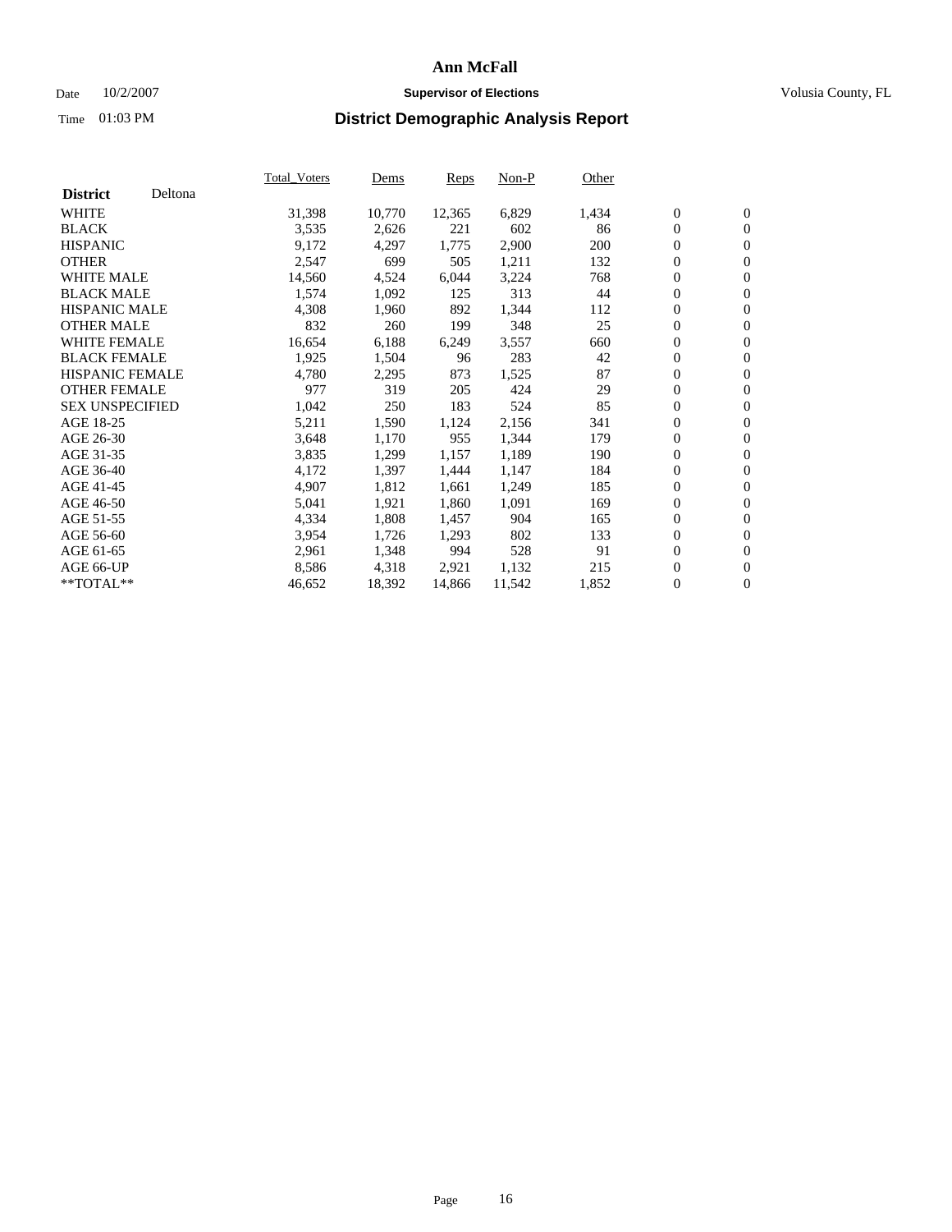# Ann McFall

Date 10/2/2007 **Supervisor of Elections** Volusia County, FL

Time 01:03 PM

## District Demographic Analysis Report

| **District** Deltona | Total_Voters | Dems | Reps | Non-P | Other | | |
|---|---|---|---|---|---|---|---|
| WHITE | 31,398 | 10,770 | 12,365 | 6,829 | 1,434 | 0 | 0 |
| BLACK | 3,535 | 2,626 | 221 | 602 | 86 | 0 | 0 |
| HISPANIC | 9,172 | 4,297 | 1,775 | 2,900 | 200 | 0 | 0 |
| OTHER | 2,547 | 699 | 505 | 1,211 | 132 | 0 | 0 |
| WHITE MALE | 14,560 | 4,524 | 6,044 | 3,224 | 768 | 0 | 0 |
| BLACK MALE | 1,574 | 1,092 | 125 | 313 | 44 | 0 | 0 |
| HISPANIC MALE | 4,308 | 1,960 | 892 | 1,344 | 112 | 0 | 0 |
| OTHER MALE | 832 | 260 | 199 | 348 | 25 | 0 | 0 |
| WHITE FEMALE | 16,654 | 6,188 | 6,249 | 3,557 | 660 | 0 | 0 |
| BLACK FEMALE | 1,925 | 1,504 | 96 | 283 | 42 | 0 | 0 |
| HISPANIC FEMALE | 4,780 | 2,295 | 873 | 1,525 | 87 | 0 | 0 |
| OTHER FEMALE | 977 | 319 | 205 | 424 | 29 | 0 | 0 |
| SEX UNSPECIFIED | 1,042 | 250 | 183 | 524 | 85 | 0 | 0 |
| AGE 18-25 | 5,211 | 1,590 | 1,124 | 2,156 | 341 | 0 | 0 |
| AGE 26-30 | 3,648 | 1,170 | 955 | 1,344 | 179 | 0 | 0 |
| AGE 31-35 | 3,835 | 1,299 | 1,157 | 1,189 | 190 | 0 | 0 |
| AGE 36-40 | 4,172 | 1,397 | 1,444 | 1,147 | 184 | 0 | 0 |
| AGE 41-45 | 4,907 | 1,812 | 1,661 | 1,249 | 185 | 0 | 0 |
| AGE 46-50 | 5,041 | 1,921 | 1,860 | 1,091 | 169 | 0 | 0 |
| AGE 51-55 | 4,334 | 1,808 | 1,457 | 904 | 165 | 0 | 0 |
| AGE 56-60 | 3,954 | 1,726 | 1,293 | 802 | 133 | 0 | 0 |
| AGE 61-65 | 2,961 | 1,348 | 994 | 528 | 91 | 0 | 0 |
| AGE 66-UP | 8,586 | 4,318 | 2,921 | 1,132 | 215 | 0 | 0 |
| **TOTAL** | 46,652 | 18,392 | 14,866 | 11,542 | 1,852 | 0 | 0 |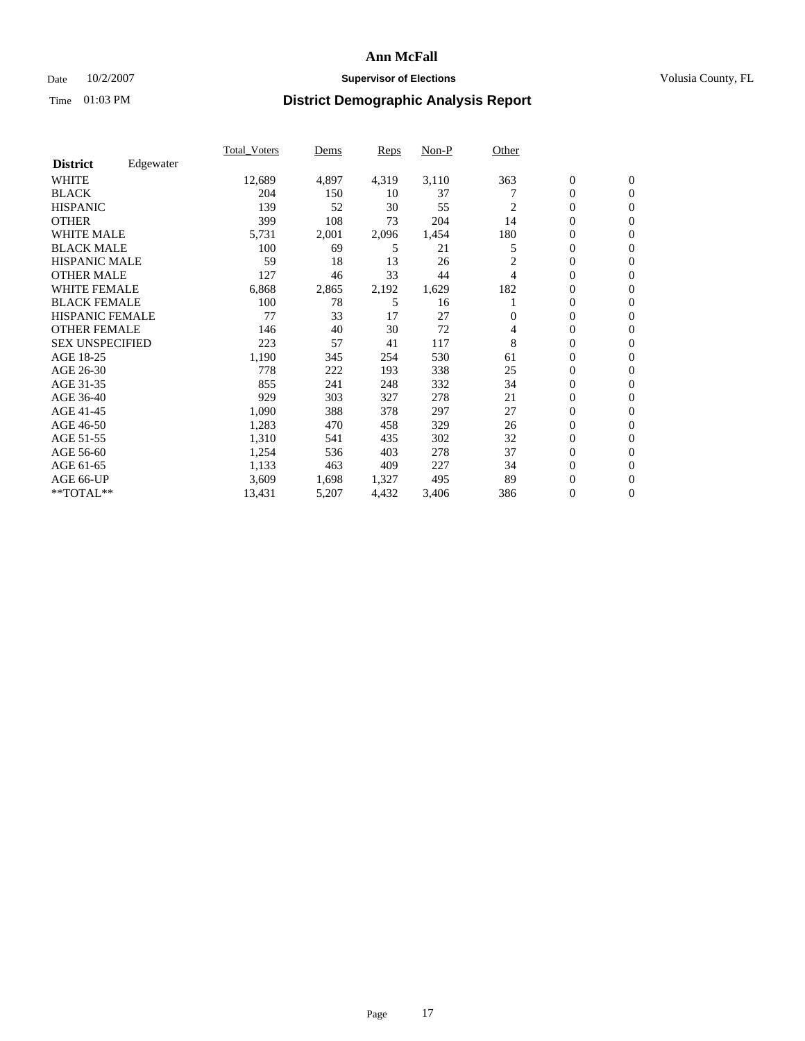# Ann McFall

Date 10/2/2007 **Supervisor of Elections** Volusia County, FL

Time 01:03 PM **District Demographic Analysis Report**

| | Total_Voters | Dems | Reps | Non-P | Other | | |
|---|---|---|---|---|---|---|---|
| **District** Edgewater | | | | | | | |
| WHITE | 12,689 | 4,897 | 4,319 | 3,110 | 363 | 0 | 0 |
| BLACK | 204 | 150 | 10 | 37 | 7 | 0 | 0 |
| HISPANIC | 139 | 52 | 30 | 55 | 2 | 0 | 0 |
| OTHER | 399 | 108 | 73 | 204 | 14 | 0 | 0 |
| WHITE MALE | 5,731 | 2,001 | 2,096 | 1,454 | 180 | 0 | 0 |
| BLACK MALE | 100 | 69 | 5 | 21 | 5 | 0 | 0 |
| HISPANIC MALE | 59 | 18 | 13 | 26 | 2 | 0 | 0 |
| OTHER MALE | 127 | 46 | 33 | 44 | 4 | 0 | 0 |
| WHITE FEMALE | 6,868 | 2,865 | 2,192 | 1,629 | 182 | 0 | 0 |
| BLACK FEMALE | 100 | 78 | 5 | 16 | 1 | 0 | 0 |
| HISPANIC FEMALE | 77 | 33 | 17 | 27 | 0 | 0 | 0 |
| OTHER FEMALE | 146 | 40 | 30 | 72 | 4 | 0 | 0 |
| SEX UNSPECIFIED | 223 | 57 | 41 | 117 | 8 | 0 | 0 |
| AGE 18-25 | 1,190 | 345 | 254 | 530 | 61 | 0 | 0 |
| AGE 26-30 | 778 | 222 | 193 | 338 | 25 | 0 | 0 |
| AGE 31-35 | 855 | 241 | 248 | 332 | 34 | 0 | 0 |
| AGE 36-40 | 929 | 303 | 327 | 278 | 21 | 0 | 0 |
| AGE 41-45 | 1,090 | 388 | 378 | 297 | 27 | 0 | 0 |
| AGE 46-50 | 1,283 | 470 | 458 | 329 | 26 | 0 | 0 |
| AGE 51-55 | 1,310 | 541 | 435 | 302 | 32 | 0 | 0 |
| AGE 56-60 | 1,254 | 536 | 403 | 278 | 37 | 0 | 0 |
| AGE 61-65 | 1,133 | 463 | 409 | 227 | 34 | 0 | 0 |
| AGE 66-UP | 3,609 | 1,698 | 1,327 | 495 | 89 | 0 | 0 |
| **TOTAL** | 13,431 | 5,207 | 4,432 | 3,406 | 386 | 0 | 0 |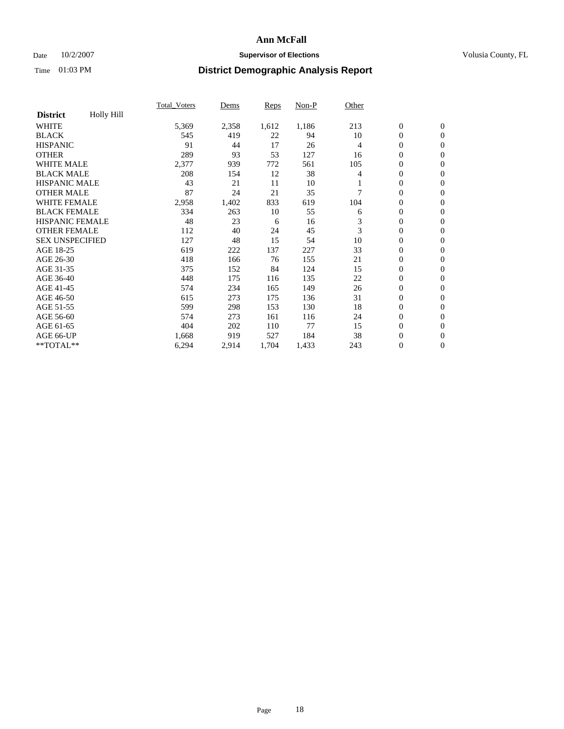# Ann McFall

Date 10/2/2007 **Supervisor of Elections** Volusia County, FL

Time 01:03 PM **District Demographic Analysis Report**

| **District** Holly Hill | Total_Voters | Dems | Reps | Non-P | Other | | |
|---|---|---|---|---|---|---|---|
| WHITE | 5,369 | 2,358 | 1,612 | 1,186 | 213 | 0 | 0 |
| BLACK | 545 | 419 | 22 | 94 | 10 | 0 | 0 |
| HISPANIC | 91 | 44 | 17 | 26 | 4 | 0 | 0 |
| OTHER | 289 | 93 | 53 | 127 | 16 | 0 | 0 |
| WHITE MALE | 2,377 | 939 | 772 | 561 | 105 | 0 | 0 |
| BLACK MALE | 208 | 154 | 12 | 38 | 4 | 0 | 0 |
| HISPANIC MALE | 43 | 21 | 11 | 10 | 1 | 0 | 0 |
| OTHER MALE | 87 | 24 | 21 | 35 | 7 | 0 | 0 |
| WHITE FEMALE | 2,958 | 1,402 | 833 | 619 | 104 | 0 | 0 |
| BLACK FEMALE | 334 | 263 | 10 | 55 | 6 | 0 | 0 |
| HISPANIC FEMALE | 48 | 23 | 6 | 16 | 3 | 0 | 0 |
| OTHER FEMALE | 112 | 40 | 24 | 45 | 3 | 0 | 0 |
| SEX UNSPECIFIED | 127 | 48 | 15 | 54 | 10 | 0 | 0 |
| AGE 18-25 | 619 | 222 | 137 | 227 | 33 | 0 | 0 |
| AGE 26-30 | 418 | 166 | 76 | 155 | 21 | 0 | 0 |
| AGE 31-35 | 375 | 152 | 84 | 124 | 15 | 0 | 0 |
| AGE 36-40 | 448 | 175 | 116 | 135 | 22 | 0 | 0 |
| AGE 41-45 | 574 | 234 | 165 | 149 | 26 | 0 | 0 |
| AGE 46-50 | 615 | 273 | 175 | 136 | 31 | 0 | 0 |
| AGE 51-55 | 599 | 298 | 153 | 130 | 18 | 0 | 0 |
| AGE 56-60 | 574 | 273 | 161 | 116 | 24 | 0 | 0 |
| AGE 61-65 | 404 | 202 | 110 | 77 | 15 | 0 | 0 |
| AGE 66-UP | 1,668 | 919 | 527 | 184 | 38 | 0 | 0 |
| **TOTAL** | 6,294 | 2,914 | 1,704 | 1,433 | 243 | 0 | 0 |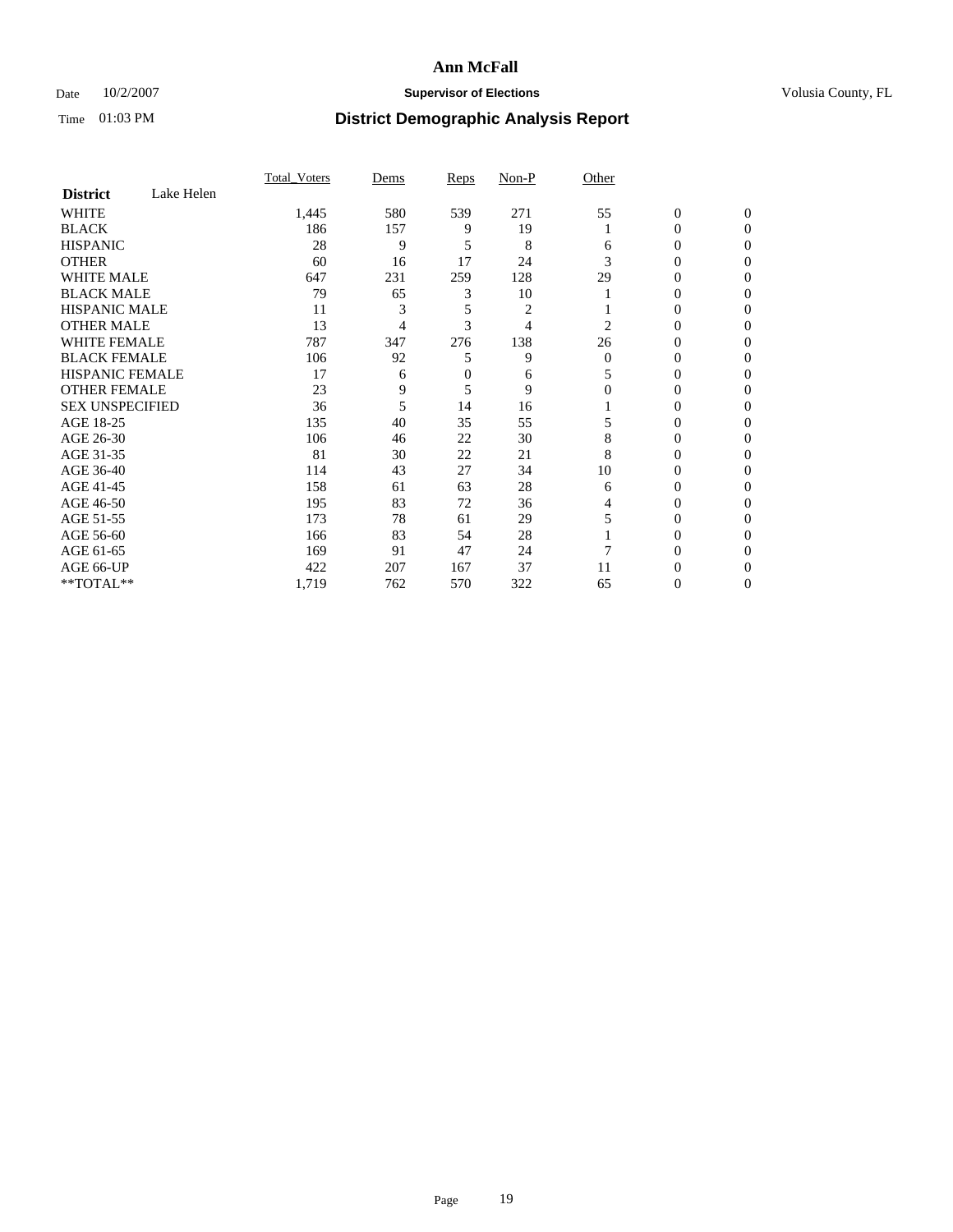# Ann McFall

Date 10/2/2007 **Supervisor of Elections** Volusia County, FL

Time 01:03 PM **District Demographic Analysis Report**

| | Total_Voters | Dems | Reps | Non-P | Other | | |
|---|---|---|---|---|---|---|---|
| **District** Lake Helen | | | | | | | |
| WHITE | 1,445 | 580 | 539 | 271 | 55 | 0 | 0 |
| BLACK | 186 | 157 | 9 | 19 | 1 | 0 | 0 |
| HISPANIC | 28 | 9 | 5 | 8 | 6 | 0 | 0 |
| OTHER | 60 | 16 | 17 | 24 | 3 | 0 | 0 |
| WHITE MALE | 647 | 231 | 259 | 128 | 29 | 0 | 0 |
| BLACK MALE | 79 | 65 | 3 | 10 | 1 | 0 | 0 |
| HISPANIC MALE | 11 | 3 | 5 | 2 | 1 | 0 | 0 |
| OTHER MALE | 13 | 4 | 3 | 4 | 2 | 0 | 0 |
| WHITE FEMALE | 787 | 347 | 276 | 138 | 26 | 0 | 0 |
| BLACK FEMALE | 106 | 92 | 5 | 9 | 0 | 0 | 0 |
| HISPANIC FEMALE | 17 | 6 | 0 | 6 | 5 | 0 | 0 |
| OTHER FEMALE | 23 | 9 | 5 | 9 | 0 | 0 | 0 |
| SEX UNSPECIFIED | 36 | 5 | 14 | 16 | 1 | 0 | 0 |
| AGE 18-25 | 135 | 40 | 35 | 55 | 5 | 0 | 0 |
| AGE 26-30 | 106 | 46 | 22 | 30 | 8 | 0 | 0 |
| AGE 31-35 | 81 | 30 | 22 | 21 | 8 | 0 | 0 |
| AGE 36-40 | 114 | 43 | 27 | 34 | 10 | 0 | 0 |
| AGE 41-45 | 158 | 61 | 63 | 28 | 6 | 0 | 0 |
| AGE 46-50 | 195 | 83 | 72 | 36 | 4 | 0 | 0 |
| AGE 51-55 | 173 | 78 | 61 | 29 | 5 | 0 | 0 |
| AGE 56-60 | 166 | 83 | 54 | 28 | 1 | 0 | 0 |
| AGE 61-65 | 169 | 91 | 47 | 24 | 7 | 0 | 0 |
| AGE 66-UP | 422 | 207 | 167 | 37 | 11 | 0 | 0 |
| **TOTAL** | 1,719 | 762 | 570 | 322 | 65 | 0 | 0 |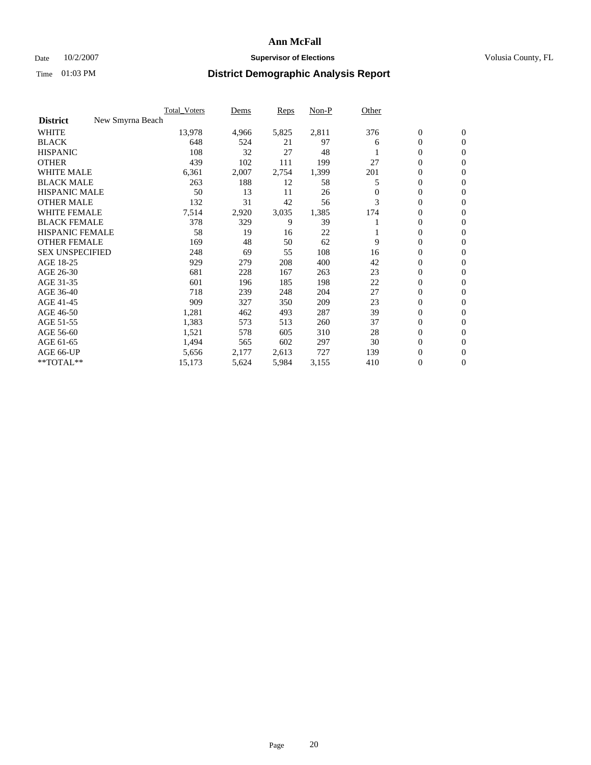# Ann McFall

Date 10/2/2007 **Supervisor of Elections** Volusia County, FL

Time 01:03 PM **District Demographic Analysis Report**

| | Total_Voters | Dems | Reps | Non-P | Other | | |
|---|---|---|---|---|---|---|---|
| **District** New Smyrna Beach | | | | | | | |
| WHITE | 13,978 | 4,966 | 5,825 | 2,811 | 376 | 0 | 0 |
| BLACK | 648 | 524 | 21 | 97 | 6 | 0 | 0 |
| HISPANIC | 108 | 32 | 27 | 48 | 1 | 0 | 0 |
| OTHER | 439 | 102 | 111 | 199 | 27 | 0 | 0 |
| WHITE MALE | 6,361 | 2,007 | 2,754 | 1,399 | 201 | 0 | 0 |
| BLACK MALE | 263 | 188 | 12 | 58 | 5 | 0 | 0 |
| HISPANIC MALE | 50 | 13 | 11 | 26 | 0 | 0 | 0 |
| OTHER MALE | 132 | 31 | 42 | 56 | 3 | 0 | 0 |
| WHITE FEMALE | 7,514 | 2,920 | 3,035 | 1,385 | 174 | 0 | 0 |
| BLACK FEMALE | 378 | 329 | 9 | 39 | 1 | 0 | 0 |
| HISPANIC FEMALE | 58 | 19 | 16 | 22 | 1 | 0 | 0 |
| OTHER FEMALE | 169 | 48 | 50 | 62 | 9 | 0 | 0 |
| SEX UNSPECIFIED | 248 | 69 | 55 | 108 | 16 | 0 | 0 |
| AGE 18-25 | 929 | 279 | 208 | 400 | 42 | 0 | 0 |
| AGE 26-30 | 681 | 228 | 167 | 263 | 23 | 0 | 0 |
| AGE 31-35 | 601 | 196 | 185 | 198 | 22 | 0 | 0 |
| AGE 36-40 | 718 | 239 | 248 | 204 | 27 | 0 | 0 |
| AGE 41-45 | 909 | 327 | 350 | 209 | 23 | 0 | 0 |
| AGE 46-50 | 1,281 | 462 | 493 | 287 | 39 | 0 | 0 |
| AGE 51-55 | 1,383 | 573 | 513 | 260 | 37 | 0 | 0 |
| AGE 56-60 | 1,521 | 578 | 605 | 310 | 28 | 0 | 0 |
| AGE 61-65 | 1,494 | 565 | 602 | 297 | 30 | 0 | 0 |
| AGE 66-UP | 5,656 | 2,177 | 2,613 | 727 | 139 | 0 | 0 |
| **TOTAL** | 15,173 | 5,624 | 5,984 | 3,155 | 410 | 0 | 0 |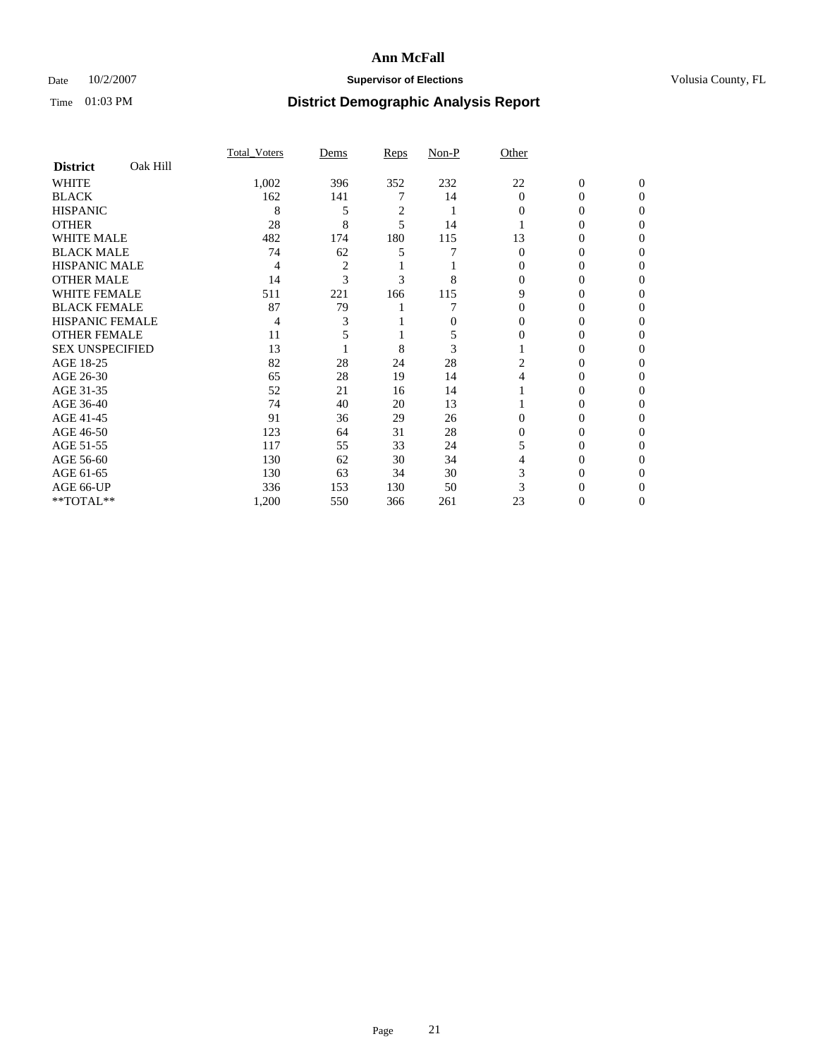# Ann McFall

Date 10/2/2007 **Supervisor of Elections** Volusia County, FL

Time 01:03 PM **District Demographic Analysis Report**

| **District** Oak Hill | Total_Voters | Dems | Reps | Non-P | Other | | |
|---|---|---|---|---|---|---|---|
| WHITE | 1,002 | 396 | 352 | 232 | 22 | 0 | 0 |
| BLACK | 162 | 141 | 7 | 14 | 0 | 0 | 0 |
| HISPANIC | 8 | 5 | 2 | 1 | 0 | 0 | 0 |
| OTHER | 28 | 8 | 5 | 14 | 1 | 0 | 0 |
| WHITE MALE | 482 | 174 | 180 | 115 | 13 | 0 | 0 |
| BLACK MALE | 74 | 62 | 5 | 7 | 0 | 0 | 0 |
| HISPANIC MALE | 4 | 2 | 1 | 1 | 0 | 0 | 0 |
| OTHER MALE | 14 | 3 | 3 | 8 | 0 | 0 | 0 |
| WHITE FEMALE | 511 | 221 | 166 | 115 | 9 | 0 | 0 |
| BLACK FEMALE | 87 | 79 | 1 | 7 | 0 | 0 | 0 |
| HISPANIC FEMALE | 4 | 3 | 1 | 0 | 0 | 0 | 0 |
| OTHER FEMALE | 11 | 5 | 1 | 5 | 0 | 0 | 0 |
| SEX UNSPECIFIED | 13 | 1 | 8 | 3 | 1 | 0 | 0 |
| AGE 18-25 | 82 | 28 | 24 | 28 | 2 | 0 | 0 |
| AGE 26-30 | 65 | 28 | 19 | 14 | 4 | 0 | 0 |
| AGE 31-35 | 52 | 21 | 16 | 14 | 1 | 0 | 0 |
| AGE 36-40 | 74 | 40 | 20 | 13 | 1 | 0 | 0 |
| AGE 41-45 | 91 | 36 | 29 | 26 | 0 | 0 | 0 |
| AGE 46-50 | 123 | 64 | 31 | 28 | 0 | 0 | 0 |
| AGE 51-55 | 117 | 55 | 33 | 24 | 5 | 0 | 0 |
| AGE 56-60 | 130 | 62 | 30 | 34 | 4 | 0 | 0 |
| AGE 61-65 | 130 | 63 | 34 | 30 | 3 | 0 | 0 |
| AGE 66-UP | 336 | 153 | 130 | 50 | 3 | 0 | 0 |
| **TOTAL** | 1,200 | 550 | 366 | 261 | 23 | 0 | 0 |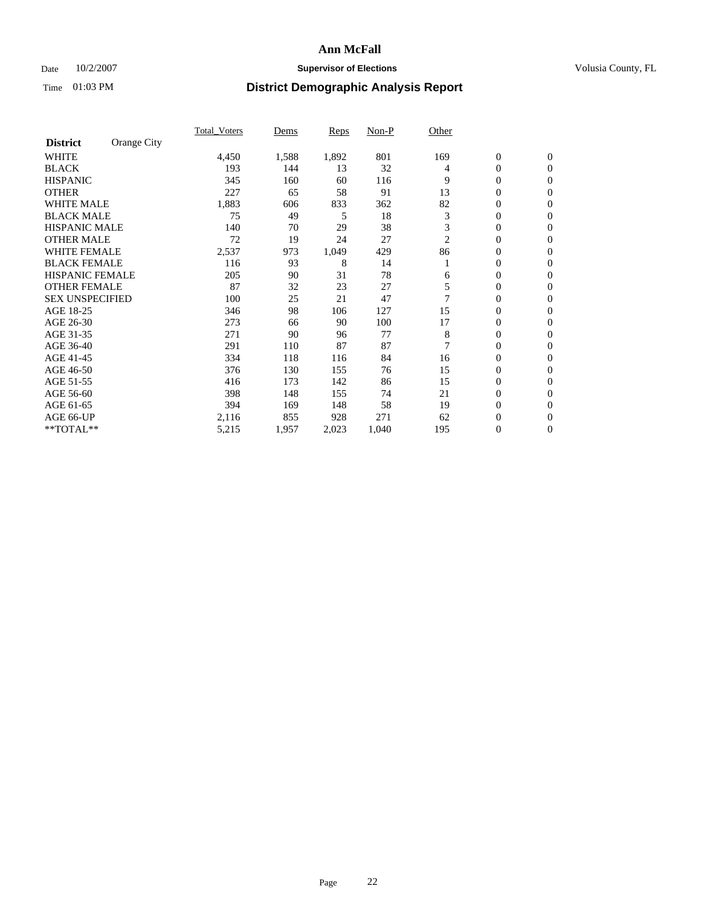# Ann McFall

Date 10/2/2007 **Supervisor of Elections** Volusia County, FL

Time 01:03 PM **District Demographic Analysis Report**

| **District** Orange City | Total_Voters | Dems | Reps | Non-P | Other | | |
|---|---|---|---|---|---|---|---|
| WHITE | 4,450 | 1,588 | 1,892 | 801 | 169 | 0 | 0 |
| BLACK | 193 | 144 | 13 | 32 | 4 | 0 | 0 |
| HISPANIC | 345 | 160 | 60 | 116 | 9 | 0 | 0 |
| OTHER | 227 | 65 | 58 | 91 | 13 | 0 | 0 |
| WHITE MALE | 1,883 | 606 | 833 | 362 | 82 | 0 | 0 |
| BLACK MALE | 75 | 49 | 5 | 18 | 3 | 0 | 0 |
| HISPANIC MALE | 140 | 70 | 29 | 38 | 3 | 0 | 0 |
| OTHER MALE | 72 | 19 | 24 | 27 | 2 | 0 | 0 |
| WHITE FEMALE | 2,537 | 973 | 1,049 | 429 | 86 | 0 | 0 |
| BLACK FEMALE | 116 | 93 | 8 | 14 | 1 | 0 | 0 |
| HISPANIC FEMALE | 205 | 90 | 31 | 78 | 6 | 0 | 0 |
| OTHER FEMALE | 87 | 32 | 23 | 27 | 5 | 0 | 0 |
| SEX UNSPECIFIED | 100 | 25 | 21 | 47 | 7 | 0 | 0 |
| AGE 18-25 | 346 | 98 | 106 | 127 | 15 | 0 | 0 |
| AGE 26-30 | 273 | 66 | 90 | 100 | 17 | 0 | 0 |
| AGE 31-35 | 271 | 90 | 96 | 77 | 8 | 0 | 0 |
| AGE 36-40 | 291 | 110 | 87 | 87 | 7 | 0 | 0 |
| AGE 41-45 | 334 | 118 | 116 | 84 | 16 | 0 | 0 |
| AGE 46-50 | 376 | 130 | 155 | 76 | 15 | 0 | 0 |
| AGE 51-55 | 416 | 173 | 142 | 86 | 15 | 0 | 0 |
| AGE 56-60 | 398 | 148 | 155 | 74 | 21 | 0 | 0 |
| AGE 61-65 | 394 | 169 | 148 | 58 | 19 | 0 | 0 |
| AGE 66-UP | 2,116 | 855 | 928 | 271 | 62 | 0 | 0 |
| **TOTAL** | 5,215 | 1,957 | 2,023 | 1,040 | 195 | 0 | 0 |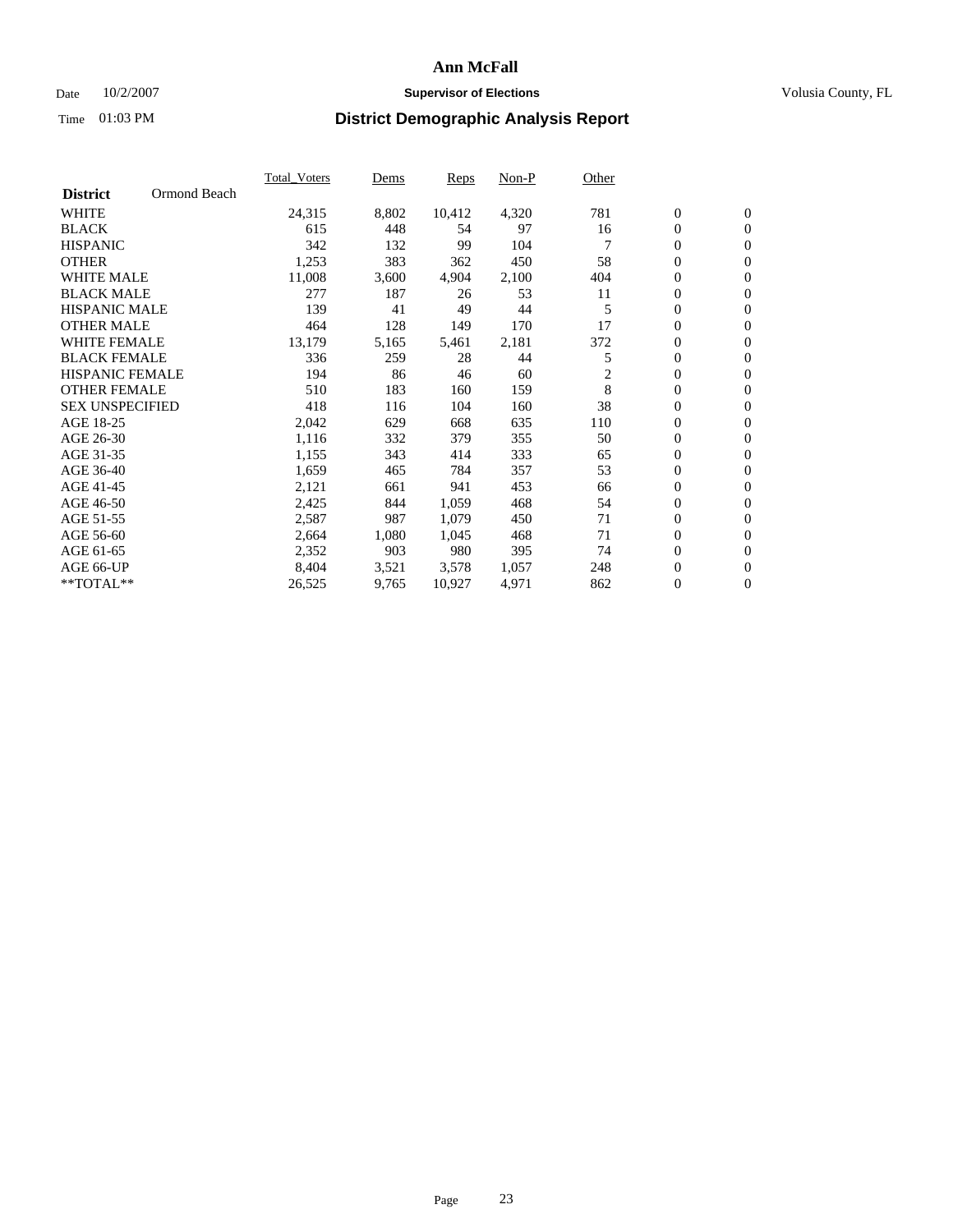# Ann McFall

Date 10/2/2007 **Supervisor of Elections** Volusia County, FL

Time 01:03 PM

## District Demographic Analysis Report

| **District** Ormond Beach | Total_Voters | Dems | Reps | Non-P | Other | | |
|---|---|---|---|---|---|---|---|
| WHITE | 24,315 | 8,802 | 10,412 | 4,320 | 781 | 0 | 0 |
| BLACK | 615 | 448 | 54 | 97 | 16 | 0 | 0 |
| HISPANIC | 342 | 132 | 99 | 104 | 7 | 0 | 0 |
| OTHER | 1,253 | 383 | 362 | 450 | 58 | 0 | 0 |
| WHITE MALE | 11,008 | 3,600 | 4,904 | 2,100 | 404 | 0 | 0 |
| BLACK MALE | 277 | 187 | 26 | 53 | 11 | 0 | 0 |
| HISPANIC MALE | 139 | 41 | 49 | 44 | 5 | 0 | 0 |
| OTHER MALE | 464 | 128 | 149 | 170 | 17 | 0 | 0 |
| WHITE FEMALE | 13,179 | 5,165 | 5,461 | 2,181 | 372 | 0 | 0 |
| BLACK FEMALE | 336 | 259 | 28 | 44 | 5 | 0 | 0 |
| HISPANIC FEMALE | 194 | 86 | 46 | 60 | 2 | 0 | 0 |
| OTHER FEMALE | 510 | 183 | 160 | 159 | 8 | 0 | 0 |
| SEX UNSPECIFIED | 418 | 116 | 104 | 160 | 38 | 0 | 0 |
| AGE 18-25 | 2,042 | 629 | 668 | 635 | 110 | 0 | 0 |
| AGE 26-30 | 1,116 | 332 | 379 | 355 | 50 | 0 | 0 |
| AGE 31-35 | 1,155 | 343 | 414 | 333 | 65 | 0 | 0 |
| AGE 36-40 | 1,659 | 465 | 784 | 357 | 53 | 0 | 0 |
| AGE 41-45 | 2,121 | 661 | 941 | 453 | 66 | 0 | 0 |
| AGE 46-50 | 2,425 | 844 | 1,059 | 468 | 54 | 0 | 0 |
| AGE 51-55 | 2,587 | 987 | 1,079 | 450 | 71 | 0 | 0 |
| AGE 56-60 | 2,664 | 1,080 | 1,045 | 468 | 71 | 0 | 0 |
| AGE 61-65 | 2,352 | 903 | 980 | 395 | 74 | 0 | 0 |
| AGE 66-UP | 8,404 | 3,521 | 3,578 | 1,057 | 248 | 0 | 0 |
| **TOTAL** | 26,525 | 9,765 | 10,927 | 4,971 | 862 | 0 | 0 |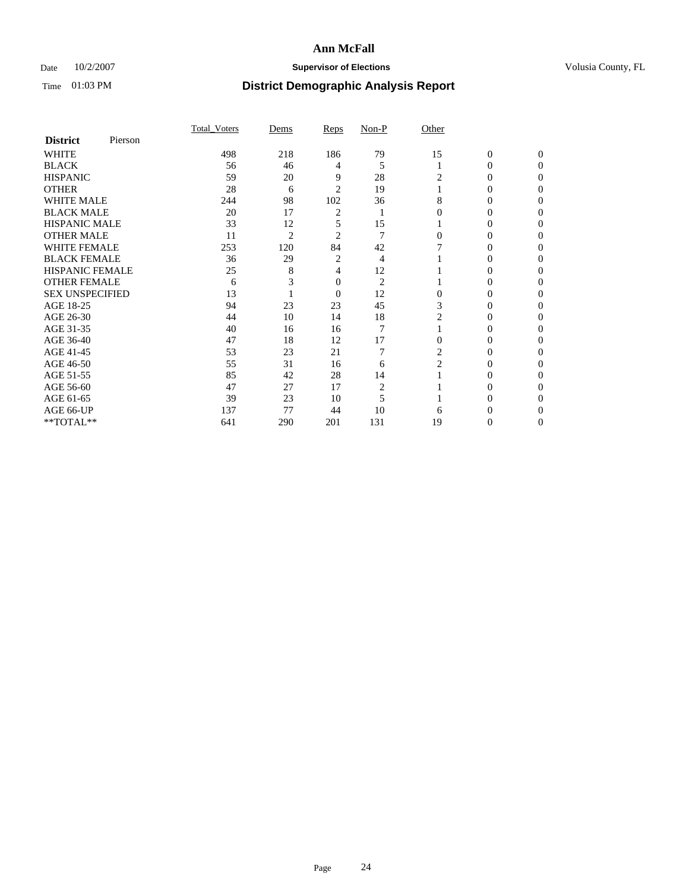# Ann McFall

Date 10/2/2007 **Supervisor of Elections** Volusia County, FL

Time 01:03 PM **District Demographic Analysis Report**

| **District** Pierson | Total_Voters | Dems | Reps | Non-P | Other | | |
|---|---|---|---|---|---|---|---|
| WHITE | 498 | 218 | 186 | 79 | 15 | 0 | 0 |
| BLACK | 56 | 46 | 4 | 5 | 1 | 0 | 0 |
| HISPANIC | 59 | 20 | 9 | 28 | 2 | 0 | 0 |
| OTHER | 28 | 6 | 2 | 19 | 1 | 0 | 0 |
| WHITE MALE | 244 | 98 | 102 | 36 | 8 | 0 | 0 |
| BLACK MALE | 20 | 17 | 2 | 1 | 0 | 0 | 0 |
| HISPANIC MALE | 33 | 12 | 5 | 15 | 1 | 0 | 0 |
| OTHER MALE | 11 | 2 | 2 | 7 | 0 | 0 | 0 |
| WHITE FEMALE | 253 | 120 | 84 | 42 | 7 | 0 | 0 |
| BLACK FEMALE | 36 | 29 | 2 | 4 | 1 | 0 | 0 |
| HISPANIC FEMALE | 25 | 8 | 4 | 12 | 1 | 0 | 0 |
| OTHER FEMALE | 6 | 3 | 0 | 2 | 1 | 0 | 0 |
| SEX UNSPECIFIED | 13 | 1 | 0 | 12 | 0 | 0 | 0 |
| AGE 18-25 | 94 | 23 | 23 | 45 | 3 | 0 | 0 |
| AGE 26-30 | 44 | 10 | 14 | 18 | 2 | 0 | 0 |
| AGE 31-35 | 40 | 16 | 16 | 7 | 1 | 0 | 0 |
| AGE 36-40 | 47 | 18 | 12 | 17 | 0 | 0 | 0 |
| AGE 41-45 | 53 | 23 | 21 | 7 | 2 | 0 | 0 |
| AGE 46-50 | 55 | 31 | 16 | 6 | 2 | 0 | 0 |
| AGE 51-55 | 85 | 42 | 28 | 14 | 1 | 0 | 0 |
| AGE 56-60 | 47 | 27 | 17 | 2 | 1 | 0 | 0 |
| AGE 61-65 | 39 | 23 | 10 | 5 | 1 | 0 | 0 |
| AGE 66-UP | 137 | 77 | 44 | 10 | 6 | 0 | 0 |
| **TOTAL** | 641 | 290 | 201 | 131 | 19 | 0 | 0 |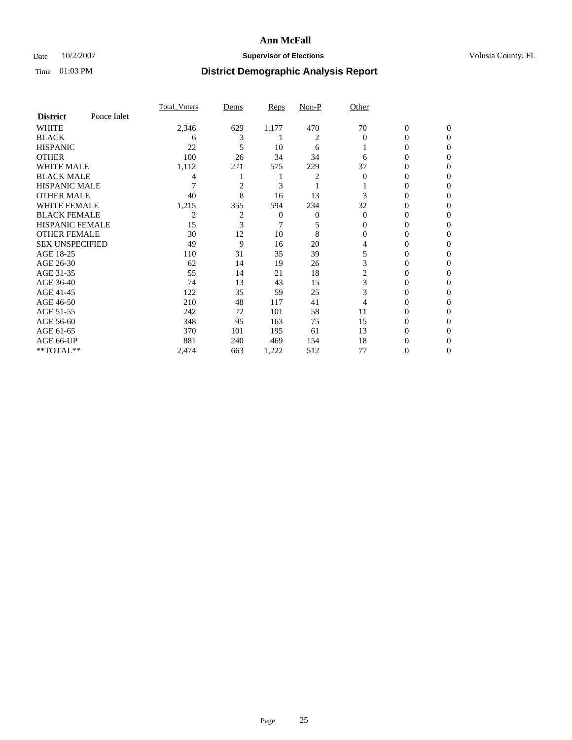# Ann McFall

Date 10/2/2007 **Supervisor of Elections** Volusia County, FL

Time 01:03 PM **District Demographic Analysis Report**

| | Total_Voters | Dems | Reps | Non-P | Other | | |
|---|---|---|---|---|---|---|---|
| **District** Ponce Inlet | | | | | | | |
| WHITE | 2,346 | 629 | 1,177 | 470 | 70 | 0 | 0 |
| BLACK | 6 | 3 | 1 | 2 | 0 | 0 | 0 |
| HISPANIC | 22 | 5 | 10 | 6 | 1 | 0 | 0 |
| OTHER | 100 | 26 | 34 | 34 | 6 | 0 | 0 |
| WHITE MALE | 1,112 | 271 | 575 | 229 | 37 | 0 | 0 |
| BLACK MALE | 4 | 1 | 1 | 2 | 0 | 0 | 0 |
| HISPANIC MALE | 7 | 2 | 3 | 1 | 1 | 0 | 0 |
| OTHER MALE | 40 | 8 | 16 | 13 | 3 | 0 | 0 |
| WHITE FEMALE | 1,215 | 355 | 594 | 234 | 32 | 0 | 0 |
| BLACK FEMALE | 2 | 2 | 0 | 0 | 0 | 0 | 0 |
| HISPANIC FEMALE | 15 | 3 | 7 | 5 | 0 | 0 | 0 |
| OTHER FEMALE | 30 | 12 | 10 | 8 | 0 | 0 | 0 |
| SEX UNSPECIFIED | 49 | 9 | 16 | 20 | 4 | 0 | 0 |
| AGE 18-25 | 110 | 31 | 35 | 39 | 5 | 0 | 0 |
| AGE 26-30 | 62 | 14 | 19 | 26 | 3 | 0 | 0 |
| AGE 31-35 | 55 | 14 | 21 | 18 | 2 | 0 | 0 |
| AGE 36-40 | 74 | 13 | 43 | 15 | 3 | 0 | 0 |
| AGE 41-45 | 122 | 35 | 59 | 25 | 3 | 0 | 0 |
| AGE 46-50 | 210 | 48 | 117 | 41 | 4 | 0 | 0 |
| AGE 51-55 | 242 | 72 | 101 | 58 | 11 | 0 | 0 |
| AGE 56-60 | 348 | 95 | 163 | 75 | 15 | 0 | 0 |
| AGE 61-65 | 370 | 101 | 195 | 61 | 13 | 0 | 0 |
| AGE 66-UP | 881 | 240 | 469 | 154 | 18 | 0 | 0 |
| **TOTAL** | 2,474 | 663 | 1,222 | 512 | 77 | 0 | 0 |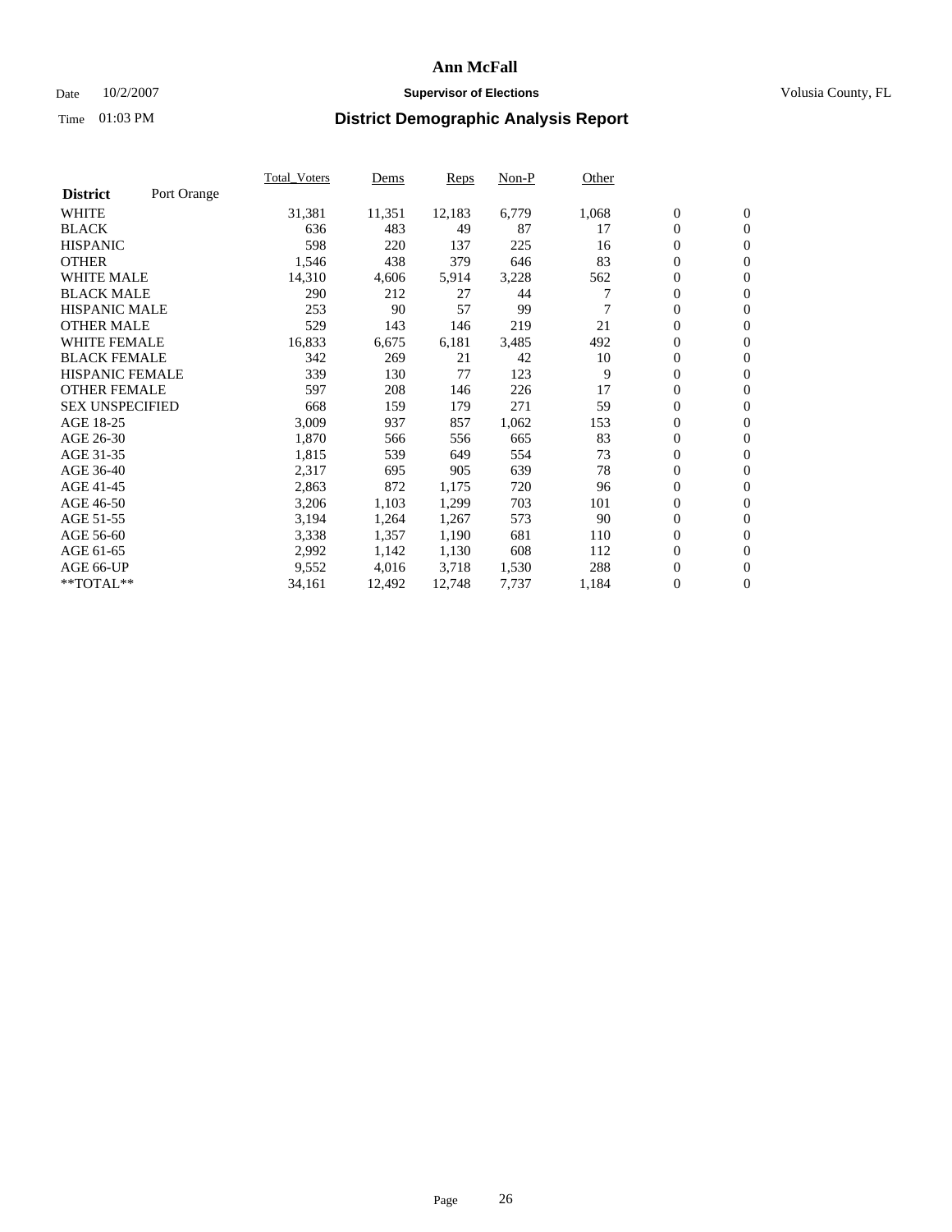# Ann McFall

Date 10/2/2007 **Supervisor of Elections** Volusia County, FL

Time 01:03 PM **District Demographic Analysis Report**

| **District** Port Orange | Total_Voters | Dems | Reps | Non-P | Other | | |
|---|---|---|---|---|---|---|---|
| WHITE | 31,381 | 11,351 | 12,183 | 6,779 | 1,068 | 0 | 0 |
| BLACK | 636 | 483 | 49 | 87 | 17 | 0 | 0 |
| HISPANIC | 598 | 220 | 137 | 225 | 16 | 0 | 0 |
| OTHER | 1,546 | 438 | 379 | 646 | 83 | 0 | 0 |
| WHITE MALE | 14,310 | 4,606 | 5,914 | 3,228 | 562 | 0 | 0 |
| BLACK MALE | 290 | 212 | 27 | 44 | 7 | 0 | 0 |
| HISPANIC MALE | 253 | 90 | 57 | 99 | 7 | 0 | 0 |
| OTHER MALE | 529 | 143 | 146 | 219 | 21 | 0 | 0 |
| WHITE FEMALE | 16,833 | 6,675 | 6,181 | 3,485 | 492 | 0 | 0 |
| BLACK FEMALE | 342 | 269 | 21 | 42 | 10 | 0 | 0 |
| HISPANIC FEMALE | 339 | 130 | 77 | 123 | 9 | 0 | 0 |
| OTHER FEMALE | 597 | 208 | 146 | 226 | 17 | 0 | 0 |
| SEX UNSPECIFIED | 668 | 159 | 179 | 271 | 59 | 0 | 0 |
| AGE 18-25 | 3,009 | 937 | 857 | 1,062 | 153 | 0 | 0 |
| AGE 26-30 | 1,870 | 566 | 556 | 665 | 83 | 0 | 0 |
| AGE 31-35 | 1,815 | 539 | 649 | 554 | 73 | 0 | 0 |
| AGE 36-40 | 2,317 | 695 | 905 | 639 | 78 | 0 | 0 |
| AGE 41-45 | 2,863 | 872 | 1,175 | 720 | 96 | 0 | 0 |
| AGE 46-50 | 3,206 | 1,103 | 1,299 | 703 | 101 | 0 | 0 |
| AGE 51-55 | 3,194 | 1,264 | 1,267 | 573 | 90 | 0 | 0 |
| AGE 56-60 | 3,338 | 1,357 | 1,190 | 681 | 110 | 0 | 0 |
| AGE 61-65 | 2,992 | 1,142 | 1,130 | 608 | 112 | 0 | 0 |
| AGE 66-UP | 9,552 | 4,016 | 3,718 | 1,530 | 288 | 0 | 0 |
| **TOTAL** | 34,161 | 12,492 | 12,748 | 7,737 | 1,184 | 0 | 0 |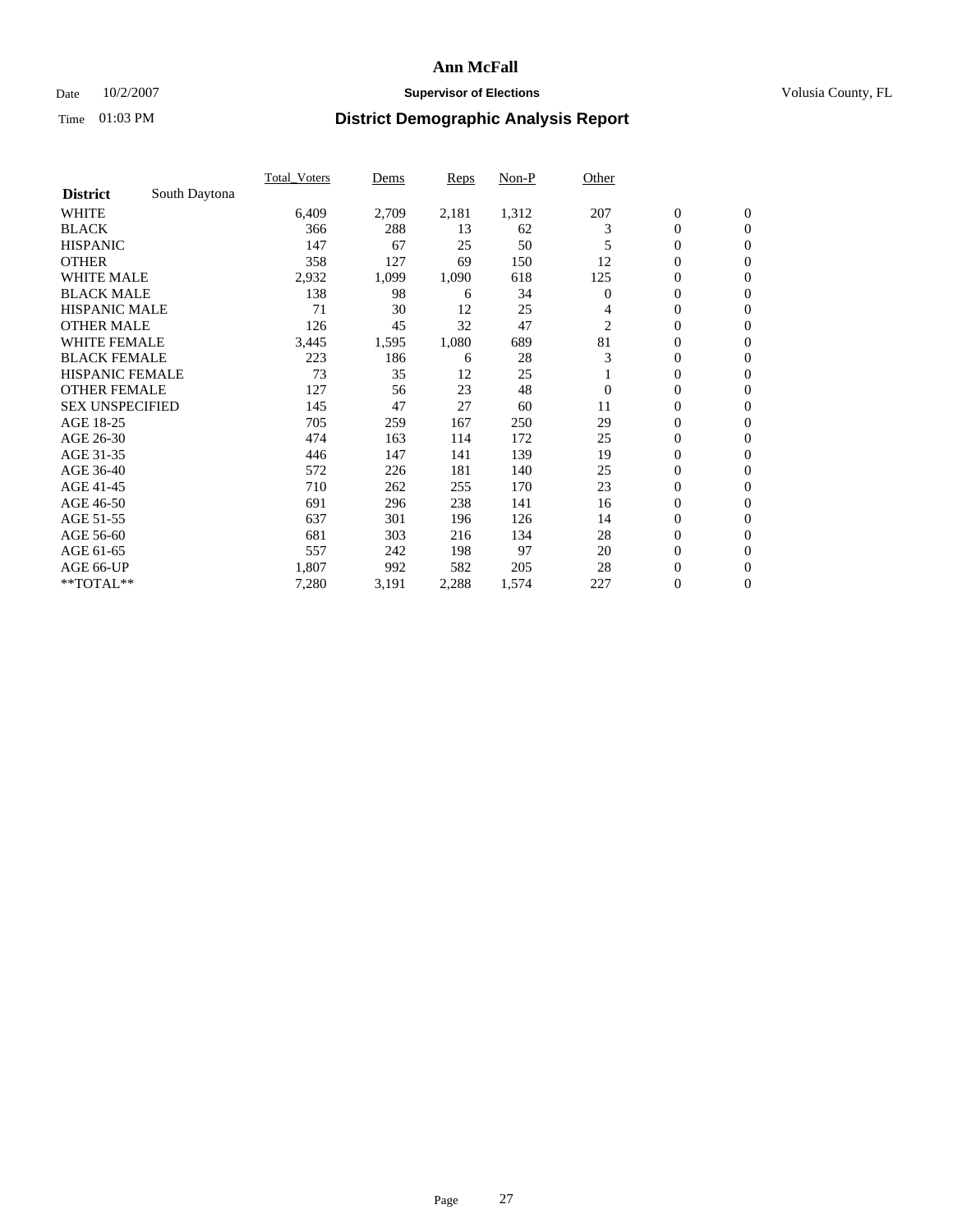# Ann McFall

Date 10/2/2007 **Supervisor of Elections** Volusia County, FL

Time 01:03 PM **District Demographic Analysis Report**

| | Total_Voters | Dems | Reps | Non-P | Other | | |
|---|---|---|---|---|---|---|---|
| **District** South Daytona | | | | | | | |
| WHITE | 6,409 | 2,709 | 2,181 | 1,312 | 207 | 0 | 0 |
| BLACK | 366 | 288 | 13 | 62 | 3 | 0 | 0 |
| HISPANIC | 147 | 67 | 25 | 50 | 5 | 0 | 0 |
| OTHER | 358 | 127 | 69 | 150 | 12 | 0 | 0 |
| WHITE MALE | 2,932 | 1,099 | 1,090 | 618 | 125 | 0 | 0 |
| BLACK MALE | 138 | 98 | 6 | 34 | 0 | 0 | 0 |
| HISPANIC MALE | 71 | 30 | 12 | 25 | 4 | 0 | 0 |
| OTHER MALE | 126 | 45 | 32 | 47 | 2 | 0 | 0 |
| WHITE FEMALE | 3,445 | 1,595 | 1,080 | 689 | 81 | 0 | 0 |
| BLACK FEMALE | 223 | 186 | 6 | 28 | 3 | 0 | 0 |
| HISPANIC FEMALE | 73 | 35 | 12 | 25 | 1 | 0 | 0 |
| OTHER FEMALE | 127 | 56 | 23 | 48 | 0 | 0 | 0 |
| SEX UNSPECIFIED | 145 | 47 | 27 | 60 | 11 | 0 | 0 |
| AGE 18-25 | 705 | 259 | 167 | 250 | 29 | 0 | 0 |
| AGE 26-30 | 474 | 163 | 114 | 172 | 25 | 0 | 0 |
| AGE 31-35 | 446 | 147 | 141 | 139 | 19 | 0 | 0 |
| AGE 36-40 | 572 | 226 | 181 | 140 | 25 | 0 | 0 |
| AGE 41-45 | 710 | 262 | 255 | 170 | 23 | 0 | 0 |
| AGE 46-50 | 691 | 296 | 238 | 141 | 16 | 0 | 0 |
| AGE 51-55 | 637 | 301 | 196 | 126 | 14 | 0 | 0 |
| AGE 56-60 | 681 | 303 | 216 | 134 | 28 | 0 | 0 |
| AGE 61-65 | 557 | 242 | 198 | 97 | 20 | 0 | 0 |
| AGE 66-UP | 1,807 | 992 | 582 | 205 | 28 | 0 | 0 |
| **TOTAL** | 7,280 | 3,191 | 2,288 | 1,574 | 227 | 0 | 0 |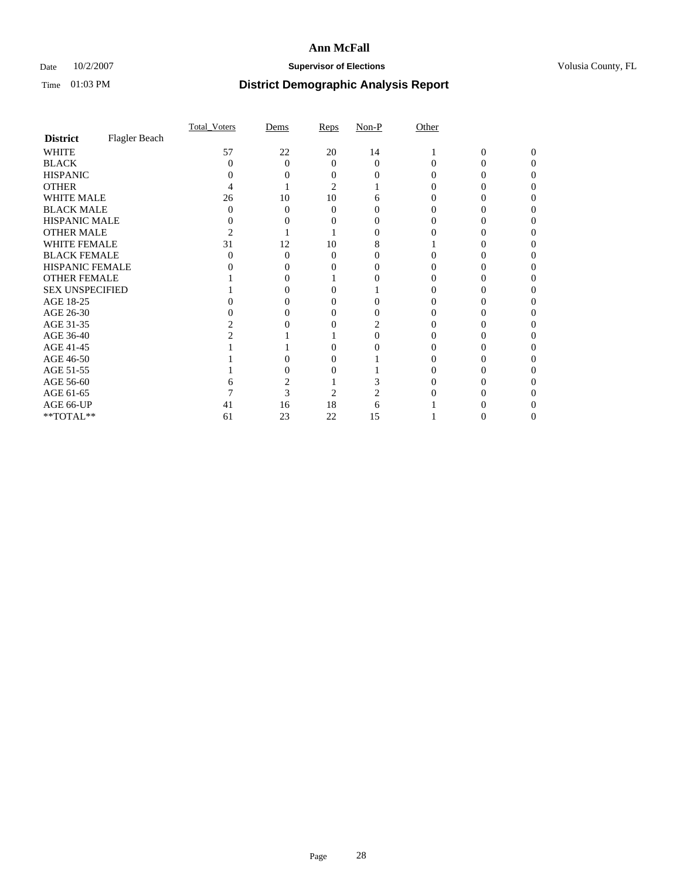# Ann McFall

Date 10/2/2007 **Supervisor of Elections** Volusia County, FL

Time 01:03 PM **District Demographic Analysis Report**

| **District** Flagler Beach | Total_Voters | Dems | Reps | Non-P | Other | | |
|---|---|---|---|---|---|---|---|
| WHITE | 57 | 22 | 20 | 14 | 1 | 0 | 0 |
| BLACK | 0 | 0 | 0 | 0 | 0 | 0 | 0 |
| HISPANIC | 0 | 0 | 0 | 0 | 0 | 0 | 0 |
| OTHER | 4 | 1 | 2 | 1 | 0 | 0 | 0 |
| WHITE MALE | 26 | 10 | 10 | 6 | 0 | 0 | 0 |
| BLACK MALE | 0 | 0 | 0 | 0 | 0 | 0 | 0 |
| HISPANIC MALE | 0 | 0 | 0 | 0 | 0 | 0 | 0 |
| OTHER MALE | 2 | 1 | 1 | 0 | 0 | 0 | 0 |
| WHITE FEMALE | 31 | 12 | 10 | 8 | 1 | 0 | 0 |
| BLACK FEMALE | 0 | 0 | 0 | 0 | 0 | 0 | 0 |
| HISPANIC FEMALE | 0 | 0 | 0 | 0 | 0 | 0 | 0 |
| OTHER FEMALE | 1 | 0 | 1 | 0 | 0 | 0 | 0 |
| SEX UNSPECIFIED | 1 | 0 | 0 | 1 | 0 | 0 | 0 |
| AGE 18-25 | 0 | 0 | 0 | 0 | 0 | 0 | 0 |
| AGE 26-30 | 0 | 0 | 0 | 0 | 0 | 0 | 0 |
| AGE 31-35 | 2 | 0 | 0 | 2 | 0 | 0 | 0 |
| AGE 36-40 | 2 | 1 | 1 | 0 | 0 | 0 | 0 |
| AGE 41-45 | 1 | 1 | 0 | 0 | 0 | 0 | 0 |
| AGE 46-50 | 1 | 0 | 0 | 1 | 0 | 0 | 0 |
| AGE 51-55 | 1 | 0 | 0 | 1 | 0 | 0 | 0 |
| AGE 56-60 | 6 | 2 | 1 | 3 | 0 | 0 | 0 |
| AGE 61-65 | 7 | 3 | 2 | 2 | 0 | 0 | 0 |
| AGE 66-UP | 41 | 16 | 18 | 6 | 1 | 0 | 0 |
| **TOTAL** | 61 | 23 | 22 | 15 | 1 | 0 | 0 |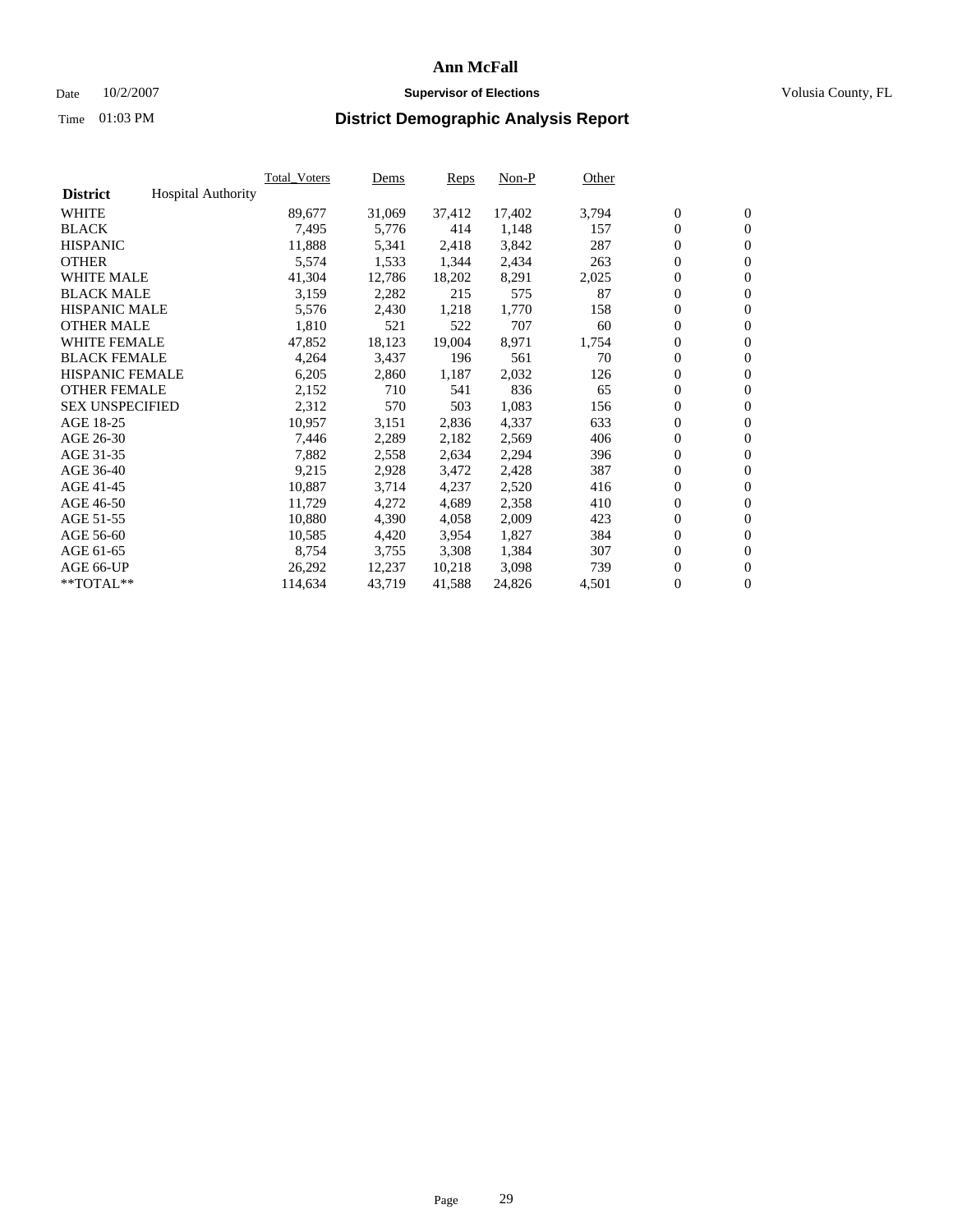# Ann McFall

Date 10/2/2007 **Supervisor of Elections** Volusia County, FL

Time 01:03 PM **District Demographic Analysis Report**

| **District** Hospital Authority | Total_Voters | Dems | Reps | Non-P | Other | | |
|---|---|---|---|---|---|---|---|
| WHITE | 89,677 | 31,069 | 37,412 | 17,402 | 3,794 | 0 | 0 |
| BLACK | 7,495 | 5,776 | 414 | 1,148 | 157 | 0 | 0 |
| HISPANIC | 11,888 | 5,341 | 2,418 | 3,842 | 287 | 0 | 0 |
| OTHER | 5,574 | 1,533 | 1,344 | 2,434 | 263 | 0 | 0 |
| WHITE MALE | 41,304 | 12,786 | 18,202 | 8,291 | 2,025 | 0 | 0 |
| BLACK MALE | 3,159 | 2,282 | 215 | 575 | 87 | 0 | 0 |
| HISPANIC MALE | 5,576 | 2,430 | 1,218 | 1,770 | 158 | 0 | 0 |
| OTHER MALE | 1,810 | 521 | 522 | 707 | 60 | 0 | 0 |
| WHITE FEMALE | 47,852 | 18,123 | 19,004 | 8,971 | 1,754 | 0 | 0 |
| BLACK FEMALE | 4,264 | 3,437 | 196 | 561 | 70 | 0 | 0 |
| HISPANIC FEMALE | 6,205 | 2,860 | 1,187 | 2,032 | 126 | 0 | 0 |
| OTHER FEMALE | 2,152 | 710 | 541 | 836 | 65 | 0 | 0 |
| SEX UNSPECIFIED | 2,312 | 570 | 503 | 1,083 | 156 | 0 | 0 |
| AGE 18-25 | 10,957 | 3,151 | 2,836 | 4,337 | 633 | 0 | 0 |
| AGE 26-30 | 7,446 | 2,289 | 2,182 | 2,569 | 406 | 0 | 0 |
| AGE 31-35 | 7,882 | 2,558 | 2,634 | 2,294 | 396 | 0 | 0 |
| AGE 36-40 | 9,215 | 2,928 | 3,472 | 2,428 | 387 | 0 | 0 |
| AGE 41-45 | 10,887 | 3,714 | 4,237 | 2,520 | 416 | 0 | 0 |
| AGE 46-50 | 11,729 | 4,272 | 4,689 | 2,358 | 410 | 0 | 0 |
| AGE 51-55 | 10,880 | 4,390 | 4,058 | 2,009 | 423 | 0 | 0 |
| AGE 56-60 | 10,585 | 4,420 | 3,954 | 1,827 | 384 | 0 | 0 |
| AGE 61-65 | 8,754 | 3,755 | 3,308 | 1,384 | 307 | 0 | 0 |
| AGE 66-UP | 26,292 | 12,237 | 10,218 | 3,098 | 739 | 0 | 0 |
| **TOTAL** | 114,634 | 43,719 | 41,588 | 24,826 | 4,501 | 0 | 0 |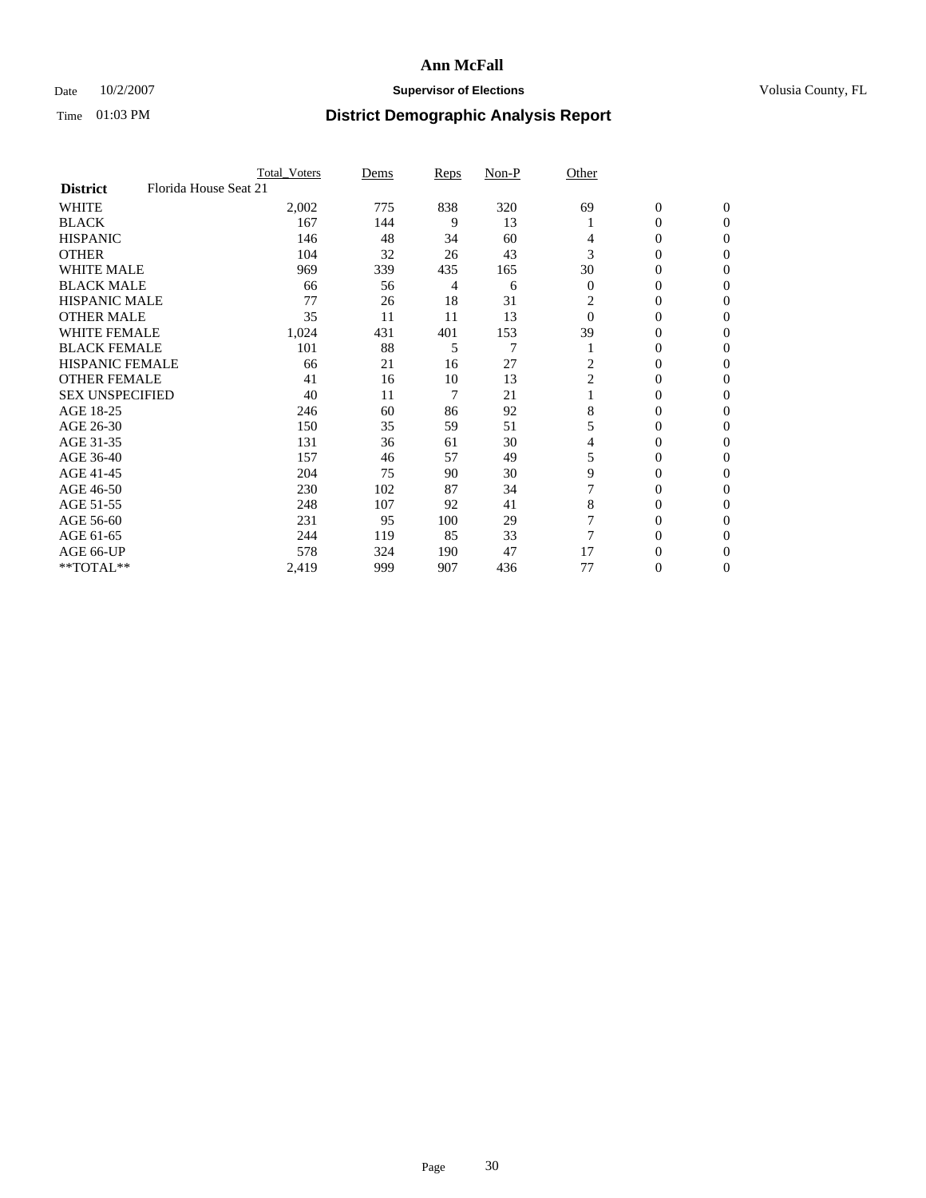# Ann McFall

Date 10/2/2007 **Supervisor of Elections** Volusia County, FL

Time 01:03 PM **District Demographic Analysis Report**

| | Total_Voters | Dems | Reps | Non-P | Other | | |
|---|---|---|---|---|---|---|---|
| **District** Florida House Seat 21 | | | | | | | |
| WHITE | 2,002 | 775 | 838 | 320 | 69 | 0 | 0 |
| BLACK | 167 | 144 | 9 | 13 | 1 | 0 | 0 |
| HISPANIC | 146 | 48 | 34 | 60 | 4 | 0 | 0 |
| OTHER | 104 | 32 | 26 | 43 | 3 | 0 | 0 |
| WHITE MALE | 969 | 339 | 435 | 165 | 30 | 0 | 0 |
| BLACK MALE | 66 | 56 | 4 | 6 | 0 | 0 | 0 |
| HISPANIC MALE | 77 | 26 | 18 | 31 | 2 | 0 | 0 |
| OTHER MALE | 35 | 11 | 11 | 13 | 0 | 0 | 0 |
| WHITE FEMALE | 1,024 | 431 | 401 | 153 | 39 | 0 | 0 |
| BLACK FEMALE | 101 | 88 | 5 | 7 | 1 | 0 | 0 |
| HISPANIC FEMALE | 66 | 21 | 16 | 27 | 2 | 0 | 0 |
| OTHER FEMALE | 41 | 16 | 10 | 13 | 2 | 0 | 0 |
| SEX UNSPECIFIED | 40 | 11 | 7 | 21 | 1 | 0 | 0 |
| AGE 18-25 | 246 | 60 | 86 | 92 | 8 | 0 | 0 |
| AGE 26-30 | 150 | 35 | 59 | 51 | 5 | 0 | 0 |
| AGE 31-35 | 131 | 36 | 61 | 30 | 4 | 0 | 0 |
| AGE 36-40 | 157 | 46 | 57 | 49 | 5 | 0 | 0 |
| AGE 41-45 | 204 | 75 | 90 | 30 | 9 | 0 | 0 |
| AGE 46-50 | 230 | 102 | 87 | 34 | 7 | 0 | 0 |
| AGE 51-55 | 248 | 107 | 92 | 41 | 8 | 0 | 0 |
| AGE 56-60 | 231 | 95 | 100 | 29 | 7 | 0 | 0 |
| AGE 61-65 | 244 | 119 | 85 | 33 | 7 | 0 | 0 |
| AGE 66-UP | 578 | 324 | 190 | 47 | 17 | 0 | 0 |
| **TOTAL** | 2,419 | 999 | 907 | 436 | 77 | 0 | 0 |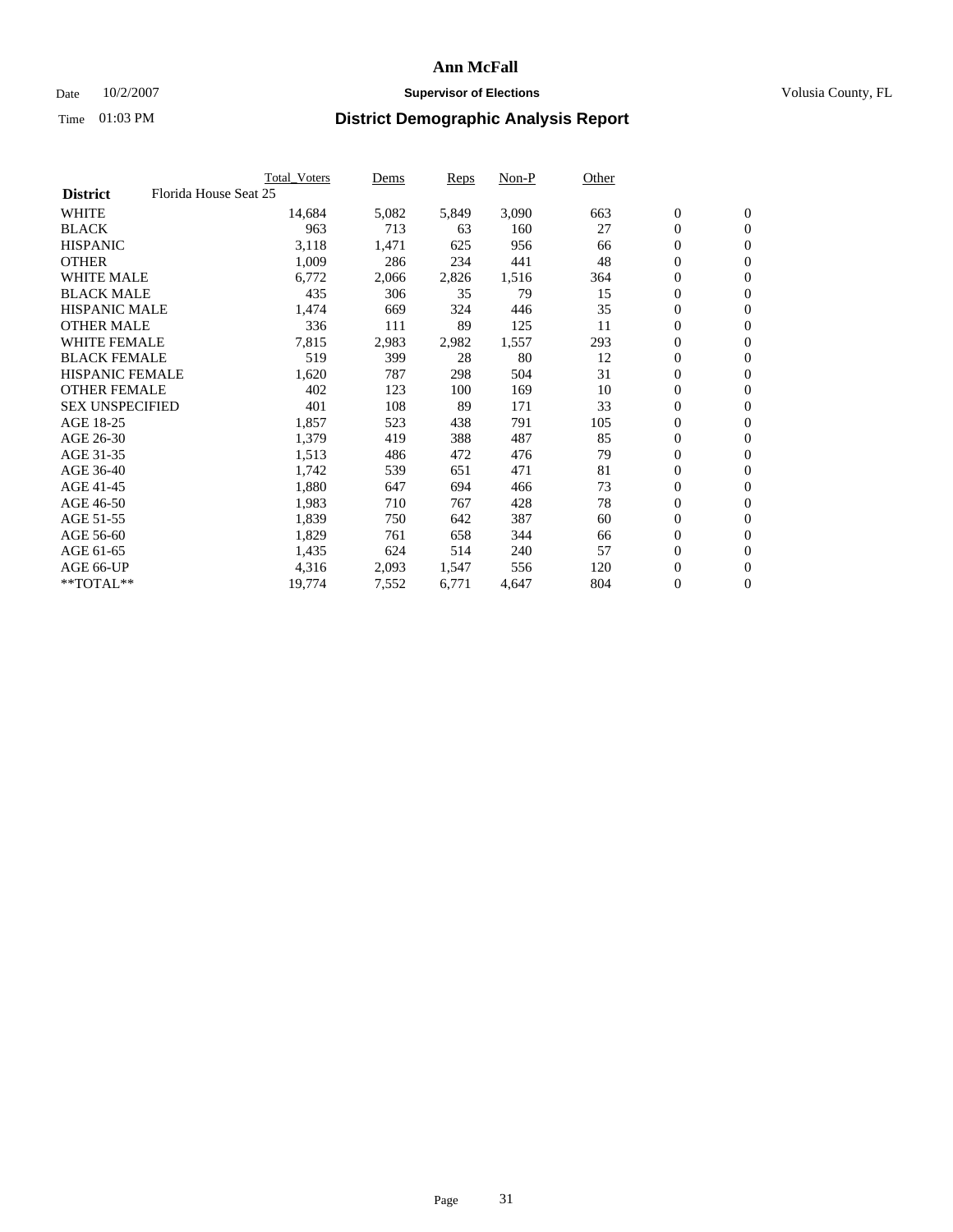# Ann McFall

Date 10/2/2007 **Supervisor of Elections** Volusia County, FL

Time 01:03 PM **District Demographic Analysis Report**

| | Total_Voters | Dems | Reps | Non-P | Other | | |
|---|---|---|---|---|---|---|---|
| **District** Florida House Seat 25 | | | | | | | |
| WHITE | 14,684 | 5,082 | 5,849 | 3,090 | 663 | 0 | 0 |
| BLACK | 963 | 713 | 63 | 160 | 27 | 0 | 0 |
| HISPANIC | 3,118 | 1,471 | 625 | 956 | 66 | 0 | 0 |
| OTHER | 1,009 | 286 | 234 | 441 | 48 | 0 | 0 |
| WHITE MALE | 6,772 | 2,066 | 2,826 | 1,516 | 364 | 0 | 0 |
| BLACK MALE | 435 | 306 | 35 | 79 | 15 | 0 | 0 |
| HISPANIC MALE | 1,474 | 669 | 324 | 446 | 35 | 0 | 0 |
| OTHER MALE | 336 | 111 | 89 | 125 | 11 | 0 | 0 |
| WHITE FEMALE | 7,815 | 2,983 | 2,982 | 1,557 | 293 | 0 | 0 |
| BLACK FEMALE | 519 | 399 | 28 | 80 | 12 | 0 | 0 |
| HISPANIC FEMALE | 1,620 | 787 | 298 | 504 | 31 | 0 | 0 |
| OTHER FEMALE | 402 | 123 | 100 | 169 | 10 | 0 | 0 |
| SEX UNSPECIFIED | 401 | 108 | 89 | 171 | 33 | 0 | 0 |
| AGE 18-25 | 1,857 | 523 | 438 | 791 | 105 | 0 | 0 |
| AGE 26-30 | 1,379 | 419 | 388 | 487 | 85 | 0 | 0 |
| AGE 31-35 | 1,513 | 486 | 472 | 476 | 79 | 0 | 0 |
| AGE 36-40 | 1,742 | 539 | 651 | 471 | 81 | 0 | 0 |
| AGE 41-45 | 1,880 | 647 | 694 | 466 | 73 | 0 | 0 |
| AGE 46-50 | 1,983 | 710 | 767 | 428 | 78 | 0 | 0 |
| AGE 51-55 | 1,839 | 750 | 642 | 387 | 60 | 0 | 0 |
| AGE 56-60 | 1,829 | 761 | 658 | 344 | 66 | 0 | 0 |
| AGE 61-65 | 1,435 | 624 | 514 | 240 | 57 | 0 | 0 |
| AGE 66-UP | 4,316 | 2,093 | 1,547 | 556 | 120 | 0 | 0 |
| **TOTAL** | 19,774 | 7,552 | 6,771 | 4,647 | 804 | 0 | 0 |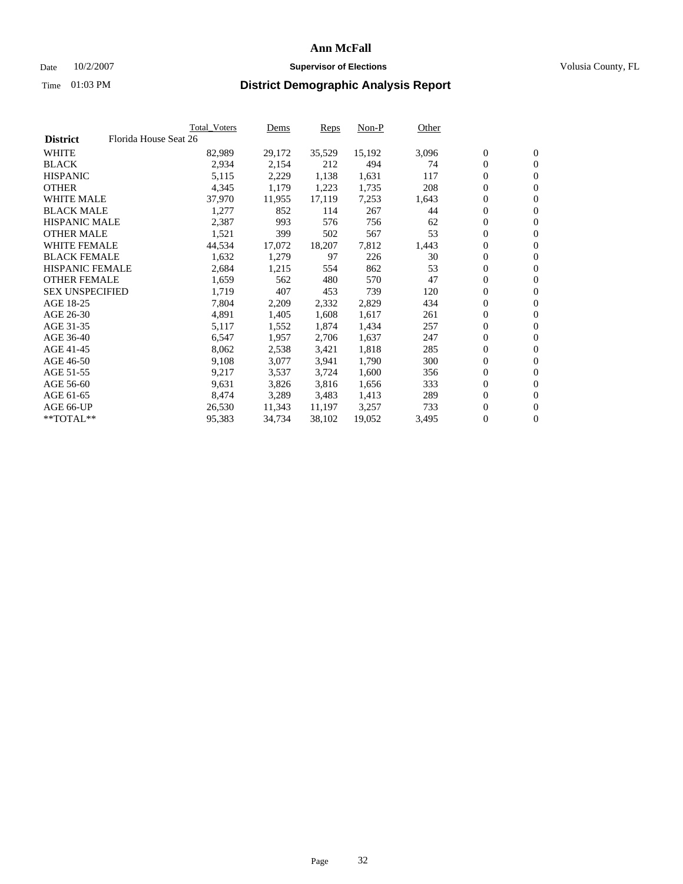# Ann McFall

Date 10/2/2007 **Supervisor of Elections** Volusia County, FL

Time 01:03 PM

## District Demographic Analysis Report

| | Total_Voters | Dems | Reps | Non-P | Other | | |
|---|---|---|---|---|---|---|---|
| **District** Florida House Seat 26 | | | | | | | |
| WHITE | 82,989 | 29,172 | 35,529 | 15,192 | 3,096 | 0 | 0 |
| BLACK | 2,934 | 2,154 | 212 | 494 | 74 | 0 | 0 |
| HISPANIC | 5,115 | 2,229 | 1,138 | 1,631 | 117 | 0 | 0 |
| OTHER | 4,345 | 1,179 | 1,223 | 1,735 | 208 | 0 | 0 |
| WHITE MALE | 37,970 | 11,955 | 17,119 | 7,253 | 1,643 | 0 | 0 |
| BLACK MALE | 1,277 | 852 | 114 | 267 | 44 | 0 | 0 |
| HISPANIC MALE | 2,387 | 993 | 576 | 756 | 62 | 0 | 0 |
| OTHER MALE | 1,521 | 399 | 502 | 567 | 53 | 0 | 0 |
| WHITE FEMALE | 44,534 | 17,072 | 18,207 | 7,812 | 1,443 | 0 | 0 |
| BLACK FEMALE | 1,632 | 1,279 | 97 | 226 | 30 | 0 | 0 |
| HISPANIC FEMALE | 2,684 | 1,215 | 554 | 862 | 53 | 0 | 0 |
| OTHER FEMALE | 1,659 | 562 | 480 | 570 | 47 | 0 | 0 |
| SEX UNSPECIFIED | 1,719 | 407 | 453 | 739 | 120 | 0 | 0 |
| AGE 18-25 | 7,804 | 2,209 | 2,332 | 2,829 | 434 | 0 | 0 |
| AGE 26-30 | 4,891 | 1,405 | 1,608 | 1,617 | 261 | 0 | 0 |
| AGE 31-35 | 5,117 | 1,552 | 1,874 | 1,434 | 257 | 0 | 0 |
| AGE 36-40 | 6,547 | 1,957 | 2,706 | 1,637 | 247 | 0 | 0 |
| AGE 41-45 | 8,062 | 2,538 | 3,421 | 1,818 | 285 | 0 | 0 |
| AGE 46-50 | 9,108 | 3,077 | 3,941 | 1,790 | 300 | 0 | 0 |
| AGE 51-55 | 9,217 | 3,537 | 3,724 | 1,600 | 356 | 0 | 0 |
| AGE 56-60 | 9,631 | 3,826 | 3,816 | 1,656 | 333 | 0 | 0 |
| AGE 61-65 | 8,474 | 3,289 | 3,483 | 1,413 | 289 | 0 | 0 |
| AGE 66-UP | 26,530 | 11,343 | 11,197 | 3,257 | 733 | 0 | 0 |
| **TOTAL** | 95,383 | 34,734 | 38,102 | 19,052 | 3,495 | 0 | 0 |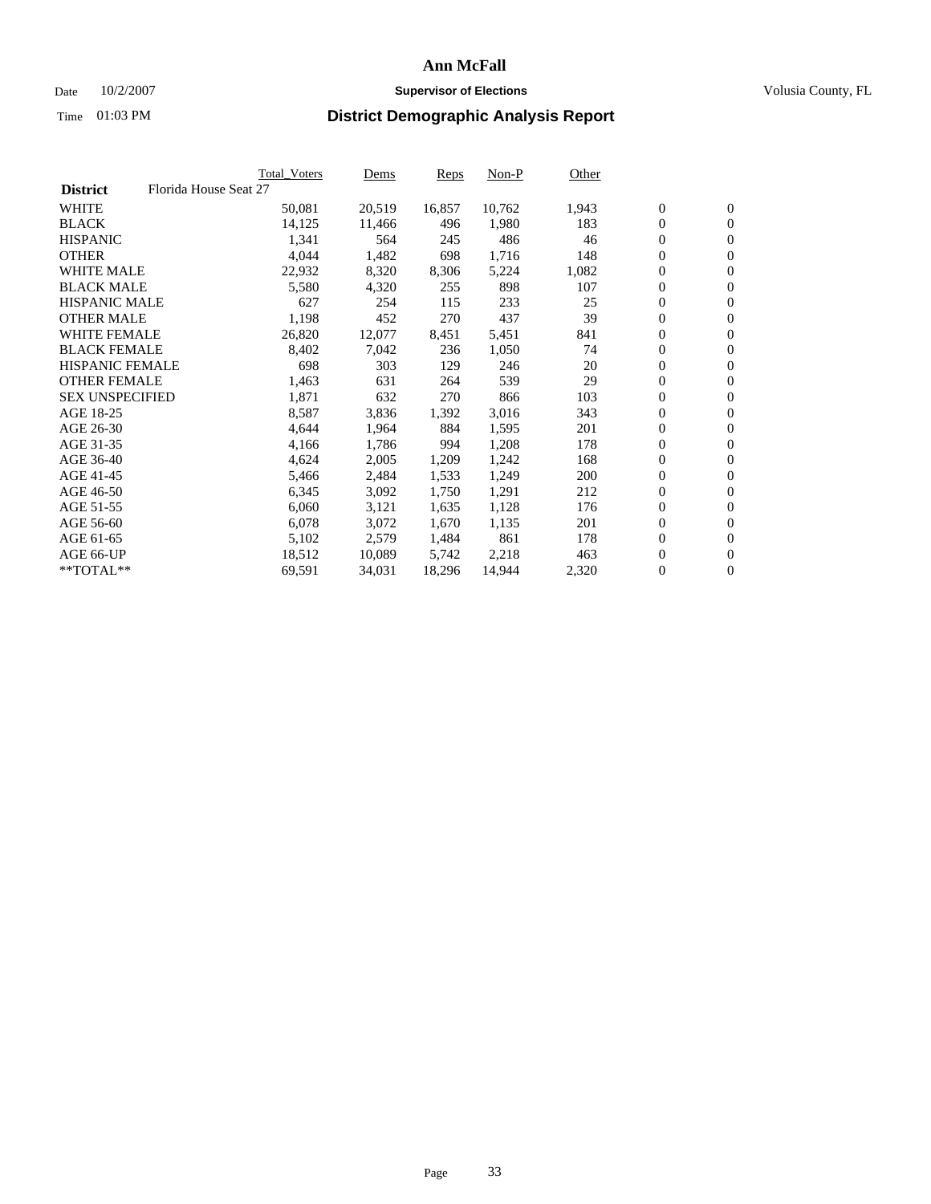# Ann McFall

Date 10/2/2007 **Supervisor of Elections** Volusia County, FL

Time 01:03 PM **District Demographic Analysis Report**

| | Total_Voters | Dems | Reps | Non-P | Other | | |
|---|---|---|---|---|---|---|---|
| **District** Florida House Seat 27 | | | | | | | |
| WHITE | 50,081 | 20,519 | 16,857 | 10,762 | 1,943 | 0 | 0 |
| BLACK | 14,125 | 11,466 | 496 | 1,980 | 183 | 0 | 0 |
| HISPANIC | 1,341 | 564 | 245 | 486 | 46 | 0 | 0 |
| OTHER | 4,044 | 1,482 | 698 | 1,716 | 148 | 0 | 0 |
| WHITE MALE | 22,932 | 8,320 | 8,306 | 5,224 | 1,082 | 0 | 0 |
| BLACK MALE | 5,580 | 4,320 | 255 | 898 | 107 | 0 | 0 |
| HISPANIC MALE | 627 | 254 | 115 | 233 | 25 | 0 | 0 |
| OTHER MALE | 1,198 | 452 | 270 | 437 | 39 | 0 | 0 |
| WHITE FEMALE | 26,820 | 12,077 | 8,451 | 5,451 | 841 | 0 | 0 |
| BLACK FEMALE | 8,402 | 7,042 | 236 | 1,050 | 74 | 0 | 0 |
| HISPANIC FEMALE | 698 | 303 | 129 | 246 | 20 | 0 | 0 |
| OTHER FEMALE | 1,463 | 631 | 264 | 539 | 29 | 0 | 0 |
| SEX UNSPECIFIED | 1,871 | 632 | 270 | 866 | 103 | 0 | 0 |
| AGE 18-25 | 8,587 | 3,836 | 1,392 | 3,016 | 343 | 0 | 0 |
| AGE 26-30 | 4,644 | 1,964 | 884 | 1,595 | 201 | 0 | 0 |
| AGE 31-35 | 4,166 | 1,786 | 994 | 1,208 | 178 | 0 | 0 |
| AGE 36-40 | 4,624 | 2,005 | 1,209 | 1,242 | 168 | 0 | 0 |
| AGE 41-45 | 5,466 | 2,484 | 1,533 | 1,249 | 200 | 0 | 0 |
| AGE 46-50 | 6,345 | 3,092 | 1,750 | 1,291 | 212 | 0 | 0 |
| AGE 51-55 | 6,060 | 3,121 | 1,635 | 1,128 | 176 | 0 | 0 |
| AGE 56-60 | 6,078 | 3,072 | 1,670 | 1,135 | 201 | 0 | 0 |
| AGE 61-65 | 5,102 | 2,579 | 1,484 | 861 | 178 | 0 | 0 |
| AGE 66-UP | 18,512 | 10,089 | 5,742 | 2,218 | 463 | 0 | 0 |
| **TOTAL** | 69,591 | 34,031 | 18,296 | 14,944 | 2,320 | 0 | 0 |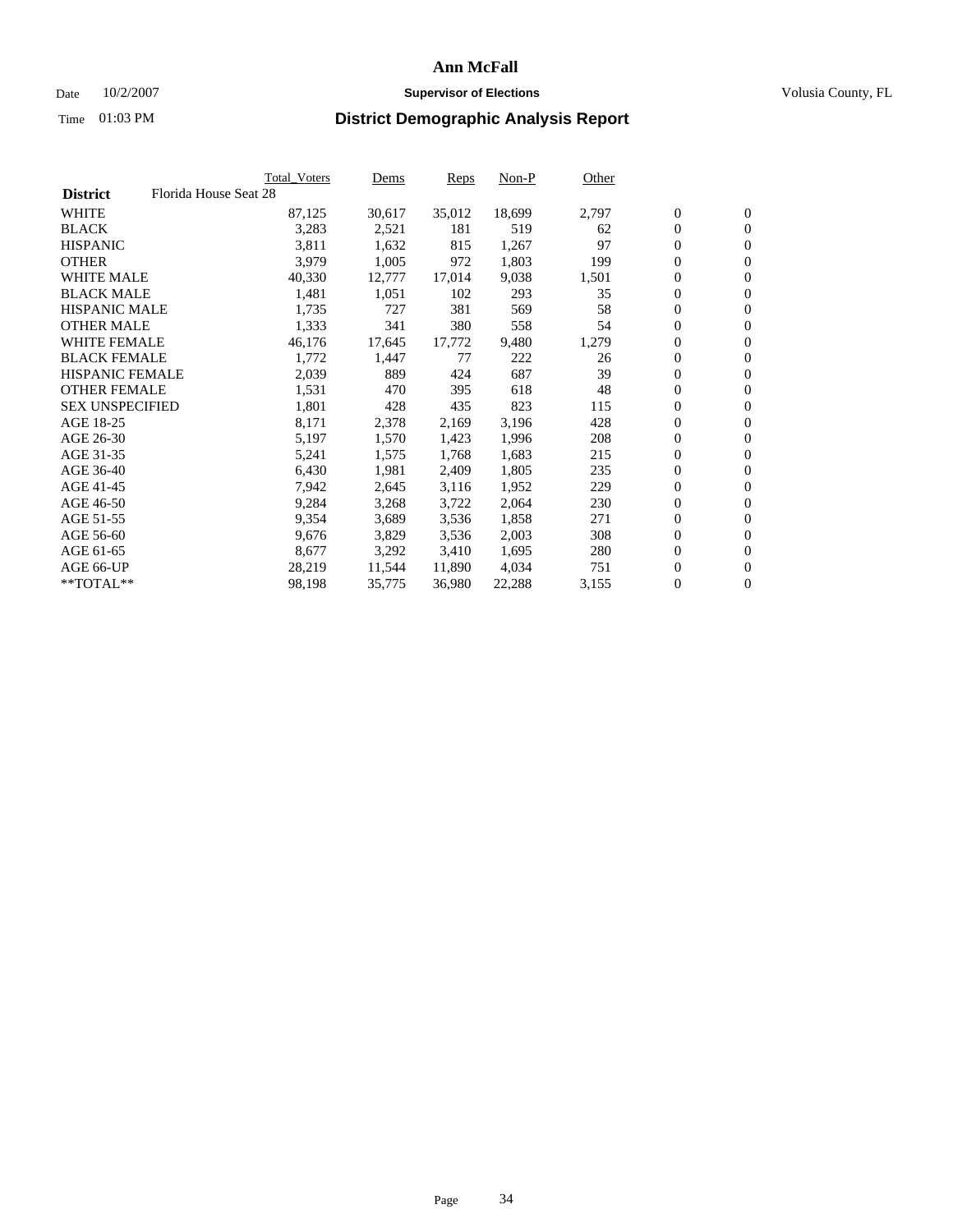# Ann McFall

Date 10/2/2007 **Supervisor of Elections** Volusia County, FL

Time 01:03 PM **District Demographic Analysis Report**

| **District** Florida House Seat 28 | Total_Voters | Dems | Reps | Non-P | Other | | |
|---|---|---|---|---|---|---|---|
| WHITE | 87,125 | 30,617 | 35,012 | 18,699 | 2,797 | 0 | 0 |
| BLACK | 3,283 | 2,521 | 181 | 519 | 62 | 0 | 0 |
| HISPANIC | 3,811 | 1,632 | 815 | 1,267 | 97 | 0 | 0 |
| OTHER | 3,979 | 1,005 | 972 | 1,803 | 199 | 0 | 0 |
| WHITE MALE | 40,330 | 12,777 | 17,014 | 9,038 | 1,501 | 0 | 0 |
| BLACK MALE | 1,481 | 1,051 | 102 | 293 | 35 | 0 | 0 |
| HISPANIC MALE | 1,735 | 727 | 381 | 569 | 58 | 0 | 0 |
| OTHER MALE | 1,333 | 341 | 380 | 558 | 54 | 0 | 0 |
| WHITE FEMALE | 46,176 | 17,645 | 17,772 | 9,480 | 1,279 | 0 | 0 |
| BLACK FEMALE | 1,772 | 1,447 | 77 | 222 | 26 | 0 | 0 |
| HISPANIC FEMALE | 2,039 | 889 | 424 | 687 | 39 | 0 | 0 |
| OTHER FEMALE | 1,531 | 470 | 395 | 618 | 48 | 0 | 0 |
| SEX UNSPECIFIED | 1,801 | 428 | 435 | 823 | 115 | 0 | 0 |
| AGE 18-25 | 8,171 | 2,378 | 2,169 | 3,196 | 428 | 0 | 0 |
| AGE 26-30 | 5,197 | 1,570 | 1,423 | 1,996 | 208 | 0 | 0 |
| AGE 31-35 | 5,241 | 1,575 | 1,768 | 1,683 | 215 | 0 | 0 |
| AGE 36-40 | 6,430 | 1,981 | 2,409 | 1,805 | 235 | 0 | 0 |
| AGE 41-45 | 7,942 | 2,645 | 3,116 | 1,952 | 229 | 0 | 0 |
| AGE 46-50 | 9,284 | 3,268 | 3,722 | 2,064 | 230 | 0 | 0 |
| AGE 51-55 | 9,354 | 3,689 | 3,536 | 1,858 | 271 | 0 | 0 |
| AGE 56-60 | 9,676 | 3,829 | 3,536 | 2,003 | 308 | 0 | 0 |
| AGE 61-65 | 8,677 | 3,292 | 3,410 | 1,695 | 280 | 0 | 0 |
| AGE 66-UP | 28,219 | 11,544 | 11,890 | 4,034 | 751 | 0 | 0 |
| **TOTAL** | 98,198 | 35,775 | 36,980 | 22,288 | 3,155 | 0 | 0 |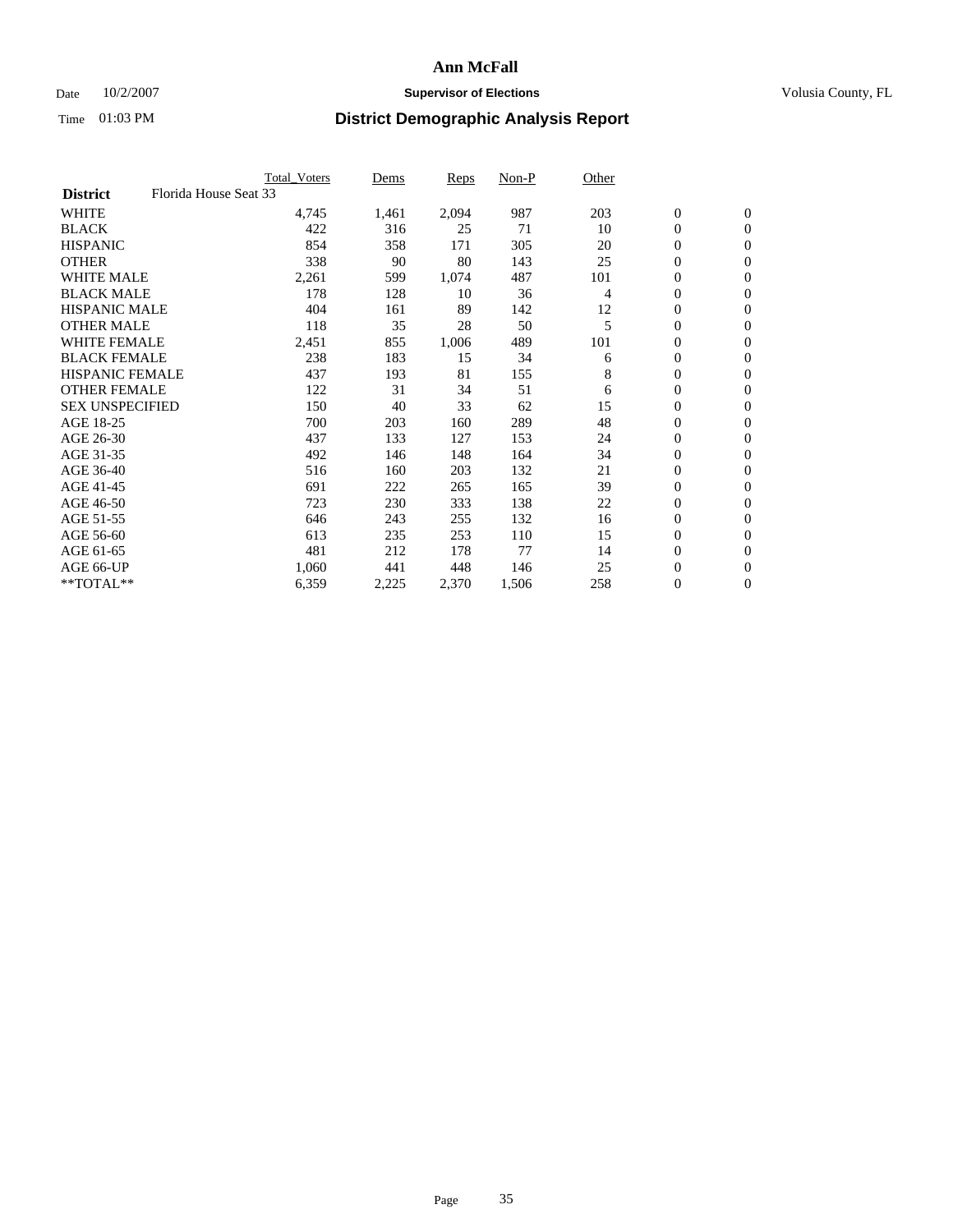# Ann McFall

Date 10/2/2007 **Supervisor of Elections** Volusia County, FL

Time 01:03 PM **District Demographic Analysis Report**

| | Total_Voters | Dems | Reps | Non-P | Other | | |
|---|---|---|---|---|---|---|---|
| **District** Florida House Seat 33 | | | | | | | |
| WHITE | 4,745 | 1,461 | 2,094 | 987 | 203 | 0 | 0 |
| BLACK | 422 | 316 | 25 | 71 | 10 | 0 | 0 |
| HISPANIC | 854 | 358 | 171 | 305 | 20 | 0 | 0 |
| OTHER | 338 | 90 | 80 | 143 | 25 | 0 | 0 |
| WHITE MALE | 2,261 | 599 | 1,074 | 487 | 101 | 0 | 0 |
| BLACK MALE | 178 | 128 | 10 | 36 | 4 | 0 | 0 |
| HISPANIC MALE | 404 | 161 | 89 | 142 | 12 | 0 | 0 |
| OTHER MALE | 118 | 35 | 28 | 50 | 5 | 0 | 0 |
| WHITE FEMALE | 2,451 | 855 | 1,006 | 489 | 101 | 0 | 0 |
| BLACK FEMALE | 238 | 183 | 15 | 34 | 6 | 0 | 0 |
| HISPANIC FEMALE | 437 | 193 | 81 | 155 | 8 | 0 | 0 |
| OTHER FEMALE | 122 | 31 | 34 | 51 | 6 | 0 | 0 |
| SEX UNSPECIFIED | 150 | 40 | 33 | 62 | 15 | 0 | 0 |
| AGE 18-25 | 700 | 203 | 160 | 289 | 48 | 0 | 0 |
| AGE 26-30 | 437 | 133 | 127 | 153 | 24 | 0 | 0 |
| AGE 31-35 | 492 | 146 | 148 | 164 | 34 | 0 | 0 |
| AGE 36-40 | 516 | 160 | 203 | 132 | 21 | 0 | 0 |
| AGE 41-45 | 691 | 222 | 265 | 165 | 39 | 0 | 0 |
| AGE 46-50 | 723 | 230 | 333 | 138 | 22 | 0 | 0 |
| AGE 51-55 | 646 | 243 | 255 | 132 | 16 | 0 | 0 |
| AGE 56-60 | 613 | 235 | 253 | 110 | 15 | 0 | 0 |
| AGE 61-65 | 481 | 212 | 178 | 77 | 14 | 0 | 0 |
| AGE 66-UP | 1,060 | 441 | 448 | 146 | 25 | 0 | 0 |
| **TOTAL** | 6,359 | 2,225 | 2,370 | 1,506 | 258 | 0 | 0 |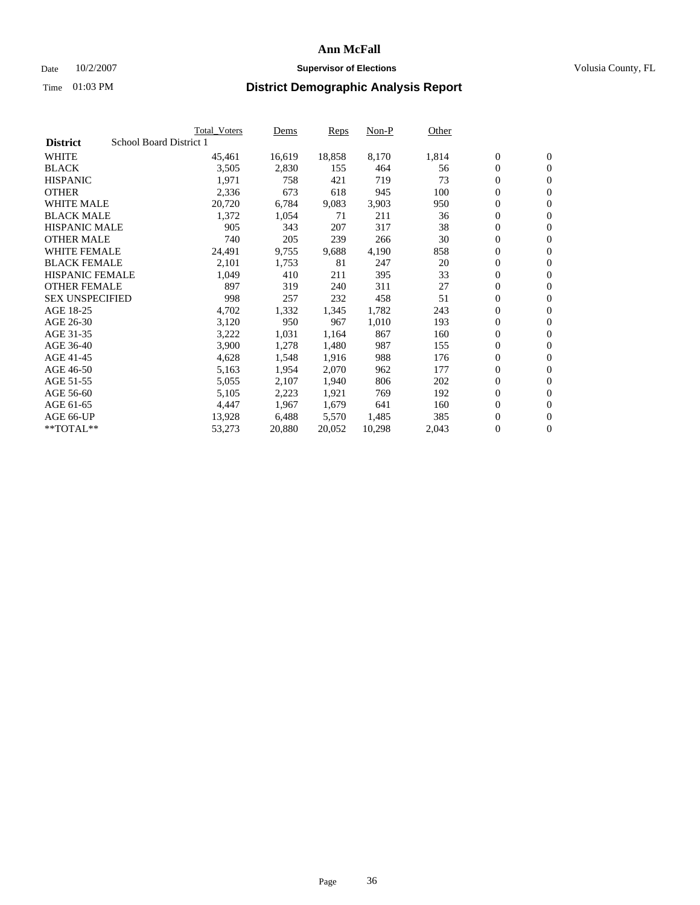# Ann McFall

Date 10/2/2007 **Supervisor of Elections** Volusia County, FL

Time 01:03 PM

## District Demographic Analysis Report

| | Total_Voters | Dems | Reps | Non-P | Other | | |
|---|---|---|---|---|---|---|---|
| **District** School Board District 1 | | | | | | | |
| WHITE | 45,461 | 16,619 | 18,858 | 8,170 | 1,814 | 0 | 0 |
| BLACK | 3,505 | 2,830 | 155 | 464 | 56 | 0 | 0 |
| HISPANIC | 1,971 | 758 | 421 | 719 | 73 | 0 | 0 |
| OTHER | 2,336 | 673 | 618 | 945 | 100 | 0 | 0 |
| WHITE MALE | 20,720 | 6,784 | 9,083 | 3,903 | 950 | 0 | 0 |
| BLACK MALE | 1,372 | 1,054 | 71 | 211 | 36 | 0 | 0 |
| HISPANIC MALE | 905 | 343 | 207 | 317 | 38 | 0 | 0 |
| OTHER MALE | 740 | 205 | 239 | 266 | 30 | 0 | 0 |
| WHITE FEMALE | 24,491 | 9,755 | 9,688 | 4,190 | 858 | 0 | 0 |
| BLACK FEMALE | 2,101 | 1,753 | 81 | 247 | 20 | 0 | 0 |
| HISPANIC FEMALE | 1,049 | 410 | 211 | 395 | 33 | 0 | 0 |
| OTHER FEMALE | 897 | 319 | 240 | 311 | 27 | 0 | 0 |
| SEX UNSPECIFIED | 998 | 257 | 232 | 458 | 51 | 0 | 0 |
| AGE 18-25 | 4,702 | 1,332 | 1,345 | 1,782 | 243 | 0 | 0 |
| AGE 26-30 | 3,120 | 950 | 967 | 1,010 | 193 | 0 | 0 |
| AGE 31-35 | 3,222 | 1,031 | 1,164 | 867 | 160 | 0 | 0 |
| AGE 36-40 | 3,900 | 1,278 | 1,480 | 987 | 155 | 0 | 0 |
| AGE 41-45 | 4,628 | 1,548 | 1,916 | 988 | 176 | 0 | 0 |
| AGE 46-50 | 5,163 | 1,954 | 2,070 | 962 | 177 | 0 | 0 |
| AGE 51-55 | 5,055 | 2,107 | 1,940 | 806 | 202 | 0 | 0 |
| AGE 56-60 | 5,105 | 2,223 | 1,921 | 769 | 192 | 0 | 0 |
| AGE 61-65 | 4,447 | 1,967 | 1,679 | 641 | 160 | 0 | 0 |
| AGE 66-UP | 13,928 | 6,488 | 5,570 | 1,485 | 385 | 0 | 0 |
| **TOTAL** | 53,273 | 20,880 | 20,052 | 10,298 | 2,043 | 0 | 0 |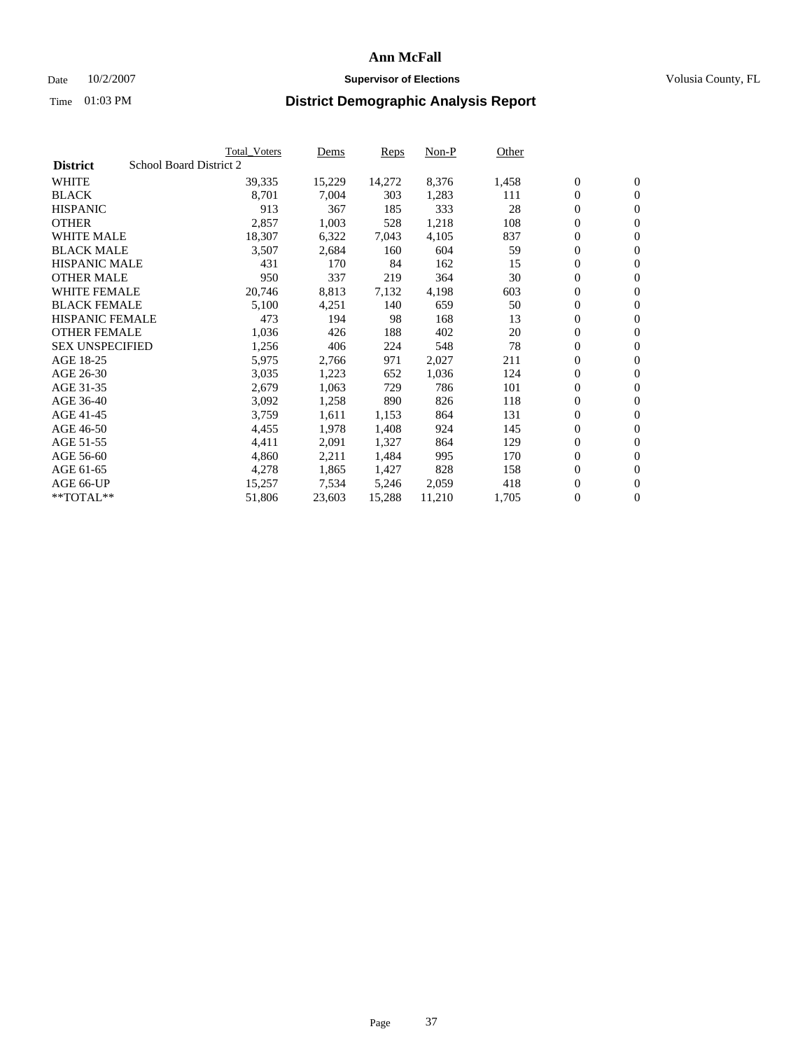# Ann McFall

Date 10/2/2007 **Supervisor of Elections** Volusia County, FL

Time 01:03 PM **District Demographic Analysis Report**

| District | School Board District 2 | Total_Voters | Dems | Reps | Non-P | Other | | |
|---|---|---|---|---|---|---|---|---|
| WHITE | | 39,335 | 15,229 | 14,272 | 8,376 | 1,458 | 0 | 0 |
| BLACK | | 8,701 | 7,004 | 303 | 1,283 | 111 | 0 | 0 |
| HISPANIC | | 913 | 367 | 185 | 333 | 28 | 0 | 0 |
| OTHER | | 2,857 | 1,003 | 528 | 1,218 | 108 | 0 | 0 |
| WHITE MALE | | 18,307 | 6,322 | 7,043 | 4,105 | 837 | 0 | 0 |
| BLACK MALE | | 3,507 | 2,684 | 160 | 604 | 59 | 0 | 0 |
| HISPANIC MALE | | 431 | 170 | 84 | 162 | 15 | 0 | 0 |
| OTHER MALE | | 950 | 337 | 219 | 364 | 30 | 0 | 0 |
| WHITE FEMALE | | 20,746 | 8,813 | 7,132 | 4,198 | 603 | 0 | 0 |
| BLACK FEMALE | | 5,100 | 4,251 | 140 | 659 | 50 | 0 | 0 |
| HISPANIC FEMALE | | 473 | 194 | 98 | 168 | 13 | 0 | 0 |
| OTHER FEMALE | | 1,036 | 426 | 188 | 402 | 20 | 0 | 0 |
| SEX UNSPECIFIED | | 1,256 | 406 | 224 | 548 | 78 | 0 | 0 |
| AGE 18-25 | | 5,975 | 2,766 | 971 | 2,027 | 211 | 0 | 0 |
| AGE 26-30 | | 3,035 | 1,223 | 652 | 1,036 | 124 | 0 | 0 |
| AGE 31-35 | | 2,679 | 1,063 | 729 | 786 | 101 | 0 | 0 |
| AGE 36-40 | | 3,092 | 1,258 | 890 | 826 | 118 | 0 | 0 |
| AGE 41-45 | | 3,759 | 1,611 | 1,153 | 864 | 131 | 0 | 0 |
| AGE 46-50 | | 4,455 | 1,978 | 1,408 | 924 | 145 | 0 | 0 |
| AGE 51-55 | | 4,411 | 2,091 | 1,327 | 864 | 129 | 0 | 0 |
| AGE 56-60 | | 4,860 | 2,211 | 1,484 | 995 | 170 | 0 | 0 |
| AGE 61-65 | | 4,278 | 1,865 | 1,427 | 828 | 158 | 0 | 0 |
| AGE 66-UP | | 15,257 | 7,534 | 5,246 | 2,059 | 418 | 0 | 0 |
| **TOTAL** | | 51,806 | 23,603 | 15,288 | 11,210 | 1,705 | 0 | 0 |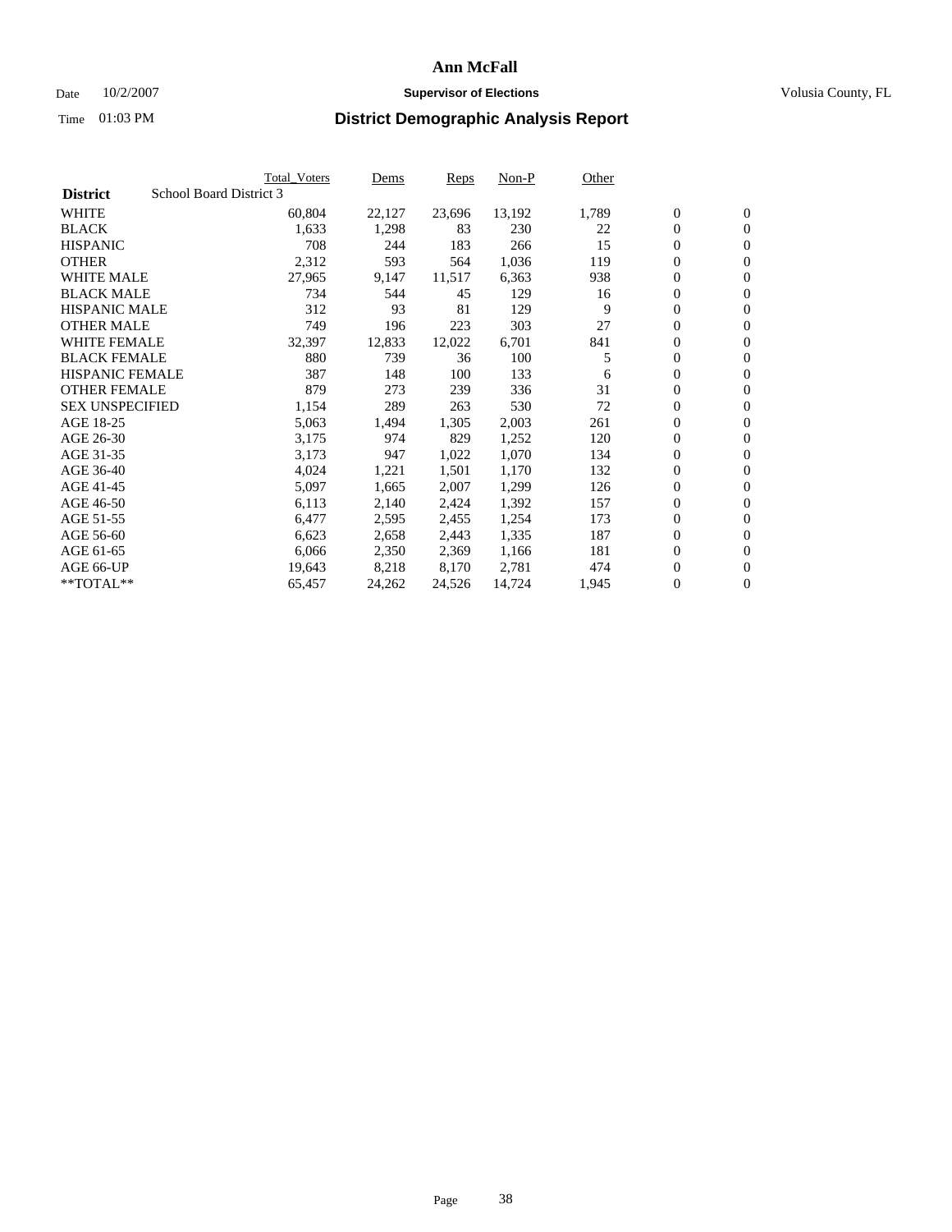# Ann McFall

Date 10/2/2007 **Supervisor of Elections** Volusia County, FL

Time 01:03 PM **District Demographic Analysis Report**

| **District** School Board District 3 | Total_Voters | Dems | Reps | Non-P | Other | | |
|---|---|---|---|---|---|---|---|
| WHITE | 60,804 | 22,127 | 23,696 | 13,192 | 1,789 | 0 | 0 |
| BLACK | 1,633 | 1,298 | 83 | 230 | 22 | 0 | 0 |
| HISPANIC | 708 | 244 | 183 | 266 | 15 | 0 | 0 |
| OTHER | 2,312 | 593 | 564 | 1,036 | 119 | 0 | 0 |
| WHITE MALE | 27,965 | 9,147 | 11,517 | 6,363 | 938 | 0 | 0 |
| BLACK MALE | 734 | 544 | 45 | 129 | 16 | 0 | 0 |
| HISPANIC MALE | 312 | 93 | 81 | 129 | 9 | 0 | 0 |
| OTHER MALE | 749 | 196 | 223 | 303 | 27 | 0 | 0 |
| WHITE FEMALE | 32,397 | 12,833 | 12,022 | 6,701 | 841 | 0 | 0 |
| BLACK FEMALE | 880 | 739 | 36 | 100 | 5 | 0 | 0 |
| HISPANIC FEMALE | 387 | 148 | 100 | 133 | 6 | 0 | 0 |
| OTHER FEMALE | 879 | 273 | 239 | 336 | 31 | 0 | 0 |
| SEX UNSPECIFIED | 1,154 | 289 | 263 | 530 | 72 | 0 | 0 |
| AGE 18-25 | 5,063 | 1,494 | 1,305 | 2,003 | 261 | 0 | 0 |
| AGE 26-30 | 3,175 | 974 | 829 | 1,252 | 120 | 0 | 0 |
| AGE 31-35 | 3,173 | 947 | 1,022 | 1,070 | 134 | 0 | 0 |
| AGE 36-40 | 4,024 | 1,221 | 1,501 | 1,170 | 132 | 0 | 0 |
| AGE 41-45 | 5,097 | 1,665 | 2,007 | 1,299 | 126 | 0 | 0 |
| AGE 46-50 | 6,113 | 2,140 | 2,424 | 1,392 | 157 | 0 | 0 |
| AGE 51-55 | 6,477 | 2,595 | 2,455 | 1,254 | 173 | 0 | 0 |
| AGE 56-60 | 6,623 | 2,658 | 2,443 | 1,335 | 187 | 0 | 0 |
| AGE 61-65 | 6,066 | 2,350 | 2,369 | 1,166 | 181 | 0 | 0 |
| AGE 66-UP | 19,643 | 8,218 | 8,170 | 2,781 | 474 | 0 | 0 |
| **TOTAL** | 65,457 | 24,262 | 24,526 | 14,724 | 1,945 | 0 | 0 |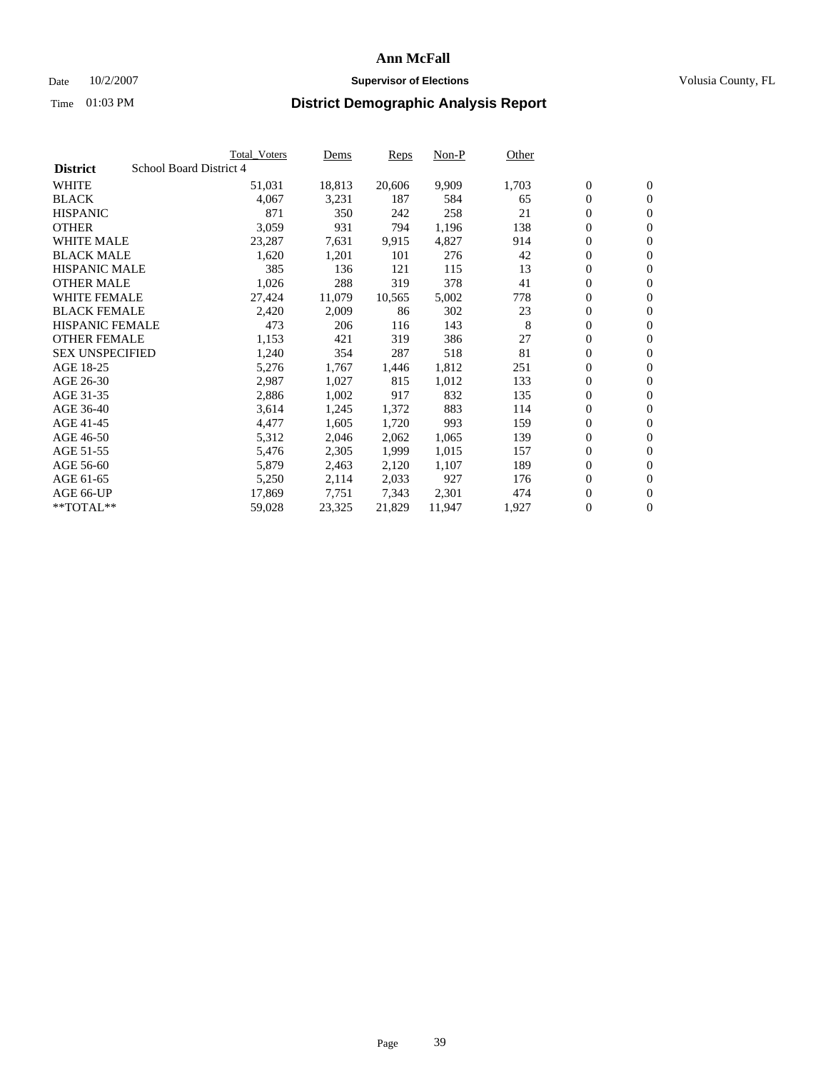# Ann McFall

Date 10/2/2007 **Supervisor of Elections** Volusia County, FL

Time 01:03 PM **District Demographic Analysis Report**

| **District** School Board District 4 | Total_Voters | Dems | Reps | Non-P | Other | | |
|---|---|---|---|---|---|---|---|
| WHITE | 51,031 | 18,813 | 20,606 | 9,909 | 1,703 | 0 | 0 |
| BLACK | 4,067 | 3,231 | 187 | 584 | 65 | 0 | 0 |
| HISPANIC | 871 | 350 | 242 | 258 | 21 | 0 | 0 |
| OTHER | 3,059 | 931 | 794 | 1,196 | 138 | 0 | 0 |
| WHITE MALE | 23,287 | 7,631 | 9,915 | 4,827 | 914 | 0 | 0 |
| BLACK MALE | 1,620 | 1,201 | 101 | 276 | 42 | 0 | 0 |
| HISPANIC MALE | 385 | 136 | 121 | 115 | 13 | 0 | 0 |
| OTHER MALE | 1,026 | 288 | 319 | 378 | 41 | 0 | 0 |
| WHITE FEMALE | 27,424 | 11,079 | 10,565 | 5,002 | 778 | 0 | 0 |
| BLACK FEMALE | 2,420 | 2,009 | 86 | 302 | 23 | 0 | 0 |
| HISPANIC FEMALE | 473 | 206 | 116 | 143 | 8 | 0 | 0 |
| OTHER FEMALE | 1,153 | 421 | 319 | 386 | 27 | 0 | 0 |
| SEX UNSPECIFIED | 1,240 | 354 | 287 | 518 | 81 | 0 | 0 |
| AGE 18-25 | 5,276 | 1,767 | 1,446 | 1,812 | 251 | 0 | 0 |
| AGE 26-30 | 2,987 | 1,027 | 815 | 1,012 | 133 | 0 | 0 |
| AGE 31-35 | 2,886 | 1,002 | 917 | 832 | 135 | 0 | 0 |
| AGE 36-40 | 3,614 | 1,245 | 1,372 | 883 | 114 | 0 | 0 |
| AGE 41-45 | 4,477 | 1,605 | 1,720 | 993 | 159 | 0 | 0 |
| AGE 46-50 | 5,312 | 2,046 | 2,062 | 1,065 | 139 | 0 | 0 |
| AGE 51-55 | 5,476 | 2,305 | 1,999 | 1,015 | 157 | 0 | 0 |
| AGE 56-60 | 5,879 | 2,463 | 2,120 | 1,107 | 189 | 0 | 0 |
| AGE 61-65 | 5,250 | 2,114 | 2,033 | 927 | 176 | 0 | 0 |
| AGE 66-UP | 17,869 | 7,751 | 7,343 | 2,301 | 474 | 0 | 0 |
| **TOTAL** | 59,028 | 23,325 | 21,829 | 11,947 | 1,927 | 0 | 0 |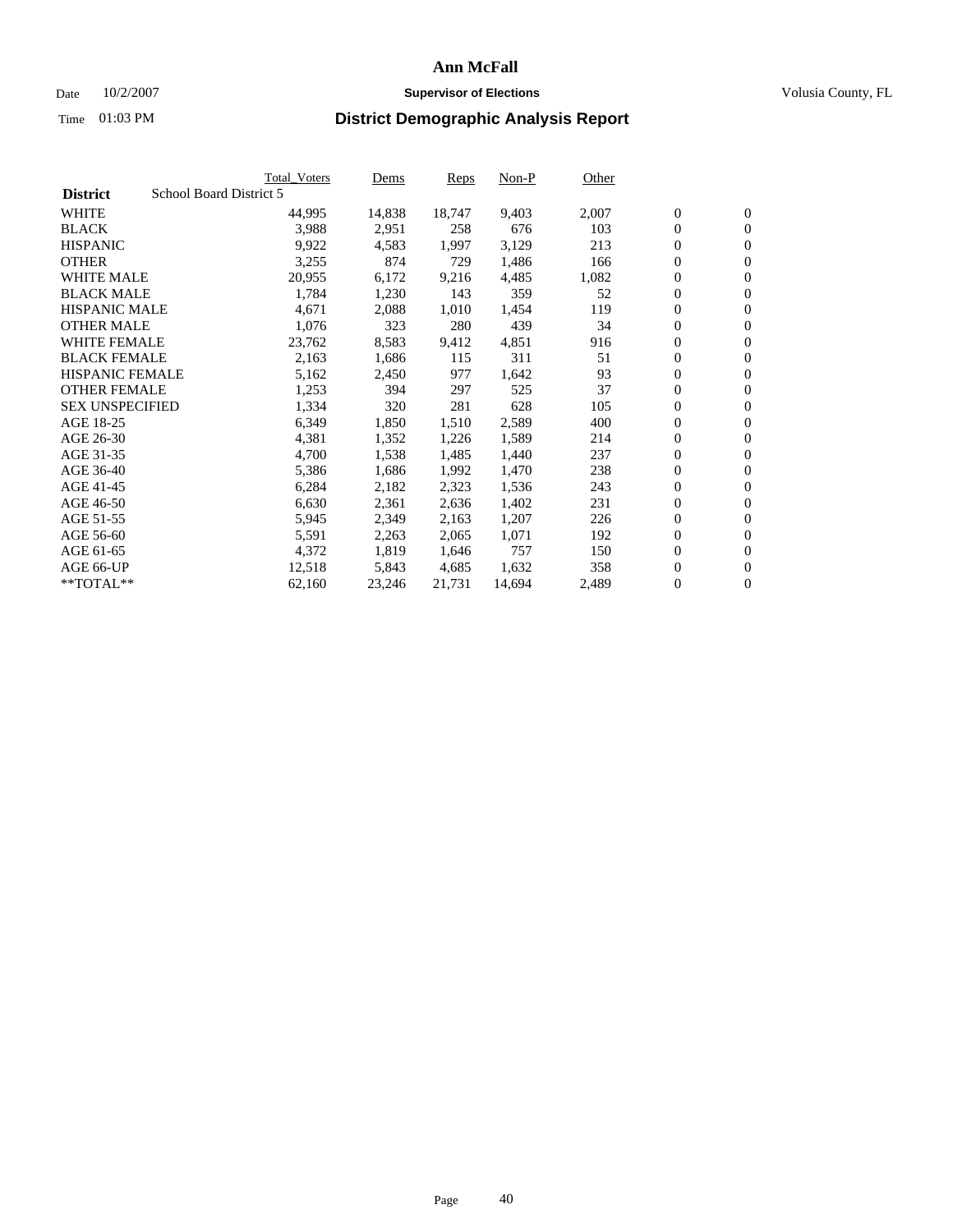# Ann McFall

Date 10/2/2007 **Supervisor of Elections** Volusia County, FL

Time 01:03 PM **District Demographic Analysis Report**

| **District** School Board District 5 | Total_Voters | Dems | Reps | Non-P | Other | | |
|---|---|---|---|---|---|---|---|
| WHITE | 44,995 | 14,838 | 18,747 | 9,403 | 2,007 | 0 | 0 |
| BLACK | 3,988 | 2,951 | 258 | 676 | 103 | 0 | 0 |
| HISPANIC | 9,922 | 4,583 | 1,997 | 3,129 | 213 | 0 | 0 |
| OTHER | 3,255 | 874 | 729 | 1,486 | 166 | 0 | 0 |
| WHITE MALE | 20,955 | 6,172 | 9,216 | 4,485 | 1,082 | 0 | 0 |
| BLACK MALE | 1,784 | 1,230 | 143 | 359 | 52 | 0 | 0 |
| HISPANIC MALE | 4,671 | 2,088 | 1,010 | 1,454 | 119 | 0 | 0 |
| OTHER MALE | 1,076 | 323 | 280 | 439 | 34 | 0 | 0 |
| WHITE FEMALE | 23,762 | 8,583 | 9,412 | 4,851 | 916 | 0 | 0 |
| BLACK FEMALE | 2,163 | 1,686 | 115 | 311 | 51 | 0 | 0 |
| HISPANIC FEMALE | 5,162 | 2,450 | 977 | 1,642 | 93 | 0 | 0 |
| OTHER FEMALE | 1,253 | 394 | 297 | 525 | 37 | 0 | 0 |
| SEX UNSPECIFIED | 1,334 | 320 | 281 | 628 | 105 | 0 | 0 |
| AGE 18-25 | 6,349 | 1,850 | 1,510 | 2,589 | 400 | 0 | 0 |
| AGE 26-30 | 4,381 | 1,352 | 1,226 | 1,589 | 214 | 0 | 0 |
| AGE 31-35 | 4,700 | 1,538 | 1,485 | 1,440 | 237 | 0 | 0 |
| AGE 36-40 | 5,386 | 1,686 | 1,992 | 1,470 | 238 | 0 | 0 |
| AGE 41-45 | 6,284 | 2,182 | 2,323 | 1,536 | 243 | 0 | 0 |
| AGE 46-50 | 6,630 | 2,361 | 2,636 | 1,402 | 231 | 0 | 0 |
| AGE 51-55 | 5,945 | 2,349 | 2,163 | 1,207 | 226 | 0 | 0 |
| AGE 56-60 | 5,591 | 2,263 | 2,065 | 1,071 | 192 | 0 | 0 |
| AGE 61-65 | 4,372 | 1,819 | 1,646 | 757 | 150 | 0 | 0 |
| AGE 66-UP | 12,518 | 5,843 | 4,685 | 1,632 | 358 | 0 | 0 |
| **TOTAL** | 62,160 | 23,246 | 21,731 | 14,694 | 2,489 | 0 | 0 |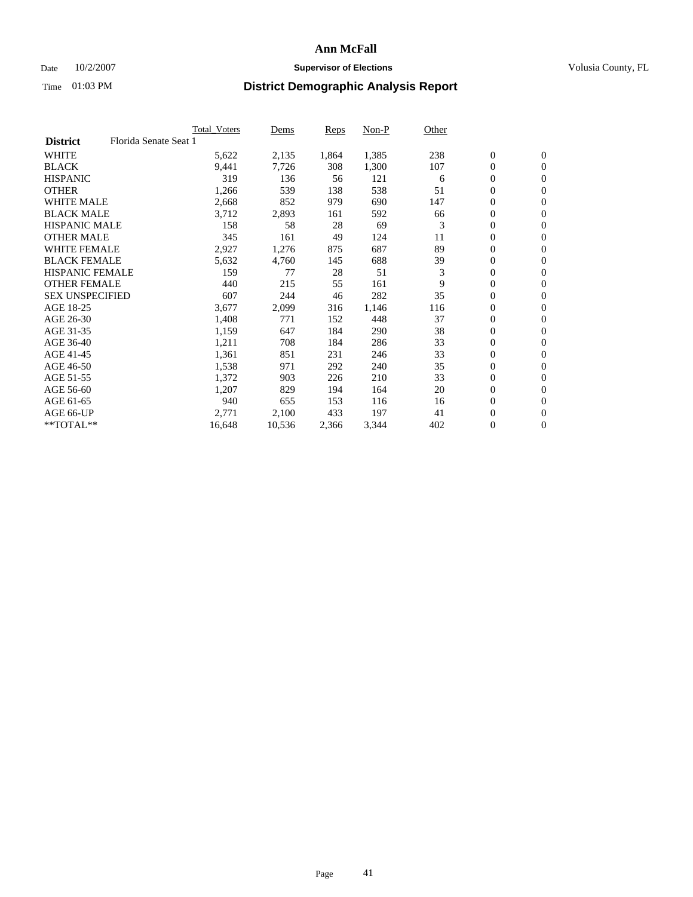# Ann McFall

Date 10/2/2007 **Supervisor of Elections** Volusia County, FL

Time 01:03 PM **District Demographic Analysis Report**

| **District** Florida Senate Seat 1 | Total_Voters | Dems | Reps | Non-P | Other | | |
|---|---|---|---|---|---|---|---|
| WHITE | 5,622 | 2,135 | 1,864 | 1,385 | 238 | 0 | 0 |
| BLACK | 9,441 | 7,726 | 308 | 1,300 | 107 | 0 | 0 |
| HISPANIC | 319 | 136 | 56 | 121 | 6 | 0 | 0 |
| OTHER | 1,266 | 539 | 138 | 538 | 51 | 0 | 0 |
| WHITE MALE | 2,668 | 852 | 979 | 690 | 147 | 0 | 0 |
| BLACK MALE | 3,712 | 2,893 | 161 | 592 | 66 | 0 | 0 |
| HISPANIC MALE | 158 | 58 | 28 | 69 | 3 | 0 | 0 |
| OTHER MALE | 345 | 161 | 49 | 124 | 11 | 0 | 0 |
| WHITE FEMALE | 2,927 | 1,276 | 875 | 687 | 89 | 0 | 0 |
| BLACK FEMALE | 5,632 | 4,760 | 145 | 688 | 39 | 0 | 0 |
| HISPANIC FEMALE | 159 | 77 | 28 | 51 | 3 | 0 | 0 |
| OTHER FEMALE | 440 | 215 | 55 | 161 | 9 | 0 | 0 |
| SEX UNSPECIFIED | 607 | 244 | 46 | 282 | 35 | 0 | 0 |
| AGE 18-25 | 3,677 | 2,099 | 316 | 1,146 | 116 | 0 | 0 |
| AGE 26-30 | 1,408 | 771 | 152 | 448 | 37 | 0 | 0 |
| AGE 31-35 | 1,159 | 647 | 184 | 290 | 38 | 0 | 0 |
| AGE 36-40 | 1,211 | 708 | 184 | 286 | 33 | 0 | 0 |
| AGE 41-45 | 1,361 | 851 | 231 | 246 | 33 | 0 | 0 |
| AGE 46-50 | 1,538 | 971 | 292 | 240 | 35 | 0 | 0 |
| AGE 51-55 | 1,372 | 903 | 226 | 210 | 33 | 0 | 0 |
| AGE 56-60 | 1,207 | 829 | 194 | 164 | 20 | 0 | 0 |
| AGE 61-65 | 940 | 655 | 153 | 116 | 16 | 0 | 0 |
| AGE 66-UP | 2,771 | 2,100 | 433 | 197 | 41 | 0 | 0 |
| **TOTAL** | 16,648 | 10,536 | 2,366 | 3,344 | 402 | 0 | 0 |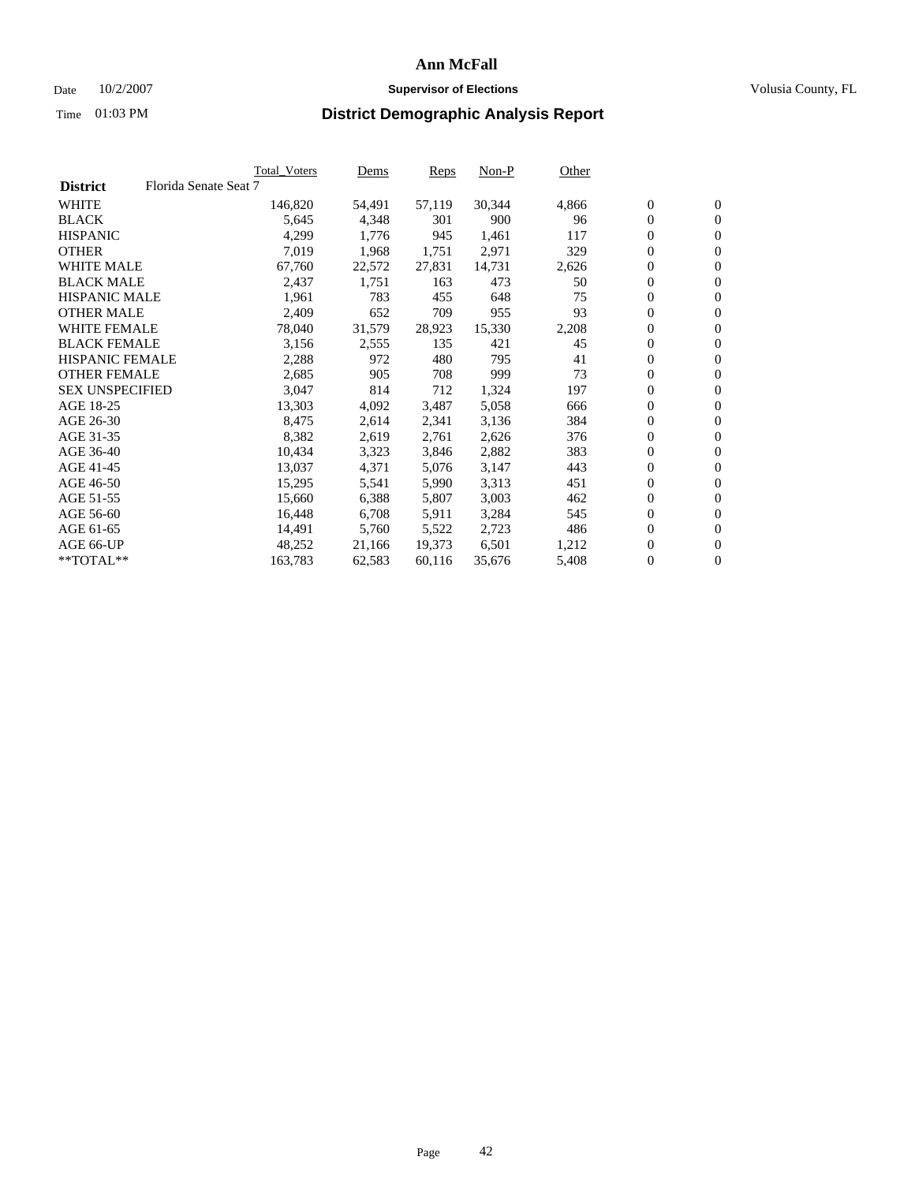# Ann McFall

Date 10/2/2007 **Supervisor of Elections** Volusia County, FL

Time 01:03 PM **District Demographic Analysis Report**

| **District** Florida Senate Seat 7 | Total_Voters | Dems | Reps | Non-P | Other | | |
|---|---|---|---|---|---|---|---|
| WHITE | 146,820 | 54,491 | 57,119 | 30,344 | 4,866 | 0 | 0 |
| BLACK | 5,645 | 4,348 | 301 | 900 | 96 | 0 | 0 |
| HISPANIC | 4,299 | 1,776 | 945 | 1,461 | 117 | 0 | 0 |
| OTHER | 7,019 | 1,968 | 1,751 | 2,971 | 329 | 0 | 0 |
| WHITE MALE | 67,760 | 22,572 | 27,831 | 14,731 | 2,626 | 0 | 0 |
| BLACK MALE | 2,437 | 1,751 | 163 | 473 | 50 | 0 | 0 |
| HISPANIC MALE | 1,961 | 783 | 455 | 648 | 75 | 0 | 0 |
| OTHER MALE | 2,409 | 652 | 709 | 955 | 93 | 0 | 0 |
| WHITE FEMALE | 78,040 | 31,579 | 28,923 | 15,330 | 2,208 | 0 | 0 |
| BLACK FEMALE | 3,156 | 2,555 | 135 | 421 | 45 | 0 | 0 |
| HISPANIC FEMALE | 2,288 | 972 | 480 | 795 | 41 | 0 | 0 |
| OTHER FEMALE | 2,685 | 905 | 708 | 999 | 73 | 0 | 0 |
| SEX UNSPECIFIED | 3,047 | 814 | 712 | 1,324 | 197 | 0 | 0 |
| AGE 18-25 | 13,303 | 4,092 | 3,487 | 5,058 | 666 | 0 | 0 |
| AGE 26-30 | 8,475 | 2,614 | 2,341 | 3,136 | 384 | 0 | 0 |
| AGE 31-35 | 8,382 | 2,619 | 2,761 | 2,626 | 376 | 0 | 0 |
| AGE 36-40 | 10,434 | 3,323 | 3,846 | 2,882 | 383 | 0 | 0 |
| AGE 41-45 | 13,037 | 4,371 | 5,076 | 3,147 | 443 | 0 | 0 |
| AGE 46-50 | 15,295 | 5,541 | 5,990 | 3,313 | 451 | 0 | 0 |
| AGE 51-55 | 15,660 | 6,388 | 5,807 | 3,003 | 462 | 0 | 0 |
| AGE 56-60 | 16,448 | 6,708 | 5,911 | 3,284 | 545 | 0 | 0 |
| AGE 61-65 | 14,491 | 5,760 | 5,522 | 2,723 | 486 | 0 | 0 |
| AGE 66-UP | 48,252 | 21,166 | 19,373 | 6,501 | 1,212 | 0 | 0 |
| **TOTAL** | 163,783 | 62,583 | 60,116 | 35,676 | 5,408 | 0 | 0 |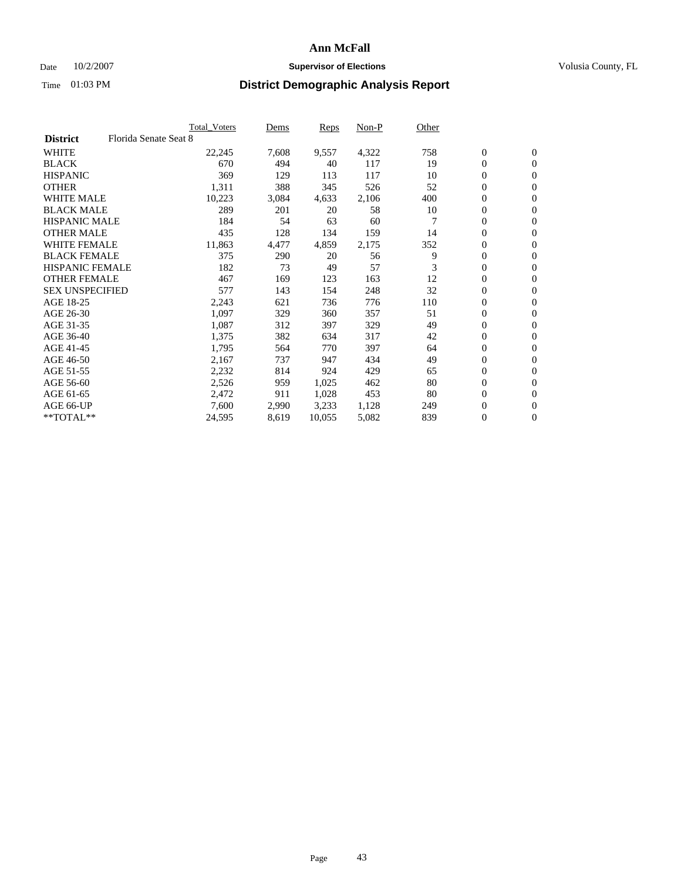# Ann McFall

Date 10/2/2007 **Supervisor of Elections** Volusia County, FL

Time 01:03 PM **District Demographic Analysis Report**

| | Total_Voters | Dems | Reps | Non-P | Other | | |
|---|---|---|---|---|---|---|---|
| **District** Florida Senate Seat 8 | | | | | | | |
| WHITE | 22,245 | 7,608 | 9,557 | 4,322 | 758 | 0 | 0 |
| BLACK | 670 | 494 | 40 | 117 | 19 | 0 | 0 |
| HISPANIC | 369 | 129 | 113 | 117 | 10 | 0 | 0 |
| OTHER | 1,311 | 388 | 345 | 526 | 52 | 0 | 0 |
| WHITE MALE | 10,223 | 3,084 | 4,633 | 2,106 | 400 | 0 | 0 |
| BLACK MALE | 289 | 201 | 20 | 58 | 10 | 0 | 0 |
| HISPANIC MALE | 184 | 54 | 63 | 60 | 7 | 0 | 0 |
| OTHER MALE | 435 | 128 | 134 | 159 | 14 | 0 | 0 |
| WHITE FEMALE | 11,863 | 4,477 | 4,859 | 2,175 | 352 | 0 | 0 |
| BLACK FEMALE | 375 | 290 | 20 | 56 | 9 | 0 | 0 |
| HISPANIC FEMALE | 182 | 73 | 49 | 57 | 3 | 0 | 0 |
| OTHER FEMALE | 467 | 169 | 123 | 163 | 12 | 0 | 0 |
| SEX UNSPECIFIED | 577 | 143 | 154 | 248 | 32 | 0 | 0 |
| AGE 18-25 | 2,243 | 621 | 736 | 776 | 110 | 0 | 0 |
| AGE 26-30 | 1,097 | 329 | 360 | 357 | 51 | 0 | 0 |
| AGE 31-35 | 1,087 | 312 | 397 | 329 | 49 | 0 | 0 |
| AGE 36-40 | 1,375 | 382 | 634 | 317 | 42 | 0 | 0 |
| AGE 41-45 | 1,795 | 564 | 770 | 397 | 64 | 0 | 0 |
| AGE 46-50 | 2,167 | 737 | 947 | 434 | 49 | 0 | 0 |
| AGE 51-55 | 2,232 | 814 | 924 | 429 | 65 | 0 | 0 |
| AGE 56-60 | 2,526 | 959 | 1,025 | 462 | 80 | 0 | 0 |
| AGE 61-65 | 2,472 | 911 | 1,028 | 453 | 80 | 0 | 0 |
| AGE 66-UP | 7,600 | 2,990 | 3,233 | 1,128 | 249 | 0 | 0 |
| **TOTAL** | 24,595 | 8,619 | 10,055 | 5,082 | 839 | 0 | 0 |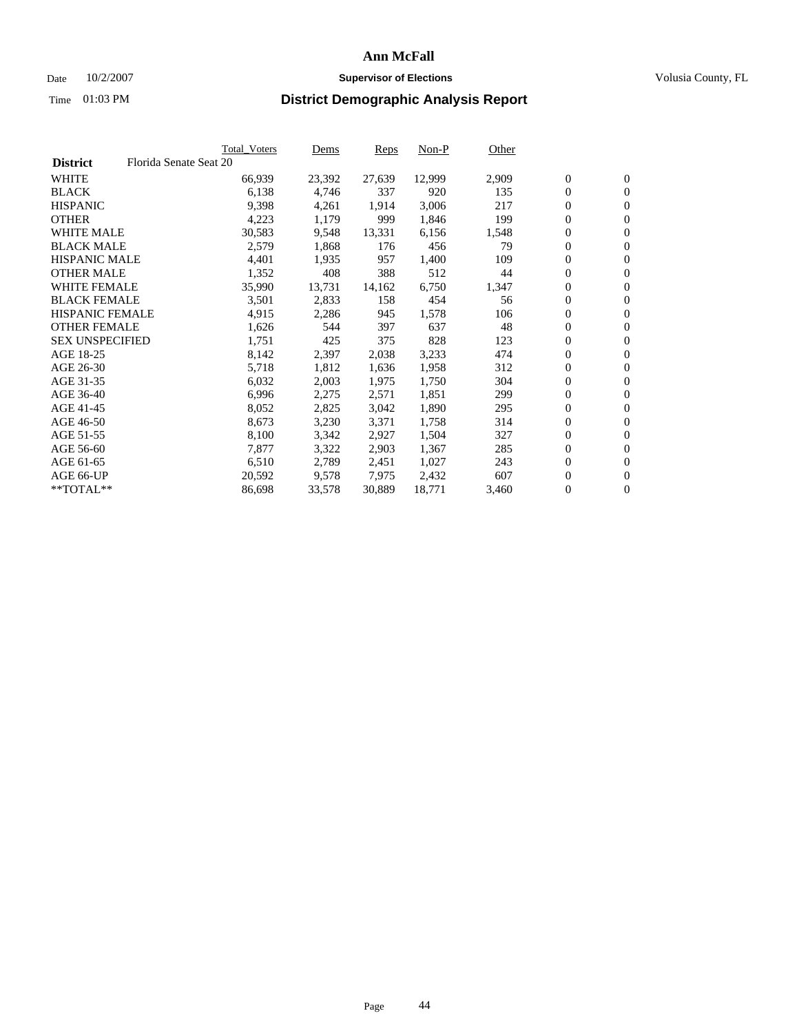**Ann McFall**

Date 10/2/2007 **Supervisor of Elections** Volusia County, FL

Time 01:03 PM **District Demographic Analysis Report**

| | Total_Voters | Dems | Reps | Non-P | Other | | |
|---|---|---|---|---|---|---|---|
| **District** Florida Senate Seat 20 | | | | | | | |
| WHITE | 66,939 | 23,392 | 27,639 | 12,999 | 2,909 | 0 | 0 |
| BLACK | 6,138 | 4,746 | 337 | 920 | 135 | 0 | 0 |
| HISPANIC | 9,398 | 4,261 | 1,914 | 3,006 | 217 | 0 | 0 |
| OTHER | 4,223 | 1,179 | 999 | 1,846 | 199 | 0 | 0 |
| WHITE MALE | 30,583 | 9,548 | 13,331 | 6,156 | 1,548 | 0 | 0 |
| BLACK MALE | 2,579 | 1,868 | 176 | 456 | 79 | 0 | 0 |
| HISPANIC MALE | 4,401 | 1,935 | 957 | 1,400 | 109 | 0 | 0 |
| OTHER MALE | 1,352 | 408 | 388 | 512 | 44 | 0 | 0 |
| WHITE FEMALE | 35,990 | 13,731 | 14,162 | 6,750 | 1,347 | 0 | 0 |
| BLACK FEMALE | 3,501 | 2,833 | 158 | 454 | 56 | 0 | 0 |
| HISPANIC FEMALE | 4,915 | 2,286 | 945 | 1,578 | 106 | 0 | 0 |
| OTHER FEMALE | 1,626 | 544 | 397 | 637 | 48 | 0 | 0 |
| SEX UNSPECIFIED | 1,751 | 425 | 375 | 828 | 123 | 0 | 0 |
| AGE 18-25 | 8,142 | 2,397 | 2,038 | 3,233 | 474 | 0 | 0 |
| AGE 26-30 | 5,718 | 1,812 | 1,636 | 1,958 | 312 | 0 | 0 |
| AGE 31-35 | 6,032 | 2,003 | 1,975 | 1,750 | 304 | 0 | 0 |
| AGE 36-40 | 6,996 | 2,275 | 2,571 | 1,851 | 299 | 0 | 0 |
| AGE 41-45 | 8,052 | 2,825 | 3,042 | 1,890 | 295 | 0 | 0 |
| AGE 46-50 | 8,673 | 3,230 | 3,371 | 1,758 | 314 | 0 | 0 |
| AGE 51-55 | 8,100 | 3,342 | 2,927 | 1,504 | 327 | 0 | 0 |
| AGE 56-60 | 7,877 | 3,322 | 2,903 | 1,367 | 285 | 0 | 0 |
| AGE 61-65 | 6,510 | 2,789 | 2,451 | 1,027 | 243 | 0 | 0 |
| AGE 66-UP | 20,592 | 9,578 | 7,975 | 2,432 | 607 | 0 | 0 |
| **TOTAL** | 86,698 | 33,578 | 30,889 | 18,771 | 3,460 | 0 | 0 |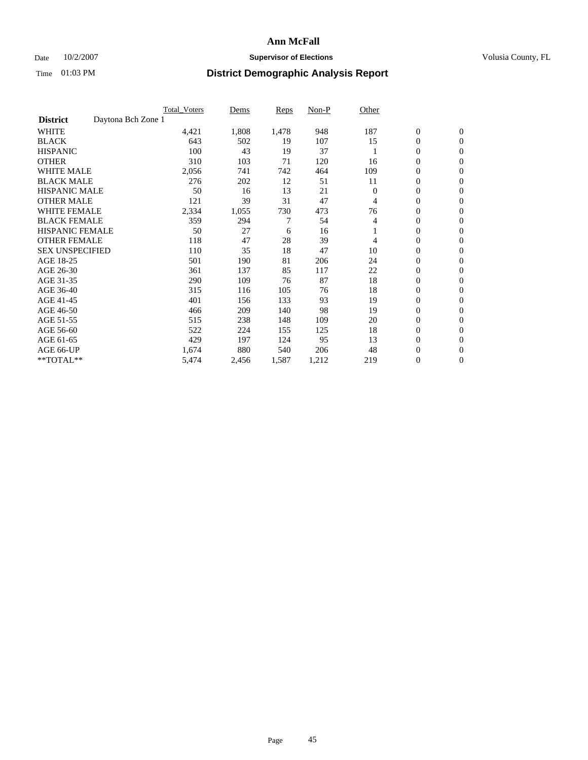# Ann McFall

Date 10/2/2007 **Supervisor of Elections** Volusia County, FL

Time 01:03 PM **District Demographic Analysis Report**

| | Total_Voters | Dems | Reps | Non-P | Other | | |
|---|---|---|---|---|---|---|---|
| **District** Daytona Bch Zone 1 | | | | | | | |
| WHITE | 4,421 | 1,808 | 1,478 | 948 | 187 | 0 | 0 |
| BLACK | 643 | 502 | 19 | 107 | 15 | 0 | 0 |
| HISPANIC | 100 | 43 | 19 | 37 | 1 | 0 | 0 |
| OTHER | 310 | 103 | 71 | 120 | 16 | 0 | 0 |
| WHITE MALE | 2,056 | 741 | 742 | 464 | 109 | 0 | 0 |
| BLACK MALE | 276 | 202 | 12 | 51 | 11 | 0 | 0 |
| HISPANIC MALE | 50 | 16 | 13 | 21 | 0 | 0 | 0 |
| OTHER MALE | 121 | 39 | 31 | 47 | 4 | 0 | 0 |
| WHITE FEMALE | 2,334 | 1,055 | 730 | 473 | 76 | 0 | 0 |
| BLACK FEMALE | 359 | 294 | 7 | 54 | 4 | 0 | 0 |
| HISPANIC FEMALE | 50 | 27 | 6 | 16 | 1 | 0 | 0 |
| OTHER FEMALE | 118 | 47 | 28 | 39 | 4 | 0 | 0 |
| SEX UNSPECIFIED | 110 | 35 | 18 | 47 | 10 | 0 | 0 |
| AGE 18-25 | 501 | 190 | 81 | 206 | 24 | 0 | 0 |
| AGE 26-30 | 361 | 137 | 85 | 117 | 22 | 0 | 0 |
| AGE 31-35 | 290 | 109 | 76 | 87 | 18 | 0 | 0 |
| AGE 36-40 | 315 | 116 | 105 | 76 | 18 | 0 | 0 |
| AGE 41-45 | 401 | 156 | 133 | 93 | 19 | 0 | 0 |
| AGE 46-50 | 466 | 209 | 140 | 98 | 19 | 0 | 0 |
| AGE 51-55 | 515 | 238 | 148 | 109 | 20 | 0 | 0 |
| AGE 56-60 | 522 | 224 | 155 | 125 | 18 | 0 | 0 |
| AGE 61-65 | 429 | 197 | 124 | 95 | 13 | 0 | 0 |
| AGE 66-UP | 1,674 | 880 | 540 | 206 | 48 | 0 | 0 |
| **TOTAL** | 5,474 | 2,456 | 1,587 | 1,212 | 219 | 0 | 0 |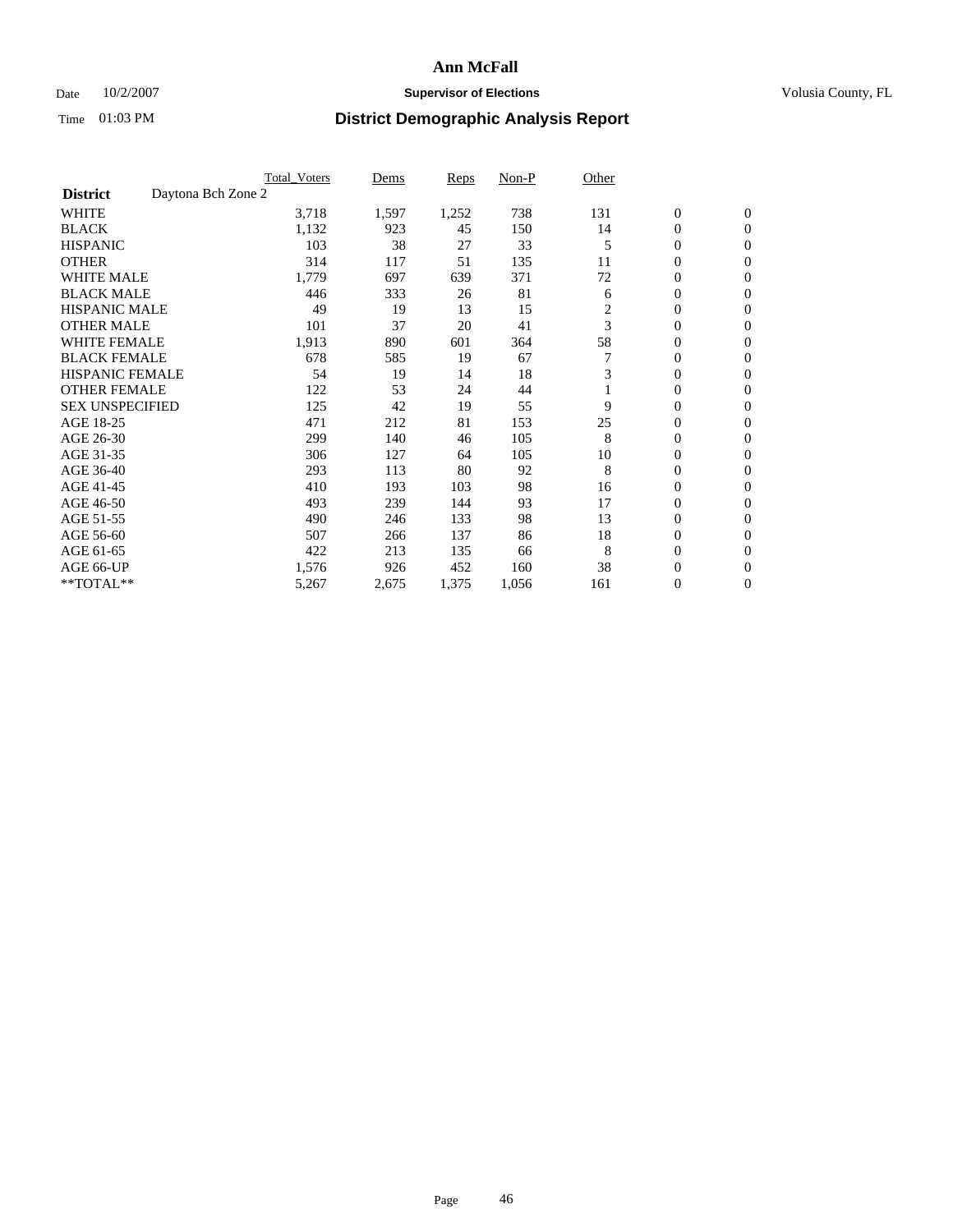# Ann McFall

Date 10/2/2007 **Supervisor of Elections** Volusia County, FL

Time 01:03 PM **District Demographic Analysis Report**

| | Total_Voters | Dems | Reps | Non-P | Other | | |
|---|---|---|---|---|---|---|---|
| **District** Daytona Bch Zone 2 | | | | | | | |
| WHITE | 3,718 | 1,597 | 1,252 | 738 | 131 | 0 | 0 |
| BLACK | 1,132 | 923 | 45 | 150 | 14 | 0 | 0 |
| HISPANIC | 103 | 38 | 27 | 33 | 5 | 0 | 0 |
| OTHER | 314 | 117 | 51 | 135 | 11 | 0 | 0 |
| WHITE MALE | 1,779 | 697 | 639 | 371 | 72 | 0 | 0 |
| BLACK MALE | 446 | 333 | 26 | 81 | 6 | 0 | 0 |
| HISPANIC MALE | 49 | 19 | 13 | 15 | 2 | 0 | 0 |
| OTHER MALE | 101 | 37 | 20 | 41 | 3 | 0 | 0 |
| WHITE FEMALE | 1,913 | 890 | 601 | 364 | 58 | 0 | 0 |
| BLACK FEMALE | 678 | 585 | 19 | 67 | 7 | 0 | 0 |
| HISPANIC FEMALE | 54 | 19 | 14 | 18 | 3 | 0 | 0 |
| OTHER FEMALE | 122 | 53 | 24 | 44 | 1 | 0 | 0 |
| SEX UNSPECIFIED | 125 | 42 | 19 | 55 | 9 | 0 | 0 |
| AGE 18-25 | 471 | 212 | 81 | 153 | 25 | 0 | 0 |
| AGE 26-30 | 299 | 140 | 46 | 105 | 8 | 0 | 0 |
| AGE 31-35 | 306 | 127 | 64 | 105 | 10 | 0 | 0 |
| AGE 36-40 | 293 | 113 | 80 | 92 | 8 | 0 | 0 |
| AGE 41-45 | 410 | 193 | 103 | 98 | 16 | 0 | 0 |
| AGE 46-50 | 493 | 239 | 144 | 93 | 17 | 0 | 0 |
| AGE 51-55 | 490 | 246 | 133 | 98 | 13 | 0 | 0 |
| AGE 56-60 | 507 | 266 | 137 | 86 | 18 | 0 | 0 |
| AGE 61-65 | 422 | 213 | 135 | 66 | 8 | 0 | 0 |
| AGE 66-UP | 1,576 | 926 | 452 | 160 | 38 | 0 | 0 |
| **TOTAL** | 5,267 | 2,675 | 1,375 | 1,056 | 161 | 0 | 0 |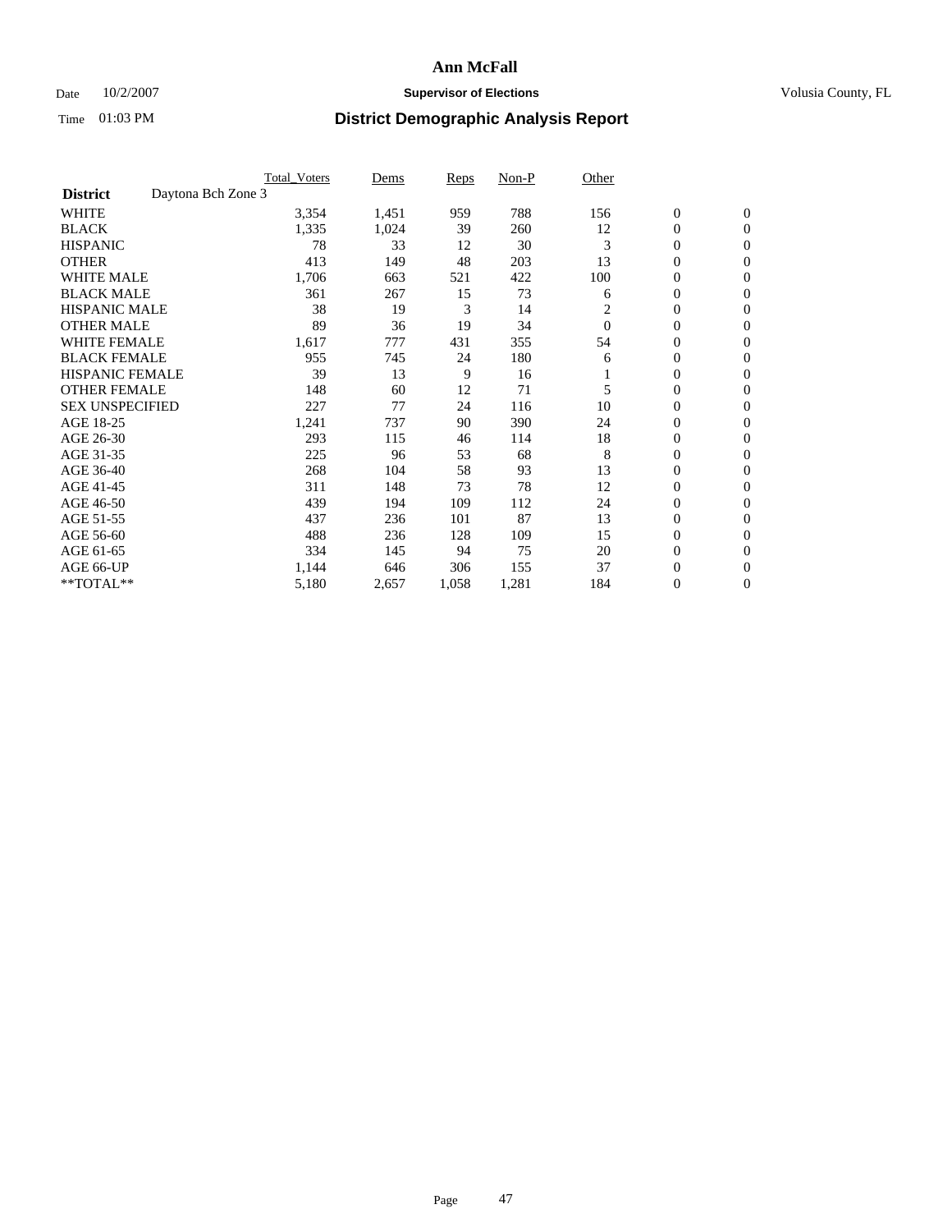# Ann McFall

Date 10/2/2007 **Supervisor of Elections** Volusia County, FL

Time 01:03 PM **District Demographic Analysis Report**

| | Total_Voters | Dems | Reps | Non-P | Other | | |
|---|---|---|---|---|---|---|---|
| **District** Daytona Bch Zone 3 | | | | | | | |
| WHITE | 3,354 | 1,451 | 959 | 788 | 156 | 0 | 0 |
| BLACK | 1,335 | 1,024 | 39 | 260 | 12 | 0 | 0 |
| HISPANIC | 78 | 33 | 12 | 30 | 3 | 0 | 0 |
| OTHER | 413 | 149 | 48 | 203 | 13 | 0 | 0 |
| WHITE MALE | 1,706 | 663 | 521 | 422 | 100 | 0 | 0 |
| BLACK MALE | 361 | 267 | 15 | 73 | 6 | 0 | 0 |
| HISPANIC MALE | 38 | 19 | 3 | 14 | 2 | 0 | 0 |
| OTHER MALE | 89 | 36 | 19 | 34 | 0 | 0 | 0 |
| WHITE FEMALE | 1,617 | 777 | 431 | 355 | 54 | 0 | 0 |
| BLACK FEMALE | 955 | 745 | 24 | 180 | 6 | 0 | 0 |
| HISPANIC FEMALE | 39 | 13 | 9 | 16 | 1 | 0 | 0 |
| OTHER FEMALE | 148 | 60 | 12 | 71 | 5 | 0 | 0 |
| SEX UNSPECIFIED | 227 | 77 | 24 | 116 | 10 | 0 | 0 |
| AGE 18-25 | 1,241 | 737 | 90 | 390 | 24 | 0 | 0 |
| AGE 26-30 | 293 | 115 | 46 | 114 | 18 | 0 | 0 |
| AGE 31-35 | 225 | 96 | 53 | 68 | 8 | 0 | 0 |
| AGE 36-40 | 268 | 104 | 58 | 93 | 13 | 0 | 0 |
| AGE 41-45 | 311 | 148 | 73 | 78 | 12 | 0 | 0 |
| AGE 46-50 | 439 | 194 | 109 | 112 | 24 | 0 | 0 |
| AGE 51-55 | 437 | 236 | 101 | 87 | 13 | 0 | 0 |
| AGE 56-60 | 488 | 236 | 128 | 109 | 15 | 0 | 0 |
| AGE 61-65 | 334 | 145 | 94 | 75 | 20 | 0 | 0 |
| AGE 66-UP | 1,144 | 646 | 306 | 155 | 37 | 0 | 0 |
| **TOTAL** | 5,180 | 2,657 | 1,058 | 1,281 | 184 | 0 | 0 |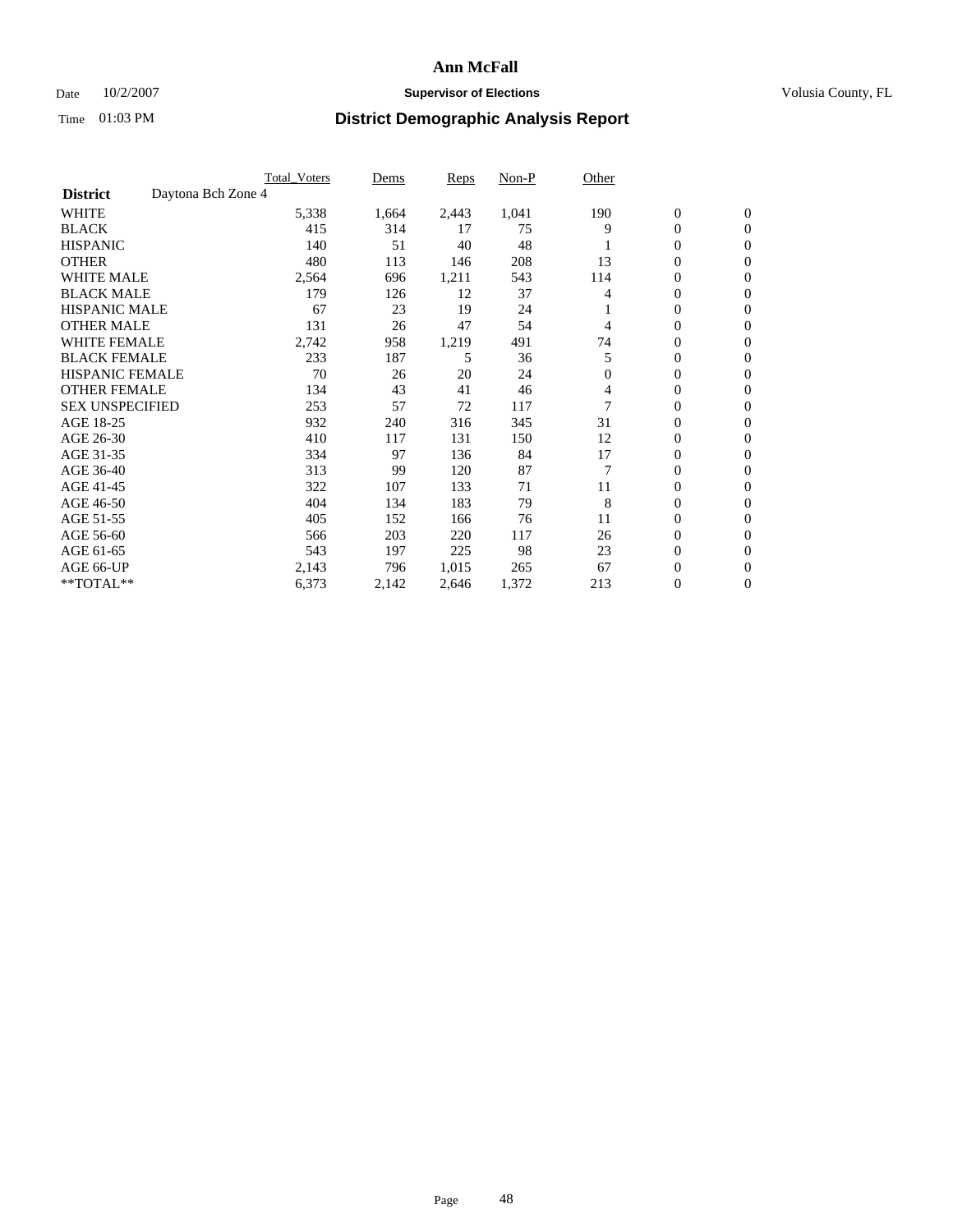# Ann McFall

Date 10/2/2007 **Supervisor of Elections** Volusia County, FL

Time 01:03 PM **District Demographic Analysis Report**

| | Total_Voters | Dems | Reps | Non-P | Other | | |
|---|---|---|---|---|---|---|---|
| **District** Daytona Bch Zone 4 | | | | | | | |
| WHITE | 5,338 | 1,664 | 2,443 | 1,041 | 190 | 0 | 0 |
| BLACK | 415 | 314 | 17 | 75 | 9 | 0 | 0 |
| HISPANIC | 140 | 51 | 40 | 48 | 1 | 0 | 0 |
| OTHER | 480 | 113 | 146 | 208 | 13 | 0 | 0 |
| WHITE MALE | 2,564 | 696 | 1,211 | 543 | 114 | 0 | 0 |
| BLACK MALE | 179 | 126 | 12 | 37 | 4 | 0 | 0 |
| HISPANIC MALE | 67 | 23 | 19 | 24 | 1 | 0 | 0 |
| OTHER MALE | 131 | 26 | 47 | 54 | 4 | 0 | 0 |
| WHITE FEMALE | 2,742 | 958 | 1,219 | 491 | 74 | 0 | 0 |
| BLACK FEMALE | 233 | 187 | 5 | 36 | 5 | 0 | 0 |
| HISPANIC FEMALE | 70 | 26 | 20 | 24 | 0 | 0 | 0 |
| OTHER FEMALE | 134 | 43 | 41 | 46 | 4 | 0 | 0 |
| SEX UNSPECIFIED | 253 | 57 | 72 | 117 | 7 | 0 | 0 |
| AGE 18-25 | 932 | 240 | 316 | 345 | 31 | 0 | 0 |
| AGE 26-30 | 410 | 117 | 131 | 150 | 12 | 0 | 0 |
| AGE 31-35 | 334 | 97 | 136 | 84 | 17 | 0 | 0 |
| AGE 36-40 | 313 | 99 | 120 | 87 | 7 | 0 | 0 |
| AGE 41-45 | 322 | 107 | 133 | 71 | 11 | 0 | 0 |
| AGE 46-50 | 404 | 134 | 183 | 79 | 8 | 0 | 0 |
| AGE 51-55 | 405 | 152 | 166 | 76 | 11 | 0 | 0 |
| AGE 56-60 | 566 | 203 | 220 | 117 | 26 | 0 | 0 |
| AGE 61-65 | 543 | 197 | 225 | 98 | 23 | 0 | 0 |
| AGE 66-UP | 2,143 | 796 | 1,015 | 265 | 67 | 0 | 0 |
| **TOTAL** | 6,373 | 2,142 | 2,646 | 1,372 | 213 | 0 | 0 |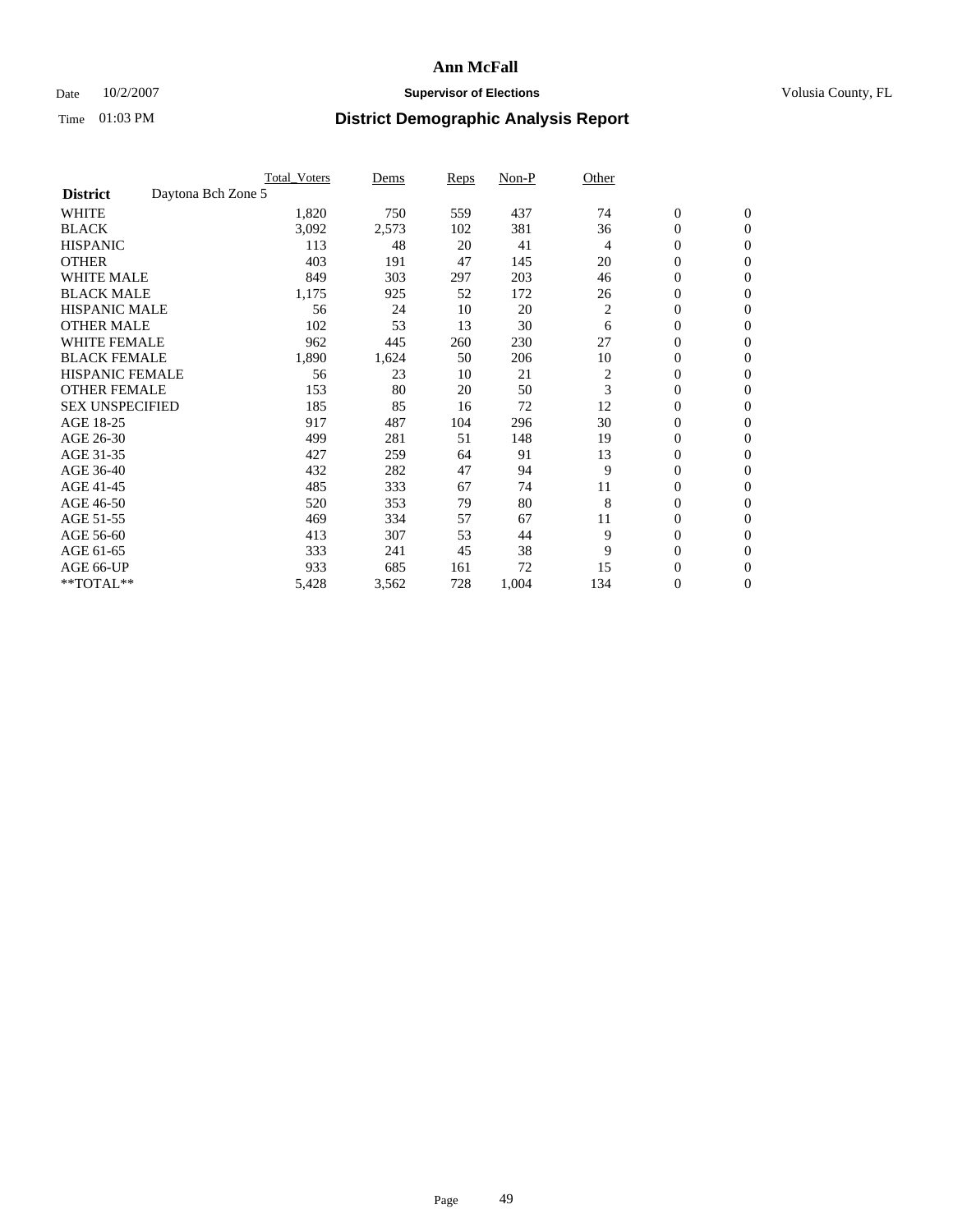# Ann McFall

Date 10/2/2007 **Supervisor of Elections** Volusia County, FL

Time 01:03 PM **District Demographic Analysis Report**

| | Total_Voters | Dems | Reps | Non-P | Other | | |
|---|---|---|---|---|---|---|---|
| **District** Daytona Bch Zone 5 | | | | | | | |
| WHITE | 1,820 | 750 | 559 | 437 | 74 | 0 | 0 |
| BLACK | 3,092 | 2,573 | 102 | 381 | 36 | 0 | 0 |
| HISPANIC | 113 | 48 | 20 | 41 | 4 | 0 | 0 |
| OTHER | 403 | 191 | 47 | 145 | 20 | 0 | 0 |
| WHITE MALE | 849 | 303 | 297 | 203 | 46 | 0 | 0 |
| BLACK MALE | 1,175 | 925 | 52 | 172 | 26 | 0 | 0 |
| HISPANIC MALE | 56 | 24 | 10 | 20 | 2 | 0 | 0 |
| OTHER MALE | 102 | 53 | 13 | 30 | 6 | 0 | 0 |
| WHITE FEMALE | 962 | 445 | 260 | 230 | 27 | 0 | 0 |
| BLACK FEMALE | 1,890 | 1,624 | 50 | 206 | 10 | 0 | 0 |
| HISPANIC FEMALE | 56 | 23 | 10 | 21 | 2 | 0 | 0 |
| OTHER FEMALE | 153 | 80 | 20 | 50 | 3 | 0 | 0 |
| SEX UNSPECIFIED | 185 | 85 | 16 | 72 | 12 | 0 | 0 |
| AGE 18-25 | 917 | 487 | 104 | 296 | 30 | 0 | 0 |
| AGE 26-30 | 499 | 281 | 51 | 148 | 19 | 0 | 0 |
| AGE 31-35 | 427 | 259 | 64 | 91 | 13 | 0 | 0 |
| AGE 36-40 | 432 | 282 | 47 | 94 | 9 | 0 | 0 |
| AGE 41-45 | 485 | 333 | 67 | 74 | 11 | 0 | 0 |
| AGE 46-50 | 520 | 353 | 79 | 80 | 8 | 0 | 0 |
| AGE 51-55 | 469 | 334 | 57 | 67 | 11 | 0 | 0 |
| AGE 56-60 | 413 | 307 | 53 | 44 | 9 | 0 | 0 |
| AGE 61-65 | 333 | 241 | 45 | 38 | 9 | 0 | 0 |
| AGE 66-UP | 933 | 685 | 161 | 72 | 15 | 0 | 0 |
| **TOTAL** | 5,428 | 3,562 | 728 | 1,004 | 134 | 0 | 0 |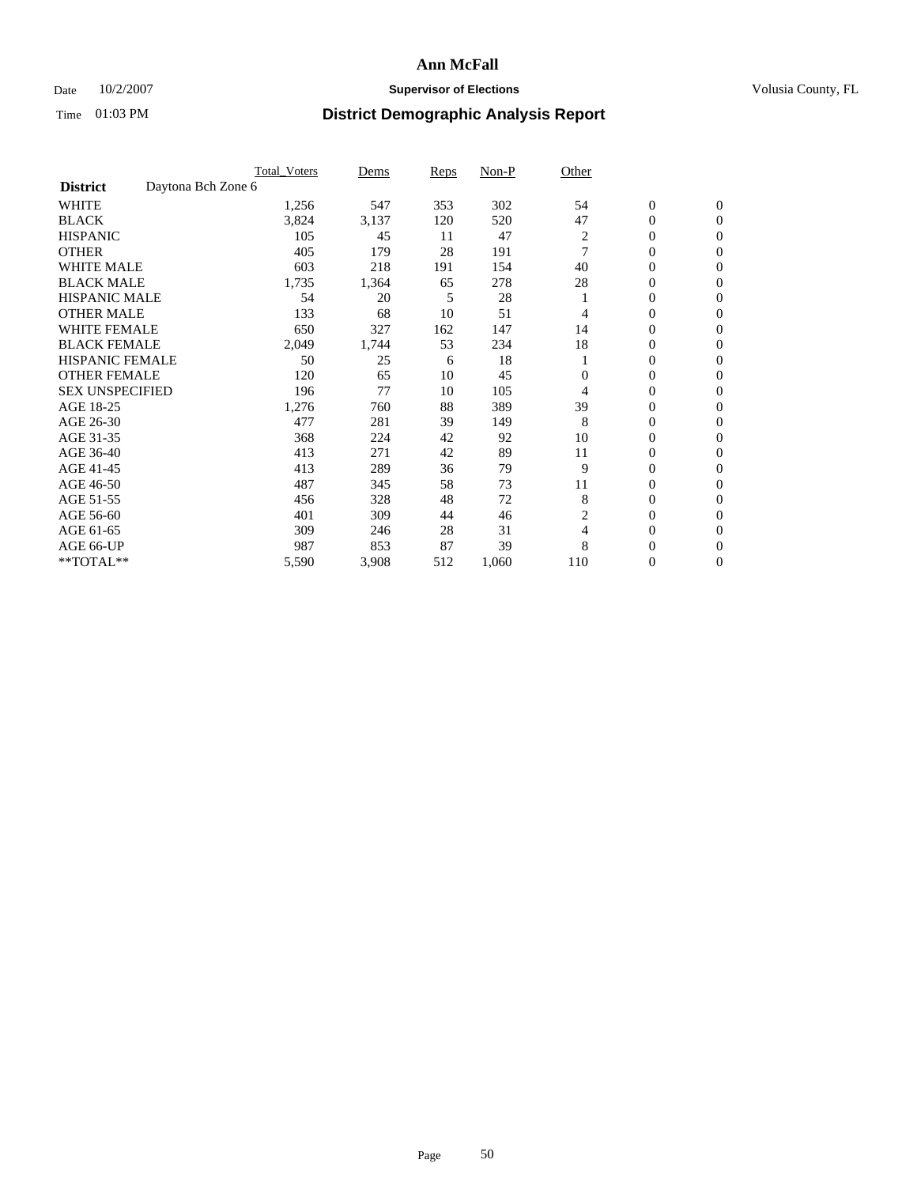# Ann McFall

Date 10/2/2007 **Supervisor of Elections** Volusia County, FL

Time 01:03 PM **District Demographic Analysis Report**

| | Total_Voters | Dems | Reps | Non-P | Other | | |
|---|---|---|---|---|---|---|---|
| **District** Daytona Bch Zone 6 | | | | | | | |
| WHITE | 1,256 | 547 | 353 | 302 | 54 | 0 | 0 |
| BLACK | 3,824 | 3,137 | 120 | 520 | 47 | 0 | 0 |
| HISPANIC | 105 | 45 | 11 | 47 | 2 | 0 | 0 |
| OTHER | 405 | 179 | 28 | 191 | 7 | 0 | 0 |
| WHITE MALE | 603 | 218 | 191 | 154 | 40 | 0 | 0 |
| BLACK MALE | 1,735 | 1,364 | 65 | 278 | 28 | 0 | 0 |
| HISPANIC MALE | 54 | 20 | 5 | 28 | 1 | 0 | 0 |
| OTHER MALE | 133 | 68 | 10 | 51 | 4 | 0 | 0 |
| WHITE FEMALE | 650 | 327 | 162 | 147 | 14 | 0 | 0 |
| BLACK FEMALE | 2,049 | 1,744 | 53 | 234 | 18 | 0 | 0 |
| HISPANIC FEMALE | 50 | 25 | 6 | 18 | 1 | 0 | 0 |
| OTHER FEMALE | 120 | 65 | 10 | 45 | 0 | 0 | 0 |
| SEX UNSPECIFIED | 196 | 77 | 10 | 105 | 4 | 0 | 0 |
| AGE 18-25 | 1,276 | 760 | 88 | 389 | 39 | 0 | 0 |
| AGE 26-30 | 477 | 281 | 39 | 149 | 8 | 0 | 0 |
| AGE 31-35 | 368 | 224 | 42 | 92 | 10 | 0 | 0 |
| AGE 36-40 | 413 | 271 | 42 | 89 | 11 | 0 | 0 |
| AGE 41-45 | 413 | 289 | 36 | 79 | 9 | 0 | 0 |
| AGE 46-50 | 487 | 345 | 58 | 73 | 11 | 0 | 0 |
| AGE 51-55 | 456 | 328 | 48 | 72 | 8 | 0 | 0 |
| AGE 56-60 | 401 | 309 | 44 | 46 | 2 | 0 | 0 |
| AGE 61-65 | 309 | 246 | 28 | 31 | 4 | 0 | 0 |
| AGE 66-UP | 987 | 853 | 87 | 39 | 8 | 0 | 0 |
| **TOTAL** | 5,590 | 3,908 | 512 | 1,060 | 110 | 0 | 0 |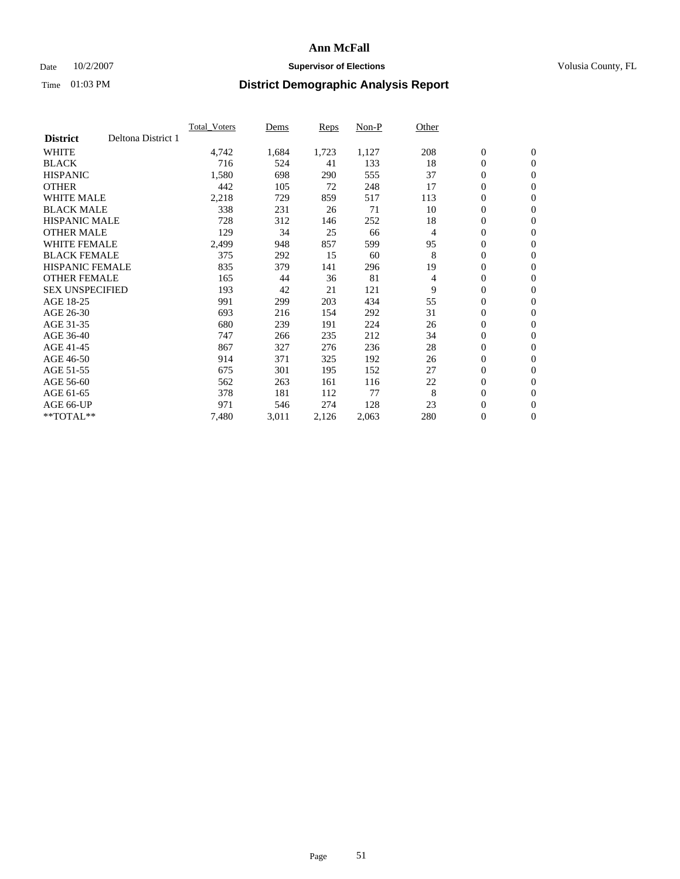# Ann McFall

Date 10/2/2007 **Supervisor of Elections** Volusia County, FL

Time 01:03 PM **District Demographic Analysis Report**

| | Total_Voters | Dems | Reps | Non-P | Other | | |
|---|---|---|---|---|---|---|---|
| **District** Deltona District 1 | | | | | | | |
| WHITE | 4,742 | 1,684 | 1,723 | 1,127 | 208 | 0 | 0 |
| BLACK | 716 | 524 | 41 | 133 | 18 | 0 | 0 |
| HISPANIC | 1,580 | 698 | 290 | 555 | 37 | 0 | 0 |
| OTHER | 442 | 105 | 72 | 248 | 17 | 0 | 0 |
| WHITE MALE | 2,218 | 729 | 859 | 517 | 113 | 0 | 0 |
| BLACK MALE | 338 | 231 | 26 | 71 | 10 | 0 | 0 |
| HISPANIC MALE | 728 | 312 | 146 | 252 | 18 | 0 | 0 |
| OTHER MALE | 129 | 34 | 25 | 66 | 4 | 0 | 0 |
| WHITE FEMALE | 2,499 | 948 | 857 | 599 | 95 | 0 | 0 |
| BLACK FEMALE | 375 | 292 | 15 | 60 | 8 | 0 | 0 |
| HISPANIC FEMALE | 835 | 379 | 141 | 296 | 19 | 0 | 0 |
| OTHER FEMALE | 165 | 44 | 36 | 81 | 4 | 0 | 0 |
| SEX UNSPECIFIED | 193 | 42 | 21 | 121 | 9 | 0 | 0 |
| AGE 18-25 | 991 | 299 | 203 | 434 | 55 | 0 | 0 |
| AGE 26-30 | 693 | 216 | 154 | 292 | 31 | 0 | 0 |
| AGE 31-35 | 680 | 239 | 191 | 224 | 26 | 0 | 0 |
| AGE 36-40 | 747 | 266 | 235 | 212 | 34 | 0 | 0 |
| AGE 41-45 | 867 | 327 | 276 | 236 | 28 | 0 | 0 |
| AGE 46-50 | 914 | 371 | 325 | 192 | 26 | 0 | 0 |
| AGE 51-55 | 675 | 301 | 195 | 152 | 27 | 0 | 0 |
| AGE 56-60 | 562 | 263 | 161 | 116 | 22 | 0 | 0 |
| AGE 61-65 | 378 | 181 | 112 | 77 | 8 | 0 | 0 |
| AGE 66-UP | 971 | 546 | 274 | 128 | 23 | 0 | 0 |
| **TOTAL** | 7,480 | 3,011 | 2,126 | 2,063 | 280 | 0 | 0 |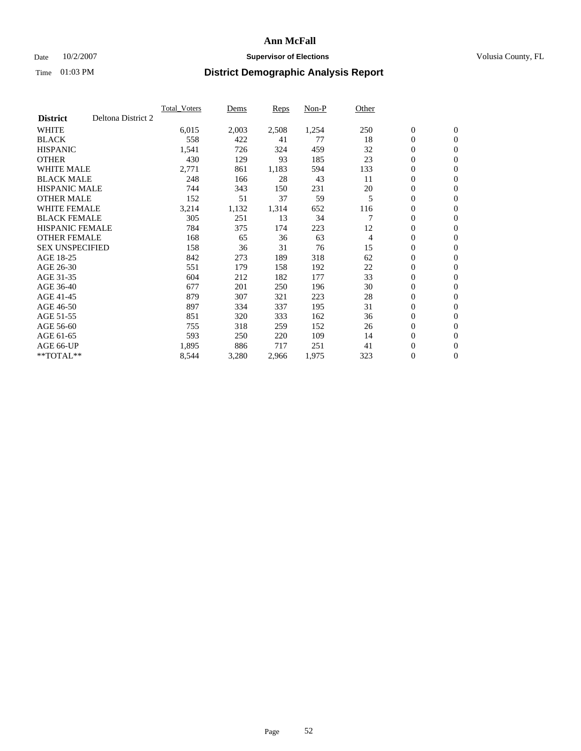# Ann McFall

Date 10/2/2007 **Supervisor of Elections** Volusia County, FL

Time 01:03 PM **District Demographic Analysis Report**

| **District** Deltona District 2 | Total_Voters | Dems | Reps | Non-P | Other | | |
|---|---|---|---|---|---|---|---|
| WHITE | 6,015 | 2,003 | 2,508 | 1,254 | 250 | 0 | 0 |
| BLACK | 558 | 422 | 41 | 77 | 18 | 0 | 0 |
| HISPANIC | 1,541 | 726 | 324 | 459 | 32 | 0 | 0 |
| OTHER | 430 | 129 | 93 | 185 | 23 | 0 | 0 |
| WHITE MALE | 2,771 | 861 | 1,183 | 594 | 133 | 0 | 0 |
| BLACK MALE | 248 | 166 | 28 | 43 | 11 | 0 | 0 |
| HISPANIC MALE | 744 | 343 | 150 | 231 | 20 | 0 | 0 |
| OTHER MALE | 152 | 51 | 37 | 59 | 5 | 0 | 0 |
| WHITE FEMALE | 3,214 | 1,132 | 1,314 | 652 | 116 | 0 | 0 |
| BLACK FEMALE | 305 | 251 | 13 | 34 | 7 | 0 | 0 |
| HISPANIC FEMALE | 784 | 375 | 174 | 223 | 12 | 0 | 0 |
| OTHER FEMALE | 168 | 65 | 36 | 63 | 4 | 0 | 0 |
| SEX UNSPECIFIED | 158 | 36 | 31 | 76 | 15 | 0 | 0 |
| AGE 18-25 | 842 | 273 | 189 | 318 | 62 | 0 | 0 |
| AGE 26-30 | 551 | 179 | 158 | 192 | 22 | 0 | 0 |
| AGE 31-35 | 604 | 212 | 182 | 177 | 33 | 0 | 0 |
| AGE 36-40 | 677 | 201 | 250 | 196 | 30 | 0 | 0 |
| AGE 41-45 | 879 | 307 | 321 | 223 | 28 | 0 | 0 |
| AGE 46-50 | 897 | 334 | 337 | 195 | 31 | 0 | 0 |
| AGE 51-55 | 851 | 320 | 333 | 162 | 36 | 0 | 0 |
| AGE 56-60 | 755 | 318 | 259 | 152 | 26 | 0 | 0 |
| AGE 61-65 | 593 | 250 | 220 | 109 | 14 | 0 | 0 |
| AGE 66-UP | 1,895 | 886 | 717 | 251 | 41 | 0 | 0 |
| **TOTAL** | 8,544 | 3,280 | 2,966 | 1,975 | 323 | 0 | 0 |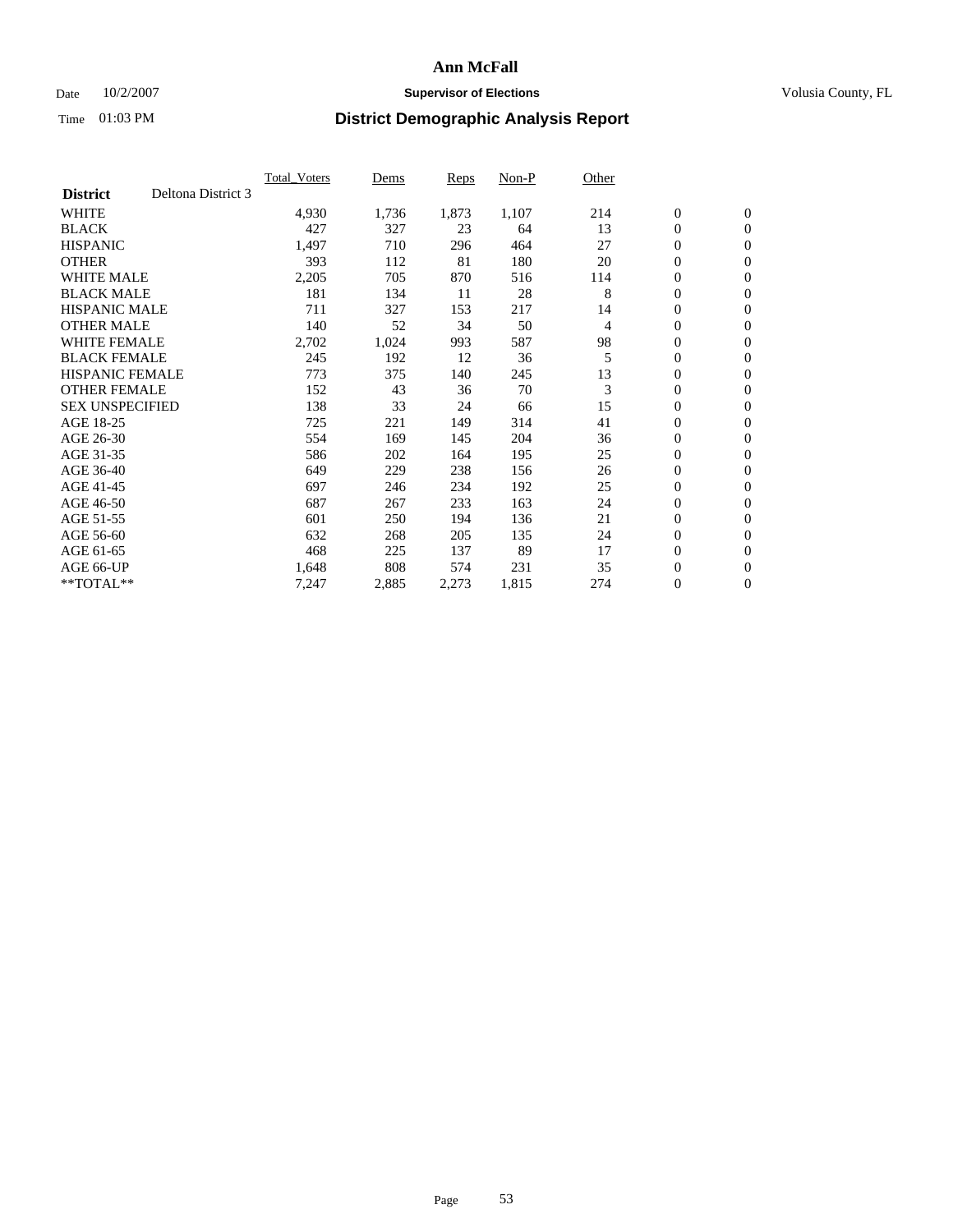# Ann McFall

Date 10/2/2007 **Supervisor of Elections** Volusia County, FL

Time 01:03 PM **District Demographic Analysis Report**

| | Total_Voters | Dems | Reps | Non-P | Other | | |
|---|---|---|---|---|---|---|---|
| **District** Deltona District 3 | | | | | | | |
| WHITE | 4,930 | 1,736 | 1,873 | 1,107 | 214 | 0 | 0 |
| BLACK | 427 | 327 | 23 | 64 | 13 | 0 | 0 |
| HISPANIC | 1,497 | 710 | 296 | 464 | 27 | 0 | 0 |
| OTHER | 393 | 112 | 81 | 180 | 20 | 0 | 0 |
| WHITE MALE | 2,205 | 705 | 870 | 516 | 114 | 0 | 0 |
| BLACK MALE | 181 | 134 | 11 | 28 | 8 | 0 | 0 |
| HISPANIC MALE | 711 | 327 | 153 | 217 | 14 | 0 | 0 |
| OTHER MALE | 140 | 52 | 34 | 50 | 4 | 0 | 0 |
| WHITE FEMALE | 2,702 | 1,024 | 993 | 587 | 98 | 0 | 0 |
| BLACK FEMALE | 245 | 192 | 12 | 36 | 5 | 0 | 0 |
| HISPANIC FEMALE | 773 | 375 | 140 | 245 | 13 | 0 | 0 |
| OTHER FEMALE | 152 | 43 | 36 | 70 | 3 | 0 | 0 |
| SEX UNSPECIFIED | 138 | 33 | 24 | 66 | 15 | 0 | 0 |
| AGE 18-25 | 725 | 221 | 149 | 314 | 41 | 0 | 0 |
| AGE 26-30 | 554 | 169 | 145 | 204 | 36 | 0 | 0 |
| AGE 31-35 | 586 | 202 | 164 | 195 | 25 | 0 | 0 |
| AGE 36-40 | 649 | 229 | 238 | 156 | 26 | 0 | 0 |
| AGE 41-45 | 697 | 246 | 234 | 192 | 25 | 0 | 0 |
| AGE 46-50 | 687 | 267 | 233 | 163 | 24 | 0 | 0 |
| AGE 51-55 | 601 | 250 | 194 | 136 | 21 | 0 | 0 |
| AGE 56-60 | 632 | 268 | 205 | 135 | 24 | 0 | 0 |
| AGE 61-65 | 468 | 225 | 137 | 89 | 17 | 0 | 0 |
| AGE 66-UP | 1,648 | 808 | 574 | 231 | 35 | 0 | 0 |
| **TOTAL** | 7,247 | 2,885 | 2,273 | 1,815 | 274 | 0 | 0 |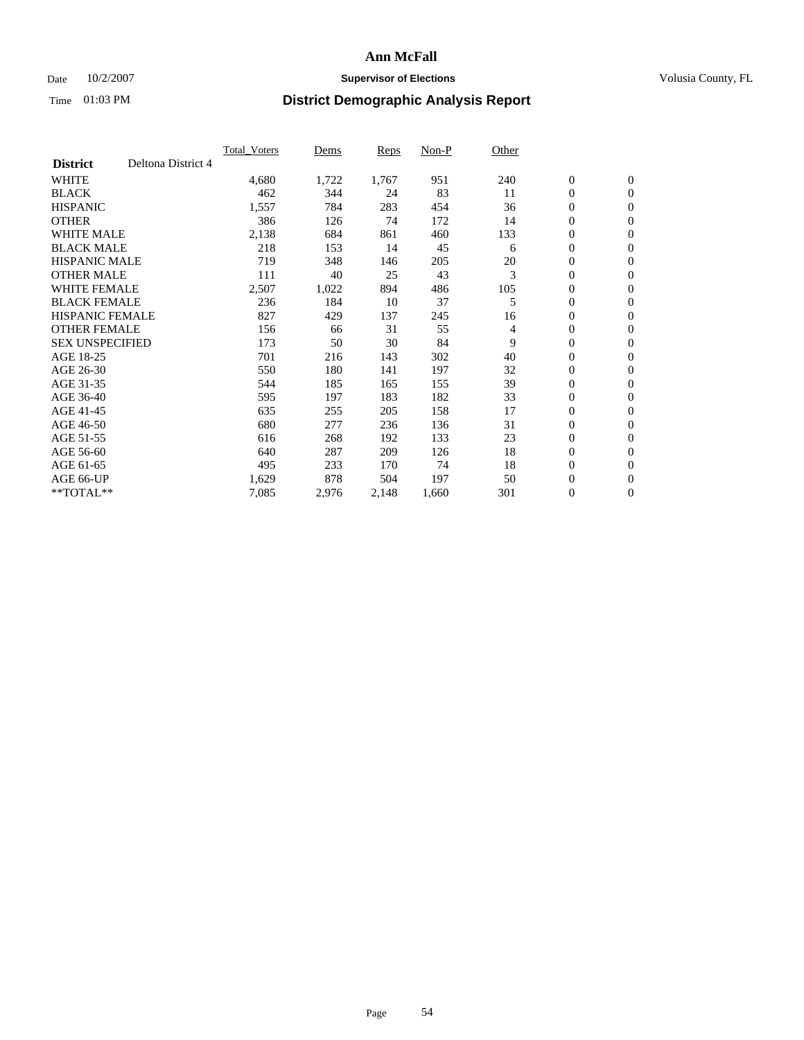# Ann McFall

Date 10/2/2007 **Supervisor of Elections** Volusia County, FL

Time 01:03 PM **District Demographic Analysis Report**

| | Total_Voters | Dems | Reps | Non-P | Other | | |
|---|---|---|---|---|---|---|---|
| **District** Deltona District 4 | | | | | | | |
| WHITE | 4,680 | 1,722 | 1,767 | 951 | 240 | 0 | 0 |
| BLACK | 462 | 344 | 24 | 83 | 11 | 0 | 0 |
| HISPANIC | 1,557 | 784 | 283 | 454 | 36 | 0 | 0 |
| OTHER | 386 | 126 | 74 | 172 | 14 | 0 | 0 |
| WHITE MALE | 2,138 | 684 | 861 | 460 | 133 | 0 | 0 |
| BLACK MALE | 218 | 153 | 14 | 45 | 6 | 0 | 0 |
| HISPANIC MALE | 719 | 348 | 146 | 205 | 20 | 0 | 0 |
| OTHER MALE | 111 | 40 | 25 | 43 | 3 | 0 | 0 |
| WHITE FEMALE | 2,507 | 1,022 | 894 | 486 | 105 | 0 | 0 |
| BLACK FEMALE | 236 | 184 | 10 | 37 | 5 | 0 | 0 |
| HISPANIC FEMALE | 827 | 429 | 137 | 245 | 16 | 0 | 0 |
| OTHER FEMALE | 156 | 66 | 31 | 55 | 4 | 0 | 0 |
| SEX UNSPECIFIED | 173 | 50 | 30 | 84 | 9 | 0 | 0 |
| AGE 18-25 | 701 | 216 | 143 | 302 | 40 | 0 | 0 |
| AGE 26-30 | 550 | 180 | 141 | 197 | 32 | 0 | 0 |
| AGE 31-35 | 544 | 185 | 165 | 155 | 39 | 0 | 0 |
| AGE 36-40 | 595 | 197 | 183 | 182 | 33 | 0 | 0 |
| AGE 41-45 | 635 | 255 | 205 | 158 | 17 | 0 | 0 |
| AGE 46-50 | 680 | 277 | 236 | 136 | 31 | 0 | 0 |
| AGE 51-55 | 616 | 268 | 192 | 133 | 23 | 0 | 0 |
| AGE 56-60 | 640 | 287 | 209 | 126 | 18 | 0 | 0 |
| AGE 61-65 | 495 | 233 | 170 | 74 | 18 | 0 | 0 |
| AGE 66-UP | 1,629 | 878 | 504 | 197 | 50 | 0 | 0 |
| **TOTAL** | 7,085 | 2,976 | 2,148 | 1,660 | 301 | 0 | 0 |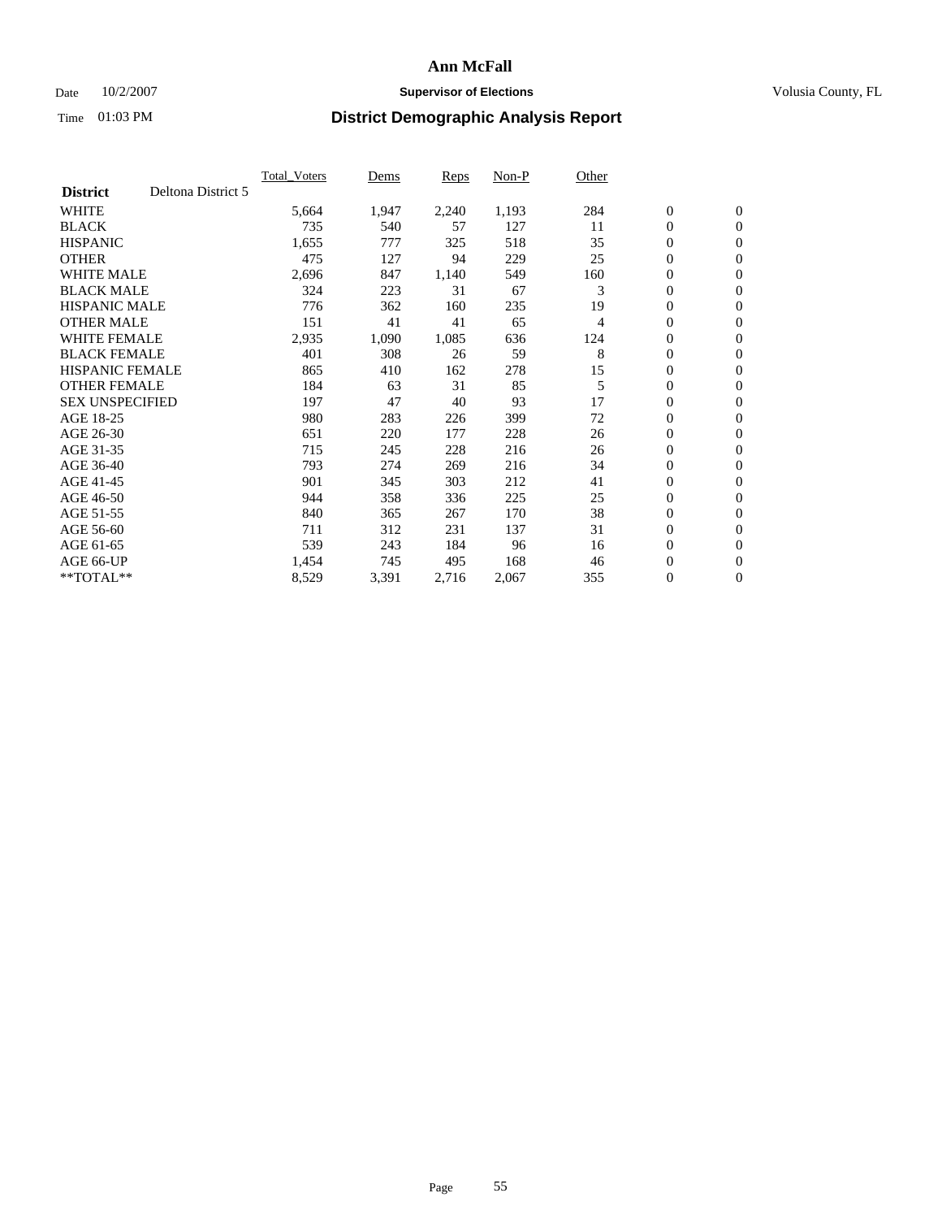# Ann McFall

Date 10/2/2007 **Supervisor of Elections** Volusia County, FL

Time 01:03 PM **District Demographic Analysis Report**

| | Total_Voters | Dems | Reps | Non-P | Other | | |
|---|---|---|---|---|---|---|---|
| **District** Deltona District 5 | | | | | | | |
| WHITE | 5,664 | 1,947 | 2,240 | 1,193 | 284 | 0 | 0 |
| BLACK | 735 | 540 | 57 | 127 | 11 | 0 | 0 |
| HISPANIC | 1,655 | 777 | 325 | 518 | 35 | 0 | 0 |
| OTHER | 475 | 127 | 94 | 229 | 25 | 0 | 0 |
| WHITE MALE | 2,696 | 847 | 1,140 | 549 | 160 | 0 | 0 |
| BLACK MALE | 324 | 223 | 31 | 67 | 3 | 0 | 0 |
| HISPANIC MALE | 776 | 362 | 160 | 235 | 19 | 0 | 0 |
| OTHER MALE | 151 | 41 | 41 | 65 | 4 | 0 | 0 |
| WHITE FEMALE | 2,935 | 1,090 | 1,085 | 636 | 124 | 0 | 0 |
| BLACK FEMALE | 401 | 308 | 26 | 59 | 8 | 0 | 0 |
| HISPANIC FEMALE | 865 | 410 | 162 | 278 | 15 | 0 | 0 |
| OTHER FEMALE | 184 | 63 | 31 | 85 | 5 | 0 | 0 |
| SEX UNSPECIFIED | 197 | 47 | 40 | 93 | 17 | 0 | 0 |
| AGE 18-25 | 980 | 283 | 226 | 399 | 72 | 0 | 0 |
| AGE 26-30 | 651 | 220 | 177 | 228 | 26 | 0 | 0 |
| AGE 31-35 | 715 | 245 | 228 | 216 | 26 | 0 | 0 |
| AGE 36-40 | 793 | 274 | 269 | 216 | 34 | 0 | 0 |
| AGE 41-45 | 901 | 345 | 303 | 212 | 41 | 0 | 0 |
| AGE 46-50 | 944 | 358 | 336 | 225 | 25 | 0 | 0 |
| AGE 51-55 | 840 | 365 | 267 | 170 | 38 | 0 | 0 |
| AGE 56-60 | 711 | 312 | 231 | 137 | 31 | 0 | 0 |
| AGE 61-65 | 539 | 243 | 184 | 96 | 16 | 0 | 0 |
| AGE 66-UP | 1,454 | 745 | 495 | 168 | 46 | 0 | 0 |
| **TOTAL** | 8,529 | 3,391 | 2,716 | 2,067 | 355 | 0 | 0 |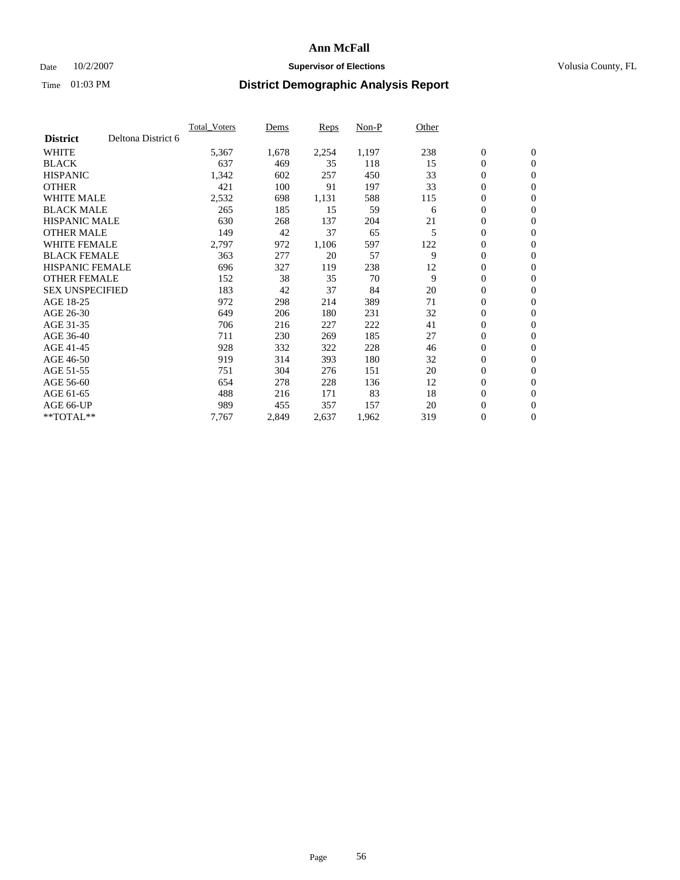# Ann McFall

Date 10/2/2007 **Supervisor of Elections** Volusia County, FL

Time 01:03 PM **District Demographic Analysis Report**

| | Total_Voters | Dems | Reps | Non-P | Other | | |
|---|---|---|---|---|---|---|---|
| **District** Deltona District 6 | | | | | | | |
| WHITE | 5,367 | 1,678 | 2,254 | 1,197 | 238 | 0 | 0 |
| BLACK | 637 | 469 | 35 | 118 | 15 | 0 | 0 |
| HISPANIC | 1,342 | 602 | 257 | 450 | 33 | 0 | 0 |
| OTHER | 421 | 100 | 91 | 197 | 33 | 0 | 0 |
| WHITE MALE | 2,532 | 698 | 1,131 | 588 | 115 | 0 | 0 |
| BLACK MALE | 265 | 185 | 15 | 59 | 6 | 0 | 0 |
| HISPANIC MALE | 630 | 268 | 137 | 204 | 21 | 0 | 0 |
| OTHER MALE | 149 | 42 | 37 | 65 | 5 | 0 | 0 |
| WHITE FEMALE | 2,797 | 972 | 1,106 | 597 | 122 | 0 | 0 |
| BLACK FEMALE | 363 | 277 | 20 | 57 | 9 | 0 | 0 |
| HISPANIC FEMALE | 696 | 327 | 119 | 238 | 12 | 0 | 0 |
| OTHER FEMALE | 152 | 38 | 35 | 70 | 9 | 0 | 0 |
| SEX UNSPECIFIED | 183 | 42 | 37 | 84 | 20 | 0 | 0 |
| AGE 18-25 | 972 | 298 | 214 | 389 | 71 | 0 | 0 |
| AGE 26-30 | 649 | 206 | 180 | 231 | 32 | 0 | 0 |
| AGE 31-35 | 706 | 216 | 227 | 222 | 41 | 0 | 0 |
| AGE 36-40 | 711 | 230 | 269 | 185 | 27 | 0 | 0 |
| AGE 41-45 | 928 | 332 | 322 | 228 | 46 | 0 | 0 |
| AGE 46-50 | 919 | 314 | 393 | 180 | 32 | 0 | 0 |
| AGE 51-55 | 751 | 304 | 276 | 151 | 20 | 0 | 0 |
| AGE 56-60 | 654 | 278 | 228 | 136 | 12 | 0 | 0 |
| AGE 61-65 | 488 | 216 | 171 | 83 | 18 | 0 | 0 |
| AGE 66-UP | 989 | 455 | 357 | 157 | 20 | 0 | 0 |
| **TOTAL** | 7,767 | 2,849 | 2,637 | 1,962 | 319 | 0 | 0 |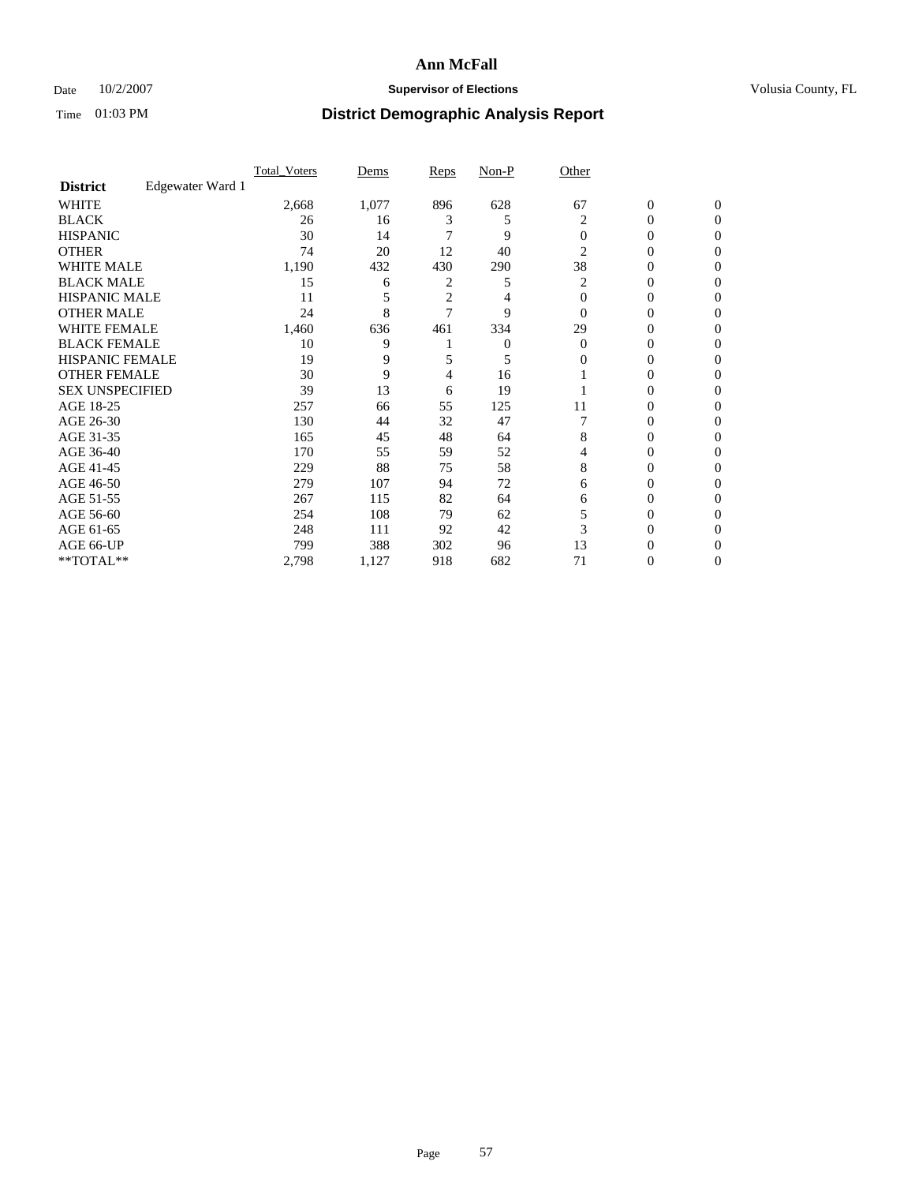# Ann McFall

Date 10/2/2007 **Supervisor of Elections** Volusia County, FL

Time 01:03 PM **District Demographic Analysis Report**

| **District** Edgewater Ward 1 | Total_Voters | Dems | Reps | Non-P | Other | | |
|---|---|---|---|---|---|---|---|
| WHITE | 2,668 | 1,077 | 896 | 628 | 67 | 0 | 0 |
| BLACK | 26 | 16 | 3 | 5 | 2 | 0 | 0 |
| HISPANIC | 30 | 14 | 7 | 9 | 0 | 0 | 0 |
| OTHER | 74 | 20 | 12 | 40 | 2 | 0 | 0 |
| WHITE MALE | 1,190 | 432 | 430 | 290 | 38 | 0 | 0 |
| BLACK MALE | 15 | 6 | 2 | 5 | 2 | 0 | 0 |
| HISPANIC MALE | 11 | 5 | 2 | 4 | 0 | 0 | 0 |
| OTHER MALE | 24 | 8 | 7 | 9 | 0 | 0 | 0 |
| WHITE FEMALE | 1,460 | 636 | 461 | 334 | 29 | 0 | 0 |
| BLACK FEMALE | 10 | 9 | 1 | 0 | 0 | 0 | 0 |
| HISPANIC FEMALE | 19 | 9 | 5 | 5 | 0 | 0 | 0 |
| OTHER FEMALE | 30 | 9 | 4 | 16 | 1 | 0 | 0 |
| SEX UNSPECIFIED | 39 | 13 | 6 | 19 | 1 | 0 | 0 |
| AGE 18-25 | 257 | 66 | 55 | 125 | 11 | 0 | 0 |
| AGE 26-30 | 130 | 44 | 32 | 47 | 7 | 0 | 0 |
| AGE 31-35 | 165 | 45 | 48 | 64 | 8 | 0 | 0 |
| AGE 36-40 | 170 | 55 | 59 | 52 | 4 | 0 | 0 |
| AGE 41-45 | 229 | 88 | 75 | 58 | 8 | 0 | 0 |
| AGE 46-50 | 279 | 107 | 94 | 72 | 6 | 0 | 0 |
| AGE 51-55 | 267 | 115 | 82 | 64 | 6 | 0 | 0 |
| AGE 56-60 | 254 | 108 | 79 | 62 | 5 | 0 | 0 |
| AGE 61-65 | 248 | 111 | 92 | 42 | 3 | 0 | 0 |
| AGE 66-UP | 799 | 388 | 302 | 96 | 13 | 0 | 0 |
| **TOTAL** | 2,798 | 1,127 | 918 | 682 | 71 | 0 | 0 |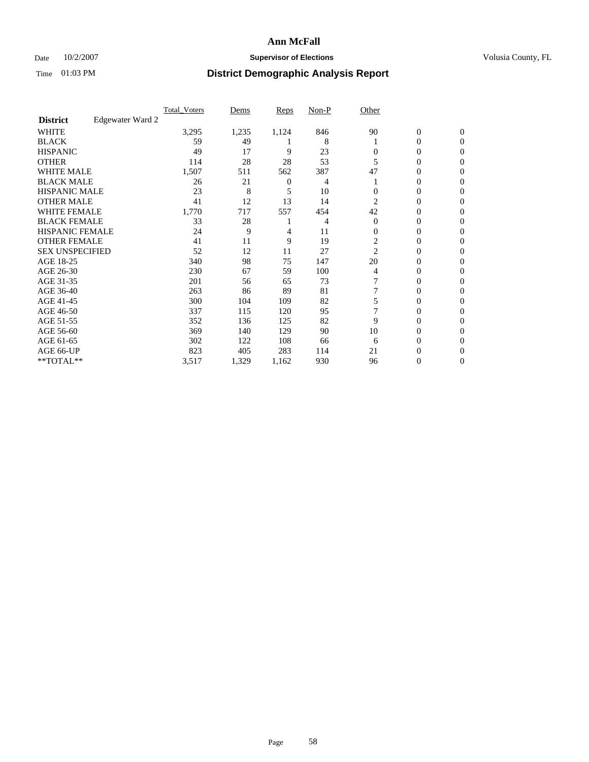# Ann McFall

Date 10/2/2007 **Supervisor of Elections** Volusia County, FL

Time 01:03 PM **District Demographic Analysis Report**

| **District** Edgewater Ward 2 | Total_Voters | Dems | Reps | Non-P | Other | | |
|---|---|---|---|---|---|---|---|
| WHITE | 3,295 | 1,235 | 1,124 | 846 | 90 | 0 | 0 |
| BLACK | 59 | 49 | 1 | 8 | 1 | 0 | 0 |
| HISPANIC | 49 | 17 | 9 | 23 | 0 | 0 | 0 |
| OTHER | 114 | 28 | 28 | 53 | 5 | 0 | 0 |
| WHITE MALE | 1,507 | 511 | 562 | 387 | 47 | 0 | 0 |
| BLACK MALE | 26 | 21 | 0 | 4 | 1 | 0 | 0 |
| HISPANIC MALE | 23 | 8 | 5 | 10 | 0 | 0 | 0 |
| OTHER MALE | 41 | 12 | 13 | 14 | 2 | 0 | 0 |
| WHITE FEMALE | 1,770 | 717 | 557 | 454 | 42 | 0 | 0 |
| BLACK FEMALE | 33 | 28 | 1 | 4 | 0 | 0 | 0 |
| HISPANIC FEMALE | 24 | 9 | 4 | 11 | 0 | 0 | 0 |
| OTHER FEMALE | 41 | 11 | 9 | 19 | 2 | 0 | 0 |
| SEX UNSPECIFIED | 52 | 12 | 11 | 27 | 2 | 0 | 0 |
| AGE 18-25 | 340 | 98 | 75 | 147 | 20 | 0 | 0 |
| AGE 26-30 | 230 | 67 | 59 | 100 | 4 | 0 | 0 |
| AGE 31-35 | 201 | 56 | 65 | 73 | 7 | 0 | 0 |
| AGE 36-40 | 263 | 86 | 89 | 81 | 7 | 0 | 0 |
| AGE 41-45 | 300 | 104 | 109 | 82 | 5 | 0 | 0 |
| AGE 46-50 | 337 | 115 | 120 | 95 | 7 | 0 | 0 |
| AGE 51-55 | 352 | 136 | 125 | 82 | 9 | 0 | 0 |
| AGE 56-60 | 369 | 140 | 129 | 90 | 10 | 0 | 0 |
| AGE 61-65 | 302 | 122 | 108 | 66 | 6 | 0 | 0 |
| AGE 66-UP | 823 | 405 | 283 | 114 | 21 | 0 | 0 |
| **TOTAL** | 3,517 | 1,329 | 1,162 | 930 | 96 | 0 | 0 |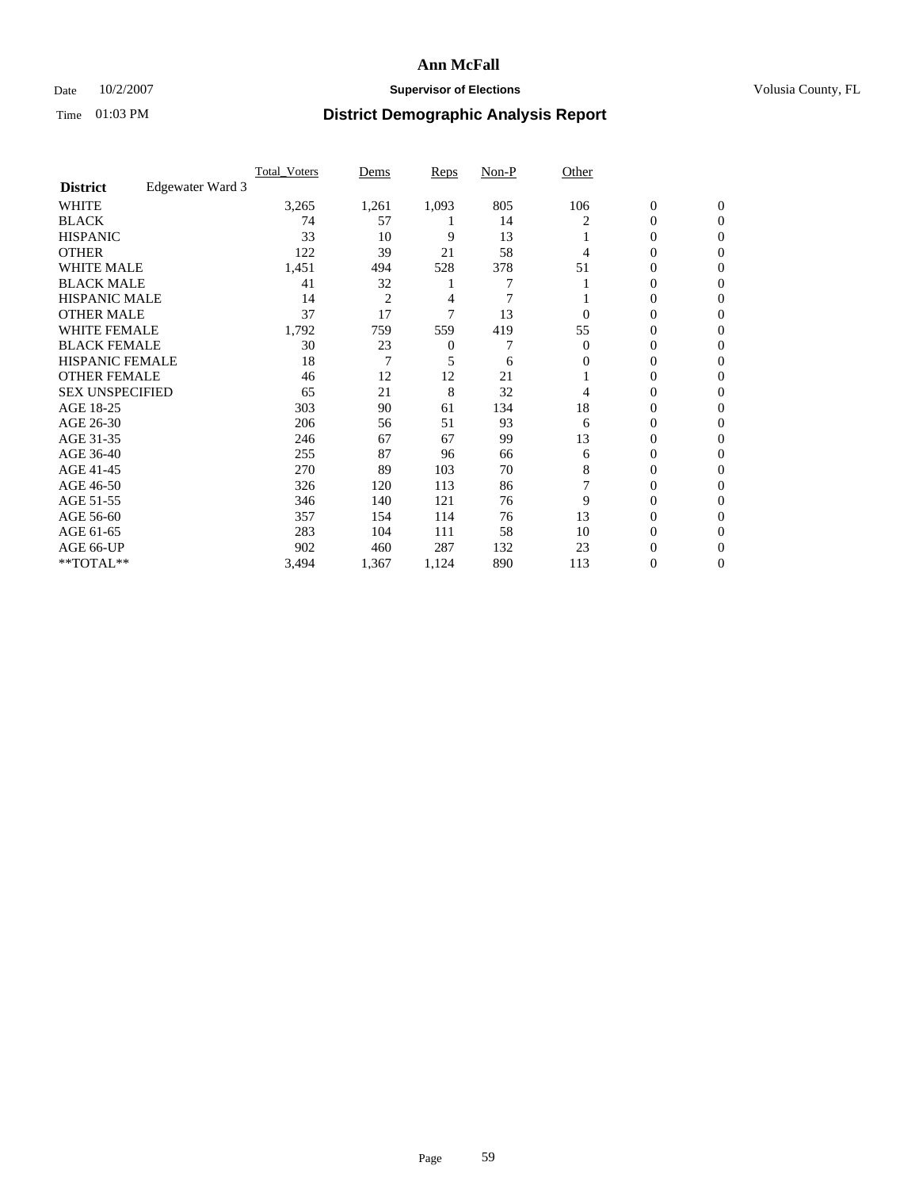# Ann McFall

Date 10/2/2007 **Supervisor of Elections** Volusia County, FL

Time 01:03 PM **District Demographic Analysis Report**

| **District** Edgewater Ward 3 | Total_Voters | Dems | Reps | Non-P | Other | | |
|---|---|---|---|---|---|---|---|
| WHITE | 3,265 | 1,261 | 1,093 | 805 | 106 | 0 | 0 |
| BLACK | 74 | 57 | 1 | 14 | 2 | 0 | 0 |
| HISPANIC | 33 | 10 | 9 | 13 | 1 | 0 | 0 |
| OTHER | 122 | 39 | 21 | 58 | 4 | 0 | 0 |
| WHITE MALE | 1,451 | 494 | 528 | 378 | 51 | 0 | 0 |
| BLACK MALE | 41 | 32 | 1 | 7 | 1 | 0 | 0 |
| HISPANIC MALE | 14 | 2 | 4 | 7 | 1 | 0 | 0 |
| OTHER MALE | 37 | 17 | 7 | 13 | 0 | 0 | 0 |
| WHITE FEMALE | 1,792 | 759 | 559 | 419 | 55 | 0 | 0 |
| BLACK FEMALE | 30 | 23 | 0 | 7 | 0 | 0 | 0 |
| HISPANIC FEMALE | 18 | 7 | 5 | 6 | 0 | 0 | 0 |
| OTHER FEMALE | 46 | 12 | 12 | 21 | 1 | 0 | 0 |
| SEX UNSPECIFIED | 65 | 21 | 8 | 32 | 4 | 0 | 0 |
| AGE 18-25 | 303 | 90 | 61 | 134 | 18 | 0 | 0 |
| AGE 26-30 | 206 | 56 | 51 | 93 | 6 | 0 | 0 |
| AGE 31-35 | 246 | 67 | 67 | 99 | 13 | 0 | 0 |
| AGE 36-40 | 255 | 87 | 96 | 66 | 6 | 0 | 0 |
| AGE 41-45 | 270 | 89 | 103 | 70 | 8 | 0 | 0 |
| AGE 46-50 | 326 | 120 | 113 | 86 | 7 | 0 | 0 |
| AGE 51-55 | 346 | 140 | 121 | 76 | 9 | 0 | 0 |
| AGE 56-60 | 357 | 154 | 114 | 76 | 13 | 0 | 0 |
| AGE 61-65 | 283 | 104 | 111 | 58 | 10 | 0 | 0 |
| AGE 66-UP | 902 | 460 | 287 | 132 | 23 | 0 | 0 |
| **TOTAL** | 3,494 | 1,367 | 1,124 | 890 | 113 | 0 | 0 |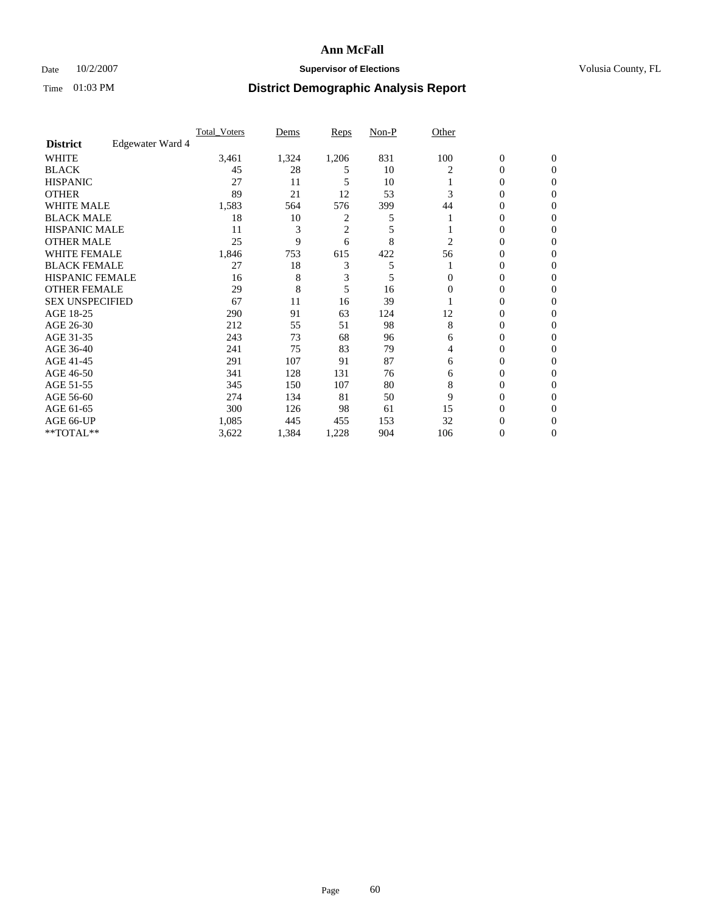# Ann McFall

Date 10/2/2007 **Supervisor of Elections** Volusia County, FL

Time 01:03 PM **District Demographic Analysis Report**

| **District** Edgewater Ward 4 | Total_Voters | Dems | Reps | Non-P | Other | | |
|---|---|---|---|---|---|---|---|
| WHITE | 3,461 | 1,324 | 1,206 | 831 | 100 | 0 | 0 |
| BLACK | 45 | 28 | 5 | 10 | 2 | 0 | 0 |
| HISPANIC | 27 | 11 | 5 | 10 | 1 | 0 | 0 |
| OTHER | 89 | 21 | 12 | 53 | 3 | 0 | 0 |
| WHITE MALE | 1,583 | 564 | 576 | 399 | 44 | 0 | 0 |
| BLACK MALE | 18 | 10 | 2 | 5 | 1 | 0 | 0 |
| HISPANIC MALE | 11 | 3 | 2 | 5 | 1 | 0 | 0 |
| OTHER MALE | 25 | 9 | 6 | 8 | 2 | 0 | 0 |
| WHITE FEMALE | 1,846 | 753 | 615 | 422 | 56 | 0 | 0 |
| BLACK FEMALE | 27 | 18 | 3 | 5 | 1 | 0 | 0 |
| HISPANIC FEMALE | 16 | 8 | 3 | 5 | 0 | 0 | 0 |
| OTHER FEMALE | 29 | 8 | 5 | 16 | 0 | 0 | 0 |
| SEX UNSPECIFIED | 67 | 11 | 16 | 39 | 1 | 0 | 0 |
| AGE 18-25 | 290 | 91 | 63 | 124 | 12 | 0 | 0 |
| AGE 26-30 | 212 | 55 | 51 | 98 | 8 | 0 | 0 |
| AGE 31-35 | 243 | 73 | 68 | 96 | 6 | 0 | 0 |
| AGE 36-40 | 241 | 75 | 83 | 79 | 4 | 0 | 0 |
| AGE 41-45 | 291 | 107 | 91 | 87 | 6 | 0 | 0 |
| AGE 46-50 | 341 | 128 | 131 | 76 | 6 | 0 | 0 |
| AGE 51-55 | 345 | 150 | 107 | 80 | 8 | 0 | 0 |
| AGE 56-60 | 274 | 134 | 81 | 50 | 9 | 0 | 0 |
| AGE 61-65 | 300 | 126 | 98 | 61 | 15 | 0 | 0 |
| AGE 66-UP | 1,085 | 445 | 455 | 153 | 32 | 0 | 0 |
| **TOTAL** | 3,622 | 1,384 | 1,228 | 904 | 106 | 0 | 0 |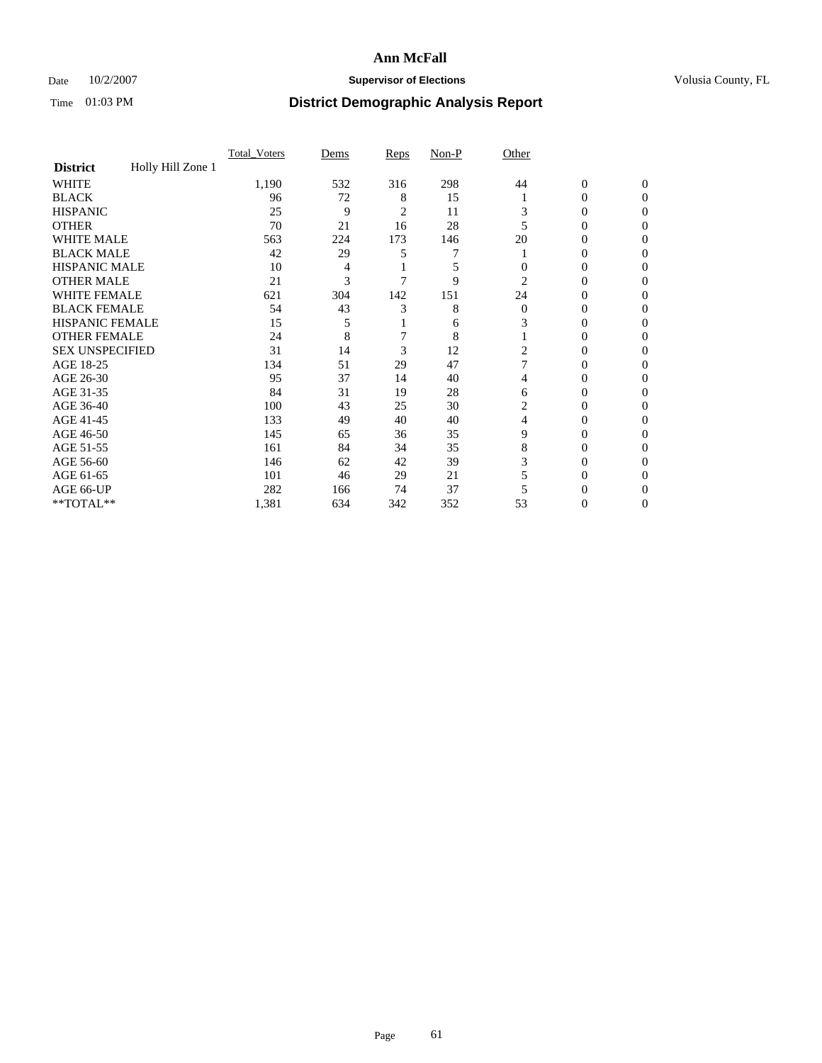# Ann McFall

Date 10/2/2007 **Supervisor of Elections** Volusia County, FL

Time 01:03 PM **District Demographic Analysis Report**

| | Total_Voters | Dems | Reps | Non-P | Other | | |
|---|---|---|---|---|---|---|---|
| **District** Holly Hill Zone 1 | | | | | | | |
| WHITE | 1,190 | 532 | 316 | 298 | 44 | 0 | 0 |
| BLACK | 96 | 72 | 8 | 15 | 1 | 0 | 0 |
| HISPANIC | 25 | 9 | 2 | 11 | 3 | 0 | 0 |
| OTHER | 70 | 21 | 16 | 28 | 5 | 0 | 0 |
| WHITE MALE | 563 | 224 | 173 | 146 | 20 | 0 | 0 |
| BLACK MALE | 42 | 29 | 5 | 7 | 1 | 0 | 0 |
| HISPANIC MALE | 10 | 4 | 1 | 5 | 0 | 0 | 0 |
| OTHER MALE | 21 | 3 | 7 | 9 | 2 | 0 | 0 |
| WHITE FEMALE | 621 | 304 | 142 | 151 | 24 | 0 | 0 |
| BLACK FEMALE | 54 | 43 | 3 | 8 | 0 | 0 | 0 |
| HISPANIC FEMALE | 15 | 5 | 1 | 6 | 3 | 0 | 0 |
| OTHER FEMALE | 24 | 8 | 7 | 8 | 1 | 0 | 0 |
| SEX UNSPECIFIED | 31 | 14 | 3 | 12 | 2 | 0 | 0 |
| AGE 18-25 | 134 | 51 | 29 | 47 | 7 | 0 | 0 |
| AGE 26-30 | 95 | 37 | 14 | 40 | 4 | 0 | 0 |
| AGE 31-35 | 84 | 31 | 19 | 28 | 6 | 0 | 0 |
| AGE 36-40 | 100 | 43 | 25 | 30 | 2 | 0 | 0 |
| AGE 41-45 | 133 | 49 | 40 | 40 | 4 | 0 | 0 |
| AGE 46-50 | 145 | 65 | 36 | 35 | 9 | 0 | 0 |
| AGE 51-55 | 161 | 84 | 34 | 35 | 8 | 0 | 0 |
| AGE 56-60 | 146 | 62 | 42 | 39 | 3 | 0 | 0 |
| AGE 61-65 | 101 | 46 | 29 | 21 | 5 | 0 | 0 |
| AGE 66-UP | 282 | 166 | 74 | 37 | 5 | 0 | 0 |
| **TOTAL** | 1,381 | 634 | 342 | 352 | 53 | 0 | 0 |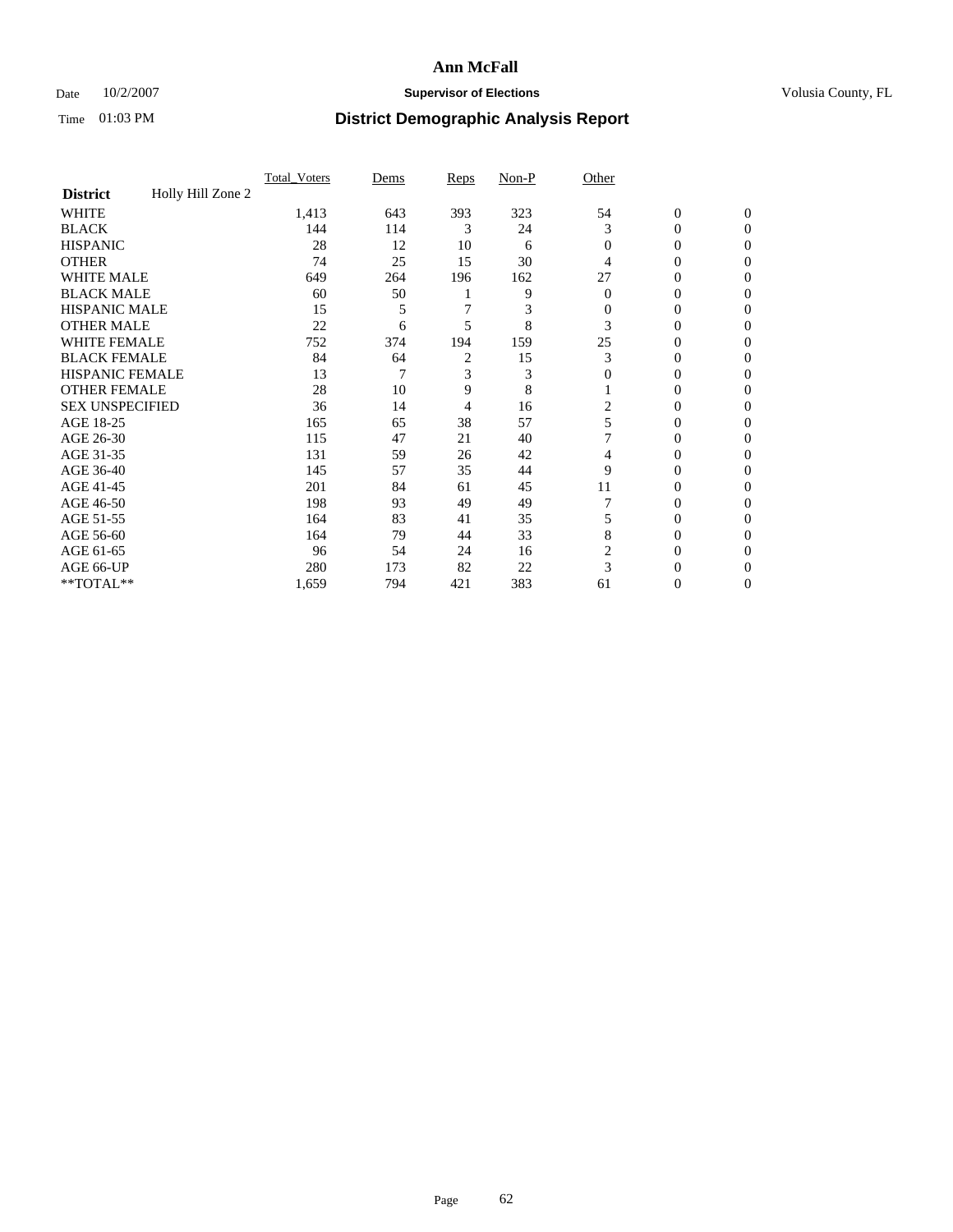# Ann McFall

Date 10/2/2007 **Supervisor of Elections** Volusia County, FL

Time 01:03 PM **District Demographic Analysis Report**

| | Total_Voters | Dems | Reps | Non-P | Other | | |
|---|---|---|---|---|---|---|---|
| **District** Holly Hill Zone 2 | | | | | | | |
| WHITE | 1,413 | 643 | 393 | 323 | 54 | 0 | 0 |
| BLACK | 144 | 114 | 3 | 24 | 3 | 0 | 0 |
| HISPANIC | 28 | 12 | 10 | 6 | 0 | 0 | 0 |
| OTHER | 74 | 25 | 15 | 30 | 4 | 0 | 0 |
| WHITE MALE | 649 | 264 | 196 | 162 | 27 | 0 | 0 |
| BLACK MALE | 60 | 50 | 1 | 9 | 0 | 0 | 0 |
| HISPANIC MALE | 15 | 5 | 7 | 3 | 0 | 0 | 0 |
| OTHER MALE | 22 | 6 | 5 | 8 | 3 | 0 | 0 |
| WHITE FEMALE | 752 | 374 | 194 | 159 | 25 | 0 | 0 |
| BLACK FEMALE | 84 | 64 | 2 | 15 | 3 | 0 | 0 |
| HISPANIC FEMALE | 13 | 7 | 3 | 3 | 0 | 0 | 0 |
| OTHER FEMALE | 28 | 10 | 9 | 8 | 1 | 0 | 0 |
| SEX UNSPECIFIED | 36 | 14 | 4 | 16 | 2 | 0 | 0 |
| AGE 18-25 | 165 | 65 | 38 | 57 | 5 | 0 | 0 |
| AGE 26-30 | 115 | 47 | 21 | 40 | 7 | 0 | 0 |
| AGE 31-35 | 131 | 59 | 26 | 42 | 4 | 0 | 0 |
| AGE 36-40 | 145 | 57 | 35 | 44 | 9 | 0 | 0 |
| AGE 41-45 | 201 | 84 | 61 | 45 | 11 | 0 | 0 |
| AGE 46-50 | 198 | 93 | 49 | 49 | 7 | 0 | 0 |
| AGE 51-55 | 164 | 83 | 41 | 35 | 5 | 0 | 0 |
| AGE 56-60 | 164 | 79 | 44 | 33 | 8 | 0 | 0 |
| AGE 61-65 | 96 | 54 | 24 | 16 | 2 | 0 | 0 |
| AGE 66-UP | 280 | 173 | 82 | 22 | 3 | 0 | 0 |
| **TOTAL** | 1,659 | 794 | 421 | 383 | 61 | 0 | 0 |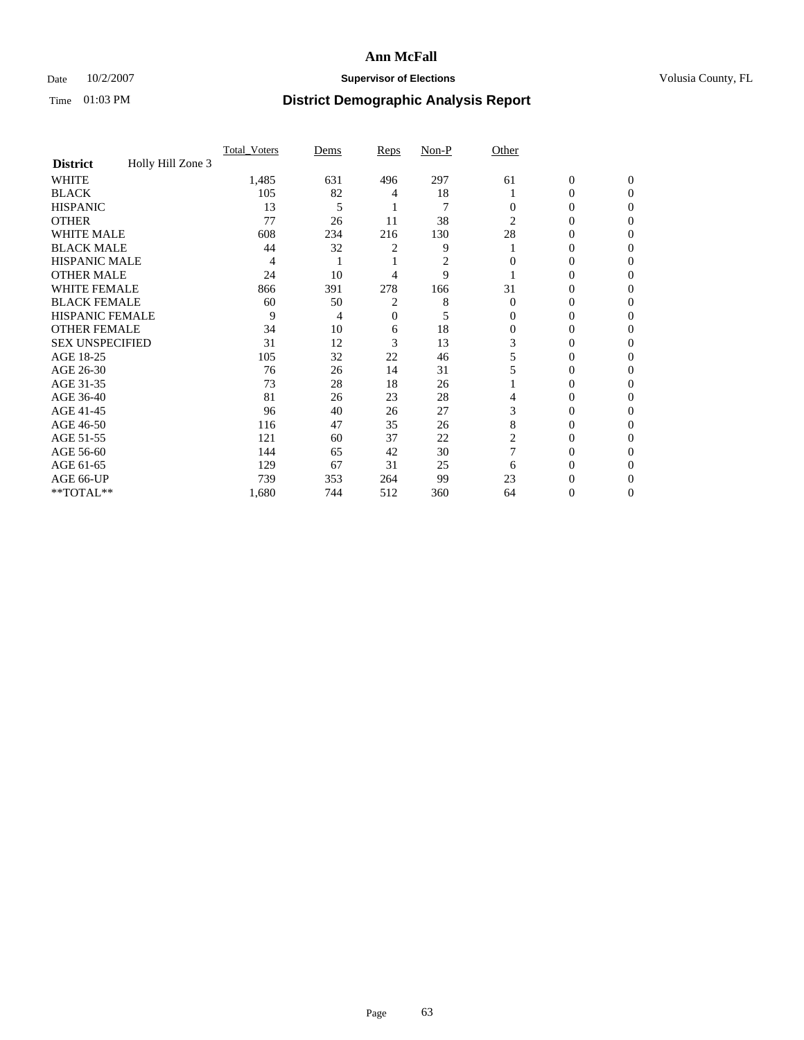# Ann McFall

Date 10/2/2007 **Supervisor of Elections** Volusia County, FL

Time 01:03 PM **District Demographic Analysis Report**

| | Total_Voters | Dems | Reps | Non-P | Other | | |
|---|---|---|---|---|---|---|---|
| **District** Holly Hill Zone 3 | | | | | | | |
| WHITE | 1,485 | 631 | 496 | 297 | 61 | 0 | 0 |
| BLACK | 105 | 82 | 4 | 18 | 1 | 0 | 0 |
| HISPANIC | 13 | 5 | 1 | 7 | 0 | 0 | 0 |
| OTHER | 77 | 26 | 11 | 38 | 2 | 0 | 0 |
| WHITE MALE | 608 | 234 | 216 | 130 | 28 | 0 | 0 |
| BLACK MALE | 44 | 32 | 2 | 9 | 1 | 0 | 0 |
| HISPANIC MALE | 4 | 1 | 1 | 2 | 0 | 0 | 0 |
| OTHER MALE | 24 | 10 | 4 | 9 | 1 | 0 | 0 |
| WHITE FEMALE | 866 | 391 | 278 | 166 | 31 | 0 | 0 |
| BLACK FEMALE | 60 | 50 | 2 | 8 | 0 | 0 | 0 |
| HISPANIC FEMALE | 9 | 4 | 0 | 5 | 0 | 0 | 0 |
| OTHER FEMALE | 34 | 10 | 6 | 18 | 0 | 0 | 0 |
| SEX UNSPECIFIED | 31 | 12 | 3 | 13 | 3 | 0 | 0 |
| AGE 18-25 | 105 | 32 | 22 | 46 | 5 | 0 | 0 |
| AGE 26-30 | 76 | 26 | 14 | 31 | 5 | 0 | 0 |
| AGE 31-35 | 73 | 28 | 18 | 26 | 1 | 0 | 0 |
| AGE 36-40 | 81 | 26 | 23 | 28 | 4 | 0 | 0 |
| AGE 41-45 | 96 | 40 | 26 | 27 | 3 | 0 | 0 |
| AGE 46-50 | 116 | 47 | 35 | 26 | 8 | 0 | 0 |
| AGE 51-55 | 121 | 60 | 37 | 22 | 2 | 0 | 0 |
| AGE 56-60 | 144 | 65 | 42 | 30 | 7 | 0 | 0 |
| AGE 61-65 | 129 | 67 | 31 | 25 | 6 | 0 | 0 |
| AGE 66-UP | 739 | 353 | 264 | 99 | 23 | 0 | 0 |
| **TOTAL** | 1,680 | 744 | 512 | 360 | 64 | 0 | 0 |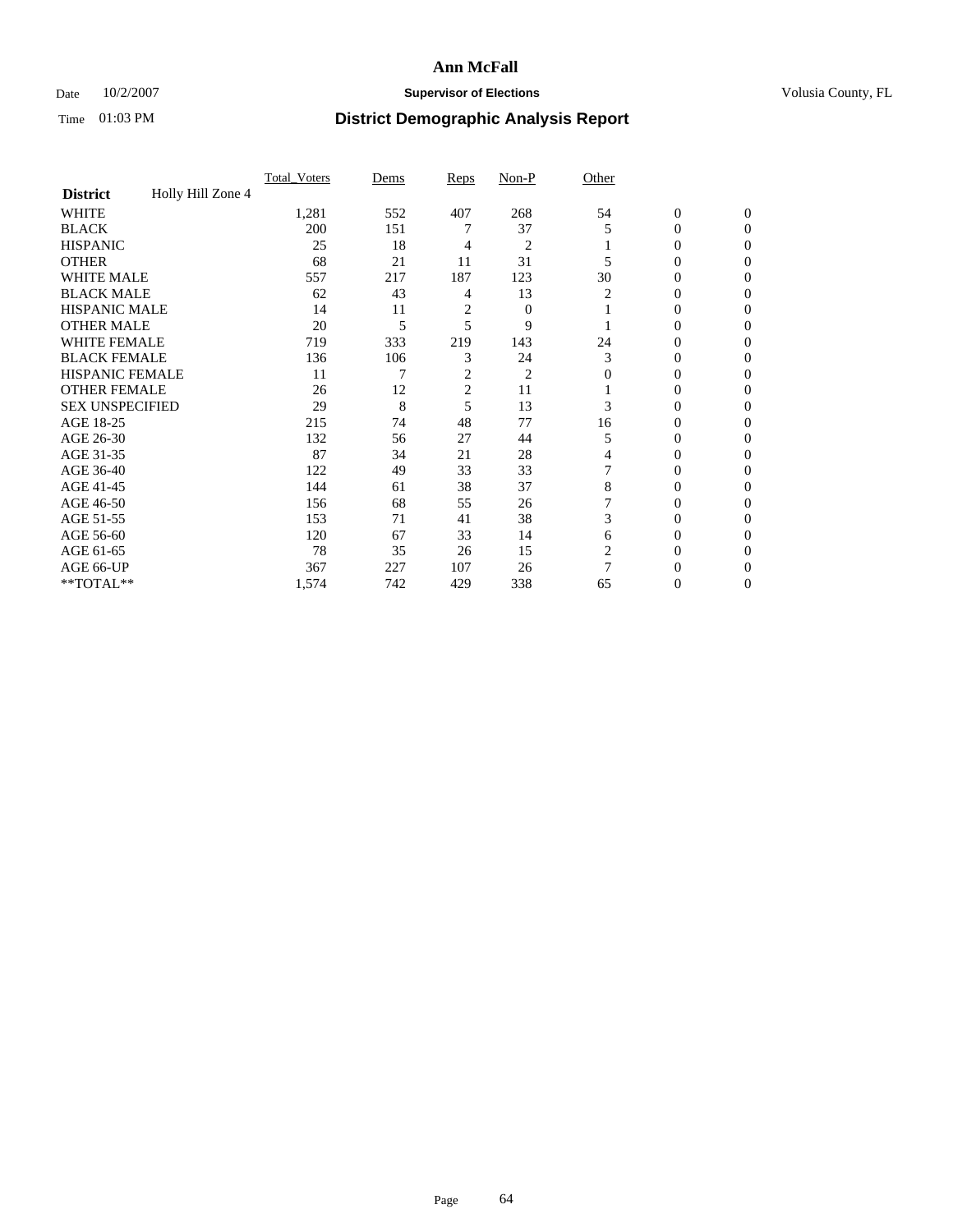# Ann McFall

Date 10/2/2007 **Supervisor of Elections** Volusia County, FL

Time 01:03 PM **District Demographic Analysis Report**

| **District** Holly Hill Zone 4 | Total_Voters | Dems | Reps | Non-P | Other | | |
|---|---|---|---|---|---|---|---|
| WHITE | 1,281 | 552 | 407 | 268 | 54 | 0 | 0 |
| BLACK | 200 | 151 | 7 | 37 | 5 | 0 | 0 |
| HISPANIC | 25 | 18 | 4 | 2 | 1 | 0 | 0 |
| OTHER | 68 | 21 | 11 | 31 | 5 | 0 | 0 |
| WHITE MALE | 557 | 217 | 187 | 123 | 30 | 0 | 0 |
| BLACK MALE | 62 | 43 | 4 | 13 | 2 | 0 | 0 |
| HISPANIC MALE | 14 | 11 | 2 | 0 | 1 | 0 | 0 |
| OTHER MALE | 20 | 5 | 5 | 9 | 1 | 0 | 0 |
| WHITE FEMALE | 719 | 333 | 219 | 143 | 24 | 0 | 0 |
| BLACK FEMALE | 136 | 106 | 3 | 24 | 3 | 0 | 0 |
| HISPANIC FEMALE | 11 | 7 | 2 | 2 | 0 | 0 | 0 |
| OTHER FEMALE | 26 | 12 | 2 | 11 | 1 | 0 | 0 |
| SEX UNSPECIFIED | 29 | 8 | 5 | 13 | 3 | 0 | 0 |
| AGE 18-25 | 215 | 74 | 48 | 77 | 16 | 0 | 0 |
| AGE 26-30 | 132 | 56 | 27 | 44 | 5 | 0 | 0 |
| AGE 31-35 | 87 | 34 | 21 | 28 | 4 | 0 | 0 |
| AGE 36-40 | 122 | 49 | 33 | 33 | 7 | 0 | 0 |
| AGE 41-45 | 144 | 61 | 38 | 37 | 8 | 0 | 0 |
| AGE 46-50 | 156 | 68 | 55 | 26 | 7 | 0 | 0 |
| AGE 51-55 | 153 | 71 | 41 | 38 | 3 | 0 | 0 |
| AGE 56-60 | 120 | 67 | 33 | 14 | 6 | 0 | 0 |
| AGE 61-65 | 78 | 35 | 26 | 15 | 2 | 0 | 0 |
| AGE 66-UP | 367 | 227 | 107 | 26 | 7 | 0 | 0 |
| **TOTAL** | 1,574 | 742 | 429 | 338 | 65 | 0 | 0 |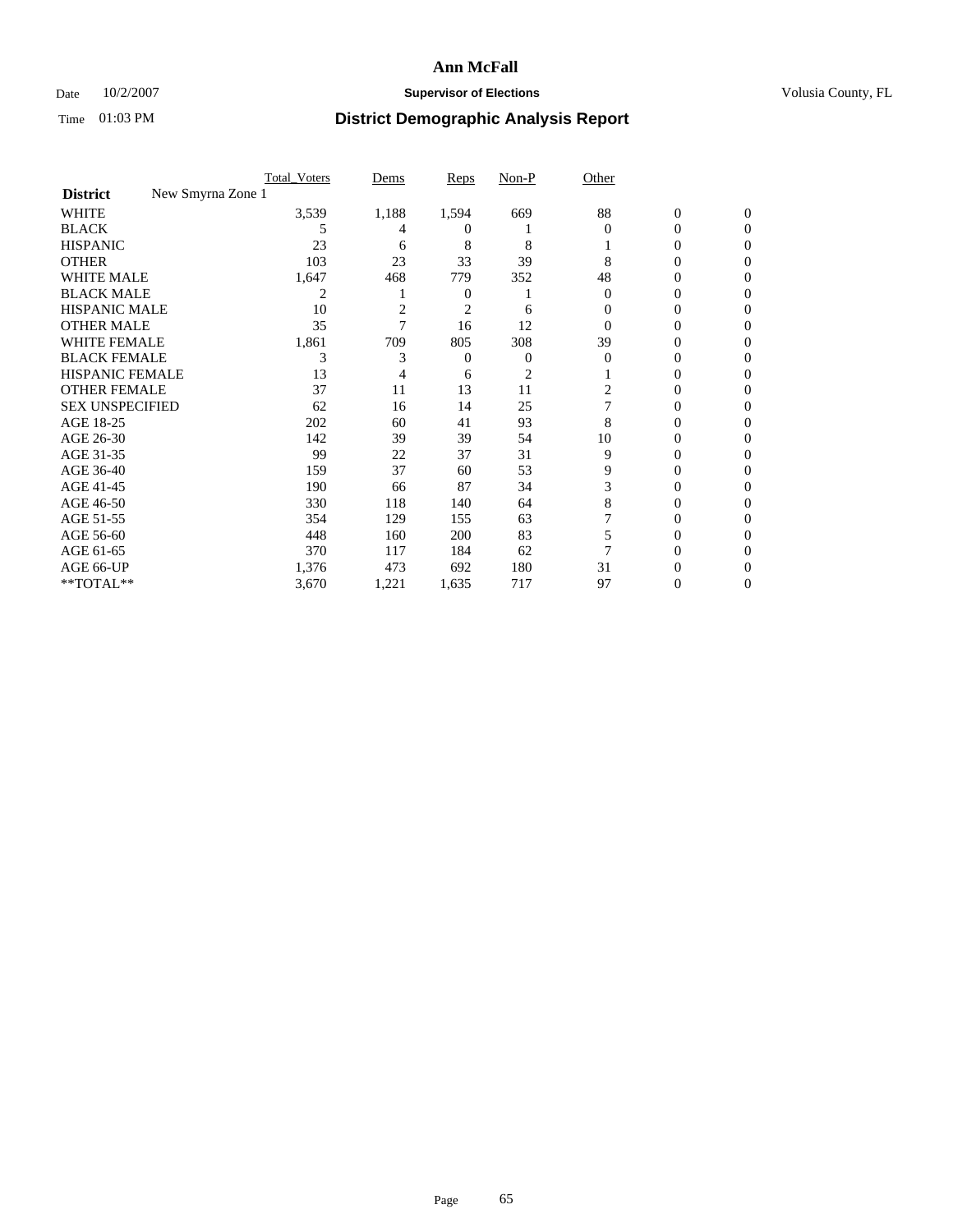# Ann McFall

Date 10/2/2007 **Supervisor of Elections** Volusia County, FL

Time 01:03 PM **District Demographic Analysis Report**

| | Total_Voters | Dems | Reps | Non-P | Other | | |
|---|---|---|---|---|---|---|---|
| **District** New Smyrna Zone 1 | | | | | | | |
| WHITE | 3,539 | 1,188 | 1,594 | 669 | 88 | 0 | 0 |
| BLACK | 5 | 4 | 0 | 1 | 0 | 0 | 0 |
| HISPANIC | 23 | 6 | 8 | 8 | 1 | 0 | 0 |
| OTHER | 103 | 23 | 33 | 39 | 8 | 0 | 0 |
| WHITE MALE | 1,647 | 468 | 779 | 352 | 48 | 0 | 0 |
| BLACK MALE | 2 | 1 | 0 | 1 | 0 | 0 | 0 |
| HISPANIC MALE | 10 | 2 | 2 | 6 | 0 | 0 | 0 |
| OTHER MALE | 35 | 7 | 16 | 12 | 0 | 0 | 0 |
| WHITE FEMALE | 1,861 | 709 | 805 | 308 | 39 | 0 | 0 |
| BLACK FEMALE | 3 | 3 | 0 | 0 | 0 | 0 | 0 |
| HISPANIC FEMALE | 13 | 4 | 6 | 2 | 1 | 0 | 0 |
| OTHER FEMALE | 37 | 11 | 13 | 11 | 2 | 0 | 0 |
| SEX UNSPECIFIED | 62 | 16 | 14 | 25 | 7 | 0 | 0 |
| AGE 18-25 | 202 | 60 | 41 | 93 | 8 | 0 | 0 |
| AGE 26-30 | 142 | 39 | 39 | 54 | 10 | 0 | 0 |
| AGE 31-35 | 99 | 22 | 37 | 31 | 9 | 0 | 0 |
| AGE 36-40 | 159 | 37 | 60 | 53 | 9 | 0 | 0 |
| AGE 41-45 | 190 | 66 | 87 | 34 | 3 | 0 | 0 |
| AGE 46-50 | 330 | 118 | 140 | 64 | 8 | 0 | 0 |
| AGE 51-55 | 354 | 129 | 155 | 63 | 7 | 0 | 0 |
| AGE 56-60 | 448 | 160 | 200 | 83 | 5 | 0 | 0 |
| AGE 61-65 | 370 | 117 | 184 | 62 | 7 | 0 | 0 |
| AGE 66-UP | 1,376 | 473 | 692 | 180 | 31 | 0 | 0 |
| **TOTAL** | 3,670 | 1,221 | 1,635 | 717 | 97 | 0 | 0 |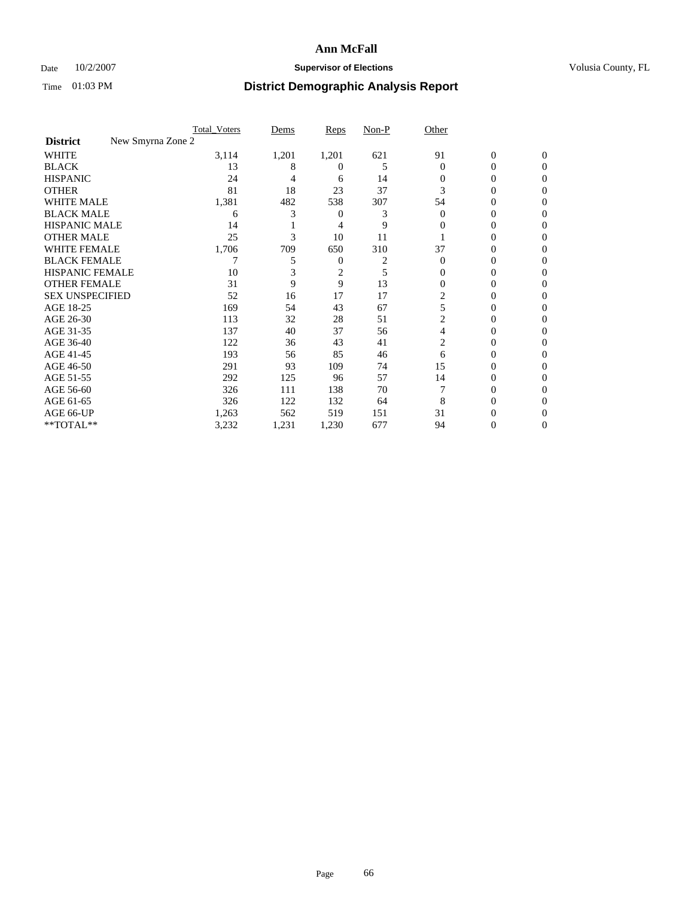# Ann McFall

Date 10/2/2007 **Supervisor of Elections** Volusia County, FL

Time 01:03 PM **District Demographic Analysis Report**

| | Total_Voters | Dems | Reps | Non-P | Other | | |
|---|---|---|---|---|---|---|---|
| **District** New Smyrna Zone 2 | | | | | | | |
| WHITE | 3,114 | 1,201 | 1,201 | 621 | 91 | 0 | 0 |
| BLACK | 13 | 8 | 0 | 5 | 0 | 0 | 0 |
| HISPANIC | 24 | 4 | 6 | 14 | 0 | 0 | 0 |
| OTHER | 81 | 18 | 23 | 37 | 3 | 0 | 0 |
| WHITE MALE | 1,381 | 482 | 538 | 307 | 54 | 0 | 0 |
| BLACK MALE | 6 | 3 | 0 | 3 | 0 | 0 | 0 |
| HISPANIC MALE | 14 | 1 | 4 | 9 | 0 | 0 | 0 |
| OTHER MALE | 25 | 3 | 10 | 11 | 1 | 0 | 0 |
| WHITE FEMALE | 1,706 | 709 | 650 | 310 | 37 | 0 | 0 |
| BLACK FEMALE | 7 | 5 | 0 | 2 | 0 | 0 | 0 |
| HISPANIC FEMALE | 10 | 3 | 2 | 5 | 0 | 0 | 0 |
| OTHER FEMALE | 31 | 9 | 9 | 13 | 0 | 0 | 0 |
| SEX UNSPECIFIED | 52 | 16 | 17 | 17 | 2 | 0 | 0 |
| AGE 18-25 | 169 | 54 | 43 | 67 | 5 | 0 | 0 |
| AGE 26-30 | 113 | 32 | 28 | 51 | 2 | 0 | 0 |
| AGE 31-35 | 137 | 40 | 37 | 56 | 4 | 0 | 0 |
| AGE 36-40 | 122 | 36 | 43 | 41 | 2 | 0 | 0 |
| AGE 41-45 | 193 | 56 | 85 | 46 | 6 | 0 | 0 |
| AGE 46-50 | 291 | 93 | 109 | 74 | 15 | 0 | 0 |
| AGE 51-55 | 292 | 125 | 96 | 57 | 14 | 0 | 0 |
| AGE 56-60 | 326 | 111 | 138 | 70 | 7 | 0 | 0 |
| AGE 61-65 | 326 | 122 | 132 | 64 | 8 | 0 | 0 |
| AGE 66-UP | 1,263 | 562 | 519 | 151 | 31 | 0 | 0 |
| **TOTAL** | 3,232 | 1,231 | 1,230 | 677 | 94 | 0 | 0 |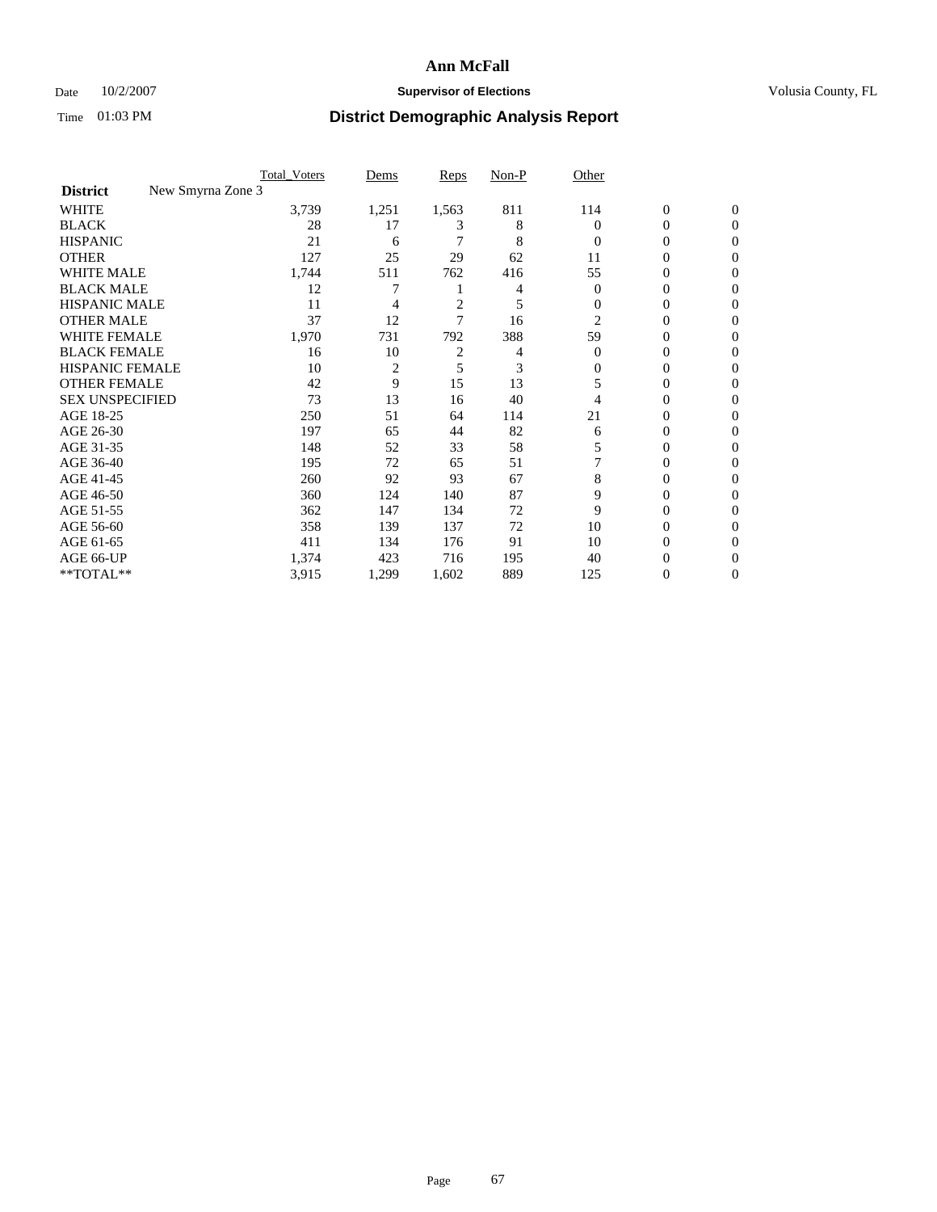# Ann McFall

Date 10/2/2007 **Supervisor of Elections** Volusia County, FL

Time 01:03 PM **District Demographic Analysis Report**

| | Total_Voters | Dems | Reps | Non-P | Other | | |
|---|---|---|---|---|---|---|---|
| **District** New Smyrna Zone 3 | | | | | | | |
| WHITE | 3,739 | 1,251 | 1,563 | 811 | 114 | 0 | 0 |
| BLACK | 28 | 17 | 3 | 8 | 0 | 0 | 0 |
| HISPANIC | 21 | 6 | 7 | 8 | 0 | 0 | 0 |
| OTHER | 127 | 25 | 29 | 62 | 11 | 0 | 0 |
| WHITE MALE | 1,744 | 511 | 762 | 416 | 55 | 0 | 0 |
| BLACK MALE | 12 | 7 | 1 | 4 | 0 | 0 | 0 |
| HISPANIC MALE | 11 | 4 | 2 | 5 | 0 | 0 | 0 |
| OTHER MALE | 37 | 12 | 7 | 16 | 2 | 0 | 0 |
| WHITE FEMALE | 1,970 | 731 | 792 | 388 | 59 | 0 | 0 |
| BLACK FEMALE | 16 | 10 | 2 | 4 | 0 | 0 | 0 |
| HISPANIC FEMALE | 10 | 2 | 5 | 3 | 0 | 0 | 0 |
| OTHER FEMALE | 42 | 9 | 15 | 13 | 5 | 0 | 0 |
| SEX UNSPECIFIED | 73 | 13 | 16 | 40 | 4 | 0 | 0 |
| AGE 18-25 | 250 | 51 | 64 | 114 | 21 | 0 | 0 |
| AGE 26-30 | 197 | 65 | 44 | 82 | 6 | 0 | 0 |
| AGE 31-35 | 148 | 52 | 33 | 58 | 5 | 0 | 0 |
| AGE 36-40 | 195 | 72 | 65 | 51 | 7 | 0 | 0 |
| AGE 41-45 | 260 | 92 | 93 | 67 | 8 | 0 | 0 |
| AGE 46-50 | 360 | 124 | 140 | 87 | 9 | 0 | 0 |
| AGE 51-55 | 362 | 147 | 134 | 72 | 9 | 0 | 0 |
| AGE 56-60 | 358 | 139 | 137 | 72 | 10 | 0 | 0 |
| AGE 61-65 | 411 | 134 | 176 | 91 | 10 | 0 | 0 |
| AGE 66-UP | 1,374 | 423 | 716 | 195 | 40 | 0 | 0 |
| **TOTAL** | 3,915 | 1,299 | 1,602 | 889 | 125 | 0 | 0 |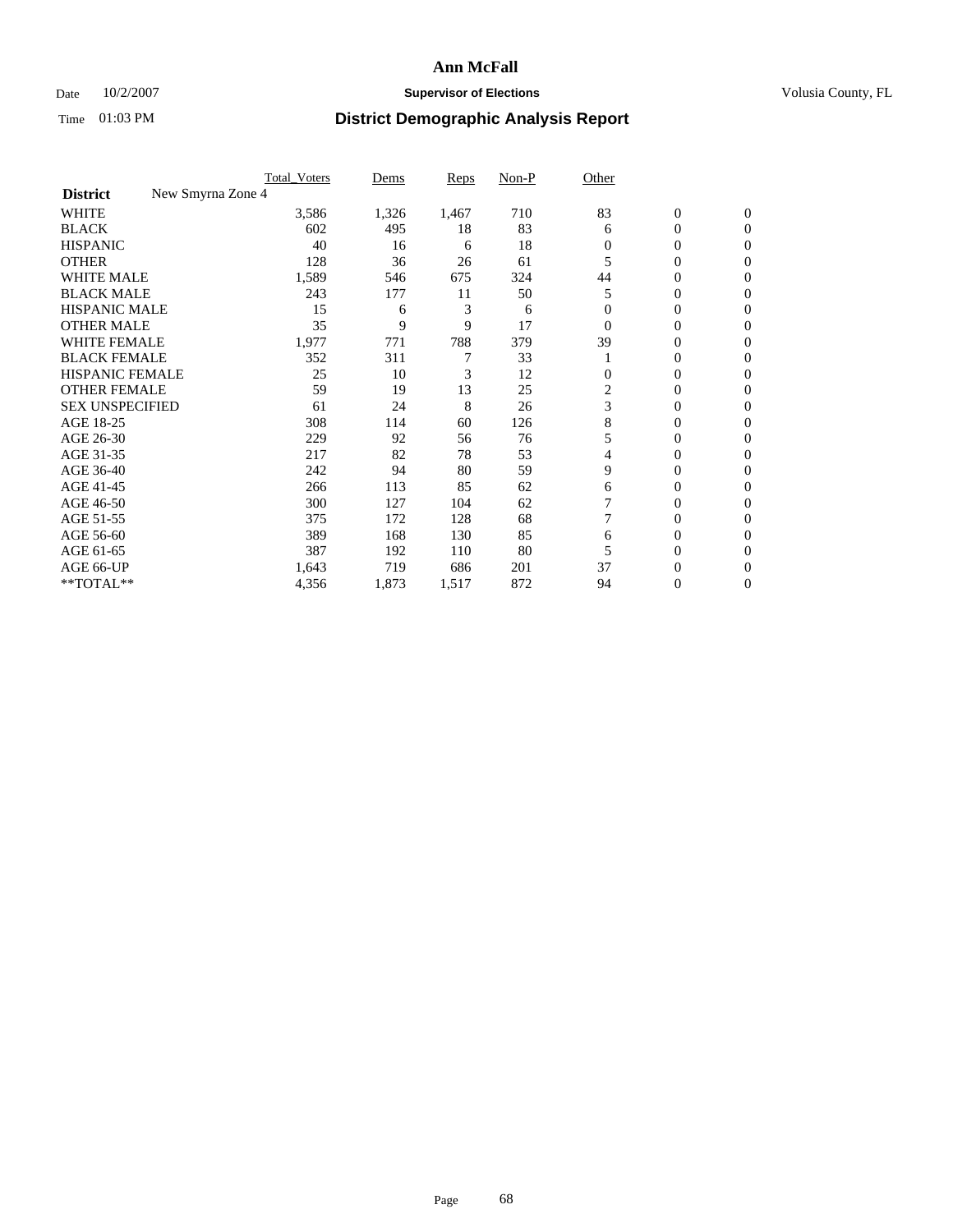# Ann McFall

Date 10/2/2007 **Supervisor of Elections** Volusia County, FL

Time 01:03 PM **District Demographic Analysis Report**

| District: New Smyrna Zone 4 | Total_Voters | Dems | Reps | Non-P | Other | | |
|---|---|---|---|---|---|---|---|
| WHITE | 3,586 | 1,326 | 1,467 | 710 | 83 | 0 | 0 |
| BLACK | 602 | 495 | 18 | 83 | 6 | 0 | 0 |
| HISPANIC | 40 | 16 | 6 | 18 | 0 | 0 | 0 |
| OTHER | 128 | 36 | 26 | 61 | 5 | 0 | 0 |
| WHITE MALE | 1,589 | 546 | 675 | 324 | 44 | 0 | 0 |
| BLACK MALE | 243 | 177 | 11 | 50 | 5 | 0 | 0 |
| HISPANIC MALE | 15 | 6 | 3 | 6 | 0 | 0 | 0 |
| OTHER MALE | 35 | 9 | 9 | 17 | 0 | 0 | 0 |
| WHITE FEMALE | 1,977 | 771 | 788 | 379 | 39 | 0 | 0 |
| BLACK FEMALE | 352 | 311 | 7 | 33 | 1 | 0 | 0 |
| HISPANIC FEMALE | 25 | 10 | 3 | 12 | 0 | 0 | 0 |
| OTHER FEMALE | 59 | 19 | 13 | 25 | 2 | 0 | 0 |
| SEX UNSPECIFIED | 61 | 24 | 8 | 26 | 3 | 0 | 0 |
| AGE 18-25 | 308 | 114 | 60 | 126 | 8 | 0 | 0 |
| AGE 26-30 | 229 | 92 | 56 | 76 | 5 | 0 | 0 |
| AGE 31-35 | 217 | 82 | 78 | 53 | 4 | 0 | 0 |
| AGE 36-40 | 242 | 94 | 80 | 59 | 9 | 0 | 0 |
| AGE 41-45 | 266 | 113 | 85 | 62 | 6 | 0 | 0 |
| AGE 46-50 | 300 | 127 | 104 | 62 | 7 | 0 | 0 |
| AGE 51-55 | 375 | 172 | 128 | 68 | 7 | 0 | 0 |
| AGE 56-60 | 389 | 168 | 130 | 85 | 6 | 0 | 0 |
| AGE 61-65 | 387 | 192 | 110 | 80 | 5 | 0 | 0 |
| AGE 66-UP | 1,643 | 719 | 686 | 201 | 37 | 0 | 0 |
| **TOTAL** | 4,356 | 1,873 | 1,517 | 872 | 94 | 0 | 0 |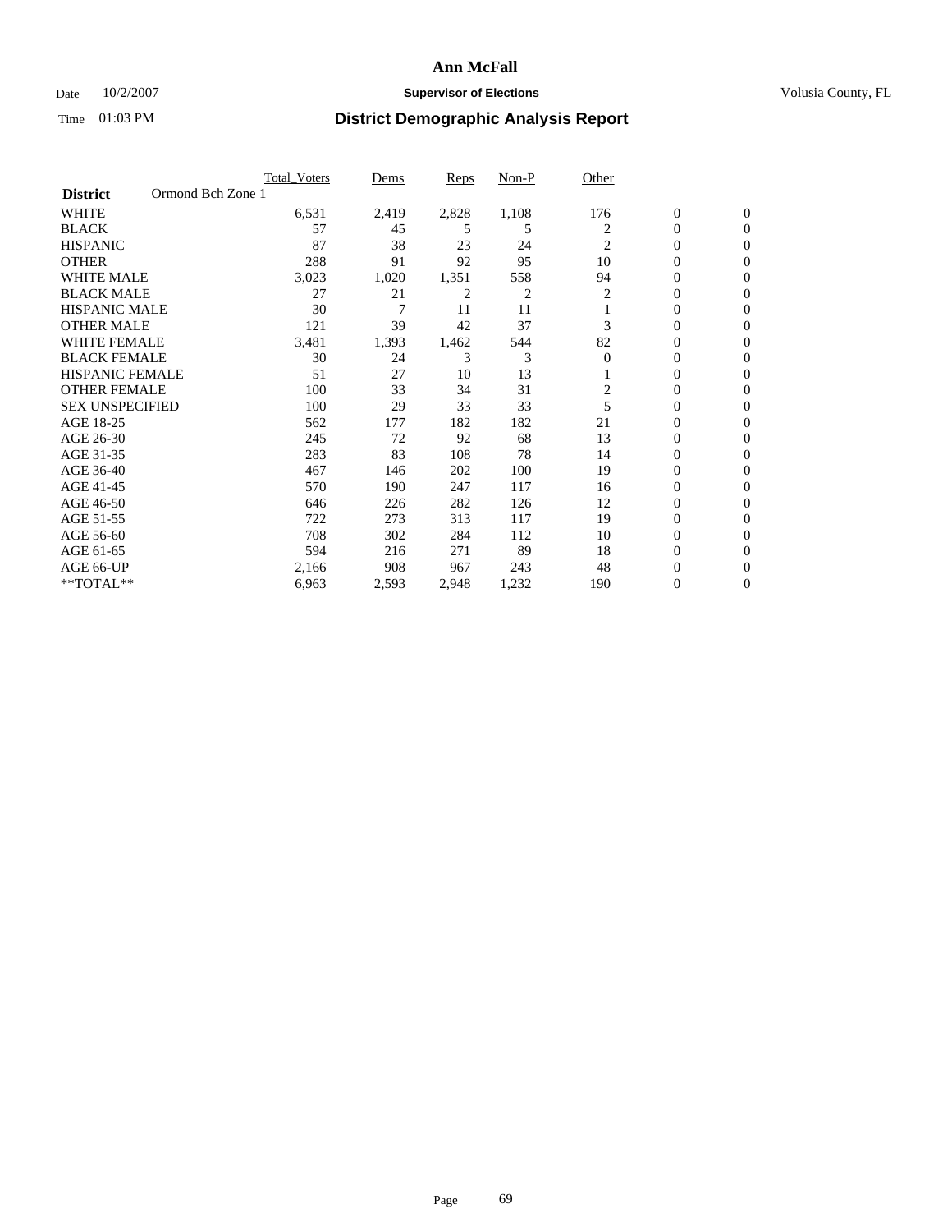# Ann McFall

Date 10/2/2007 **Supervisor of Elections** Volusia County, FL

Time 01:03 PM **District Demographic Analysis Report**

| | Total_Voters | Dems | Reps | Non-P | Other | | |
|---|---|---|---|---|---|---|---|
| **District** Ormond Bch Zone 1 | | | | | | | |
| WHITE | 6,531 | 2,419 | 2,828 | 1,108 | 176 | 0 | 0 |
| BLACK | 57 | 45 | 5 | 5 | 2 | 0 | 0 |
| HISPANIC | 87 | 38 | 23 | 24 | 2 | 0 | 0 |
| OTHER | 288 | 91 | 92 | 95 | 10 | 0 | 0 |
| WHITE MALE | 3,023 | 1,020 | 1,351 | 558 | 94 | 0 | 0 |
| BLACK MALE | 27 | 21 | 2 | 2 | 2 | 0 | 0 |
| HISPANIC MALE | 30 | 7 | 11 | 11 | 1 | 0 | 0 |
| OTHER MALE | 121 | 39 | 42 | 37 | 3 | 0 | 0 |
| WHITE FEMALE | 3,481 | 1,393 | 1,462 | 544 | 82 | 0 | 0 |
| BLACK FEMALE | 30 | 24 | 3 | 3 | 0 | 0 | 0 |
| HISPANIC FEMALE | 51 | 27 | 10 | 13 | 1 | 0 | 0 |
| OTHER FEMALE | 100 | 33 | 34 | 31 | 2 | 0 | 0 |
| SEX UNSPECIFIED | 100 | 29 | 33 | 33 | 5 | 0 | 0 |
| AGE 18-25 | 562 | 177 | 182 | 182 | 21 | 0 | 0 |
| AGE 26-30 | 245 | 72 | 92 | 68 | 13 | 0 | 0 |
| AGE 31-35 | 283 | 83 | 108 | 78 | 14 | 0 | 0 |
| AGE 36-40 | 467 | 146 | 202 | 100 | 19 | 0 | 0 |
| AGE 41-45 | 570 | 190 | 247 | 117 | 16 | 0 | 0 |
| AGE 46-50 | 646 | 226 | 282 | 126 | 12 | 0 | 0 |
| AGE 51-55 | 722 | 273 | 313 | 117 | 19 | 0 | 0 |
| AGE 56-60 | 708 | 302 | 284 | 112 | 10 | 0 | 0 |
| AGE 61-65 | 594 | 216 | 271 | 89 | 18 | 0 | 0 |
| AGE 66-UP | 2,166 | 908 | 967 | 243 | 48 | 0 | 0 |
| **TOTAL** | 6,963 | 2,593 | 2,948 | 1,232 | 190 | 0 | 0 |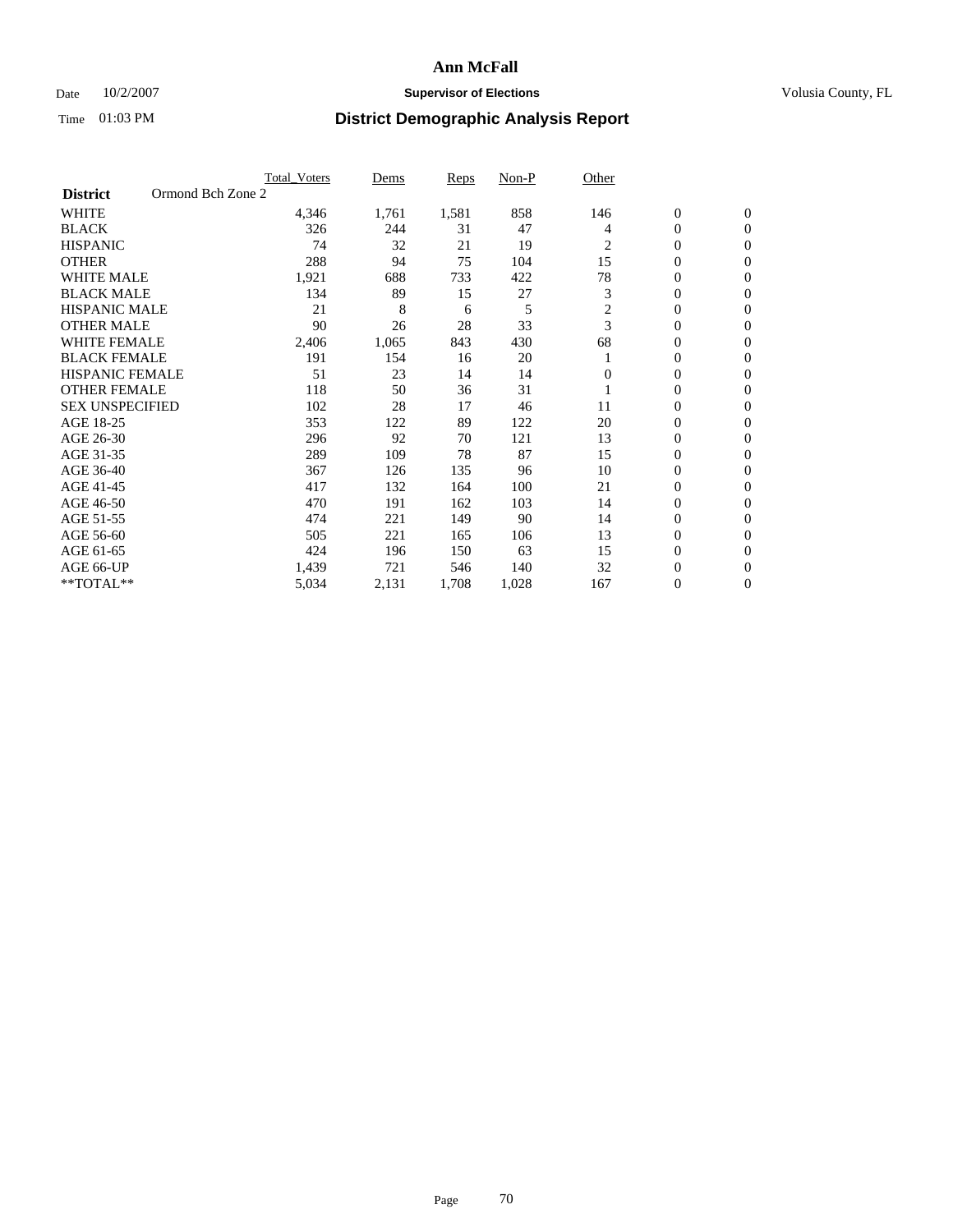# Ann McFall

Date 10/2/2007 **Supervisor of Elections** Volusia County, FL

Time 01:03 PM **District Demographic Analysis Report**

| | Total_Voters | Dems | Reps | Non-P | Other | | |
|---|---|---|---|---|---|---|---|
| **District** Ormond Bch Zone 2 | | | | | | | |
| WHITE | 4,346 | 1,761 | 1,581 | 858 | 146 | 0 | 0 |
| BLACK | 326 | 244 | 31 | 47 | 4 | 0 | 0 |
| HISPANIC | 74 | 32 | 21 | 19 | 2 | 0 | 0 |
| OTHER | 288 | 94 | 75 | 104 | 15 | 0 | 0 |
| WHITE MALE | 1,921 | 688 | 733 | 422 | 78 | 0 | 0 |
| BLACK MALE | 134 | 89 | 15 | 27 | 3 | 0 | 0 |
| HISPANIC MALE | 21 | 8 | 6 | 5 | 2 | 0 | 0 |
| OTHER MALE | 90 | 26 | 28 | 33 | 3 | 0 | 0 |
| WHITE FEMALE | 2,406 | 1,065 | 843 | 430 | 68 | 0 | 0 |
| BLACK FEMALE | 191 | 154 | 16 | 20 | 1 | 0 | 0 |
| HISPANIC FEMALE | 51 | 23 | 14 | 14 | 0 | 0 | 0 |
| OTHER FEMALE | 118 | 50 | 36 | 31 | 1 | 0 | 0 |
| SEX UNSPECIFIED | 102 | 28 | 17 | 46 | 11 | 0 | 0 |
| AGE 18-25 | 353 | 122 | 89 | 122 | 20 | 0 | 0 |
| AGE 26-30 | 296 | 92 | 70 | 121 | 13 | 0 | 0 |
| AGE 31-35 | 289 | 109 | 78 | 87 | 15 | 0 | 0 |
| AGE 36-40 | 367 | 126 | 135 | 96 | 10 | 0 | 0 |
| AGE 41-45 | 417 | 132 | 164 | 100 | 21 | 0 | 0 |
| AGE 46-50 | 470 | 191 | 162 | 103 | 14 | 0 | 0 |
| AGE 51-55 | 474 | 221 | 149 | 90 | 14 | 0 | 0 |
| AGE 56-60 | 505 | 221 | 165 | 106 | 13 | 0 | 0 |
| AGE 61-65 | 424 | 196 | 150 | 63 | 15 | 0 | 0 |
| AGE 66-UP | 1,439 | 721 | 546 | 140 | 32 | 0 | 0 |
| **TOTAL** | 5,034 | 2,131 | 1,708 | 1,028 | 167 | 0 | 0 |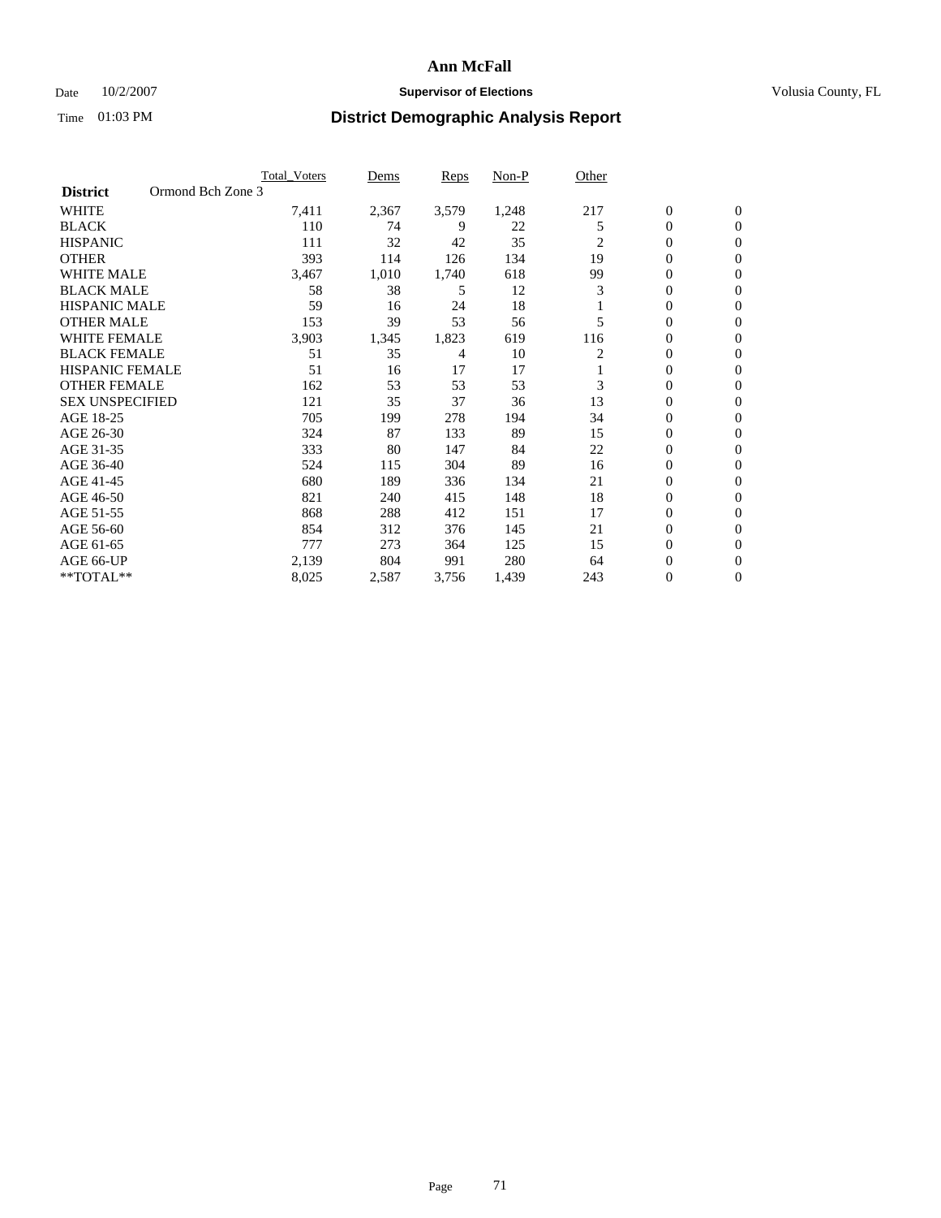# Ann McFall

Date 10/2/2007 **Supervisor of Elections** Volusia County, FL

Time 01:03 PM **District Demographic Analysis Report**

| **District** Ormond Bch Zone 3 | Total_Voters | Dems | Reps | Non-P | Other | | |
|---|---|---|---|---|---|---|---|
| WHITE | 7,411 | 2,367 | 3,579 | 1,248 | 217 | 0 | 0 |
| BLACK | 110 | 74 | 9 | 22 | 5 | 0 | 0 |
| HISPANIC | 111 | 32 | 42 | 35 | 2 | 0 | 0 |
| OTHER | 393 | 114 | 126 | 134 | 19 | 0 | 0 |
| WHITE MALE | 3,467 | 1,010 | 1,740 | 618 | 99 | 0 | 0 |
| BLACK MALE | 58 | 38 | 5 | 12 | 3 | 0 | 0 |
| HISPANIC MALE | 59 | 16 | 24 | 18 | 1 | 0 | 0 |
| OTHER MALE | 153 | 39 | 53 | 56 | 5 | 0 | 0 |
| WHITE FEMALE | 3,903 | 1,345 | 1,823 | 619 | 116 | 0 | 0 |
| BLACK FEMALE | 51 | 35 | 4 | 10 | 2 | 0 | 0 |
| HISPANIC FEMALE | 51 | 16 | 17 | 17 | 1 | 0 | 0 |
| OTHER FEMALE | 162 | 53 | 53 | 53 | 3 | 0 | 0 |
| SEX UNSPECIFIED | 121 | 35 | 37 | 36 | 13 | 0 | 0 |
| AGE 18-25 | 705 | 199 | 278 | 194 | 34 | 0 | 0 |
| AGE 26-30 | 324 | 87 | 133 | 89 | 15 | 0 | 0 |
| AGE 31-35 | 333 | 80 | 147 | 84 | 22 | 0 | 0 |
| AGE 36-40 | 524 | 115 | 304 | 89 | 16 | 0 | 0 |
| AGE 41-45 | 680 | 189 | 336 | 134 | 21 | 0 | 0 |
| AGE 46-50 | 821 | 240 | 415 | 148 | 18 | 0 | 0 |
| AGE 51-55 | 868 | 288 | 412 | 151 | 17 | 0 | 0 |
| AGE 56-60 | 854 | 312 | 376 | 145 | 21 | 0 | 0 |
| AGE 61-65 | 777 | 273 | 364 | 125 | 15 | 0 | 0 |
| AGE 66-UP | 2,139 | 804 | 991 | 280 | 64 | 0 | 0 |
| **TOTAL** | 8,025 | 2,587 | 3,756 | 1,439 | 243 | 0 | 0 |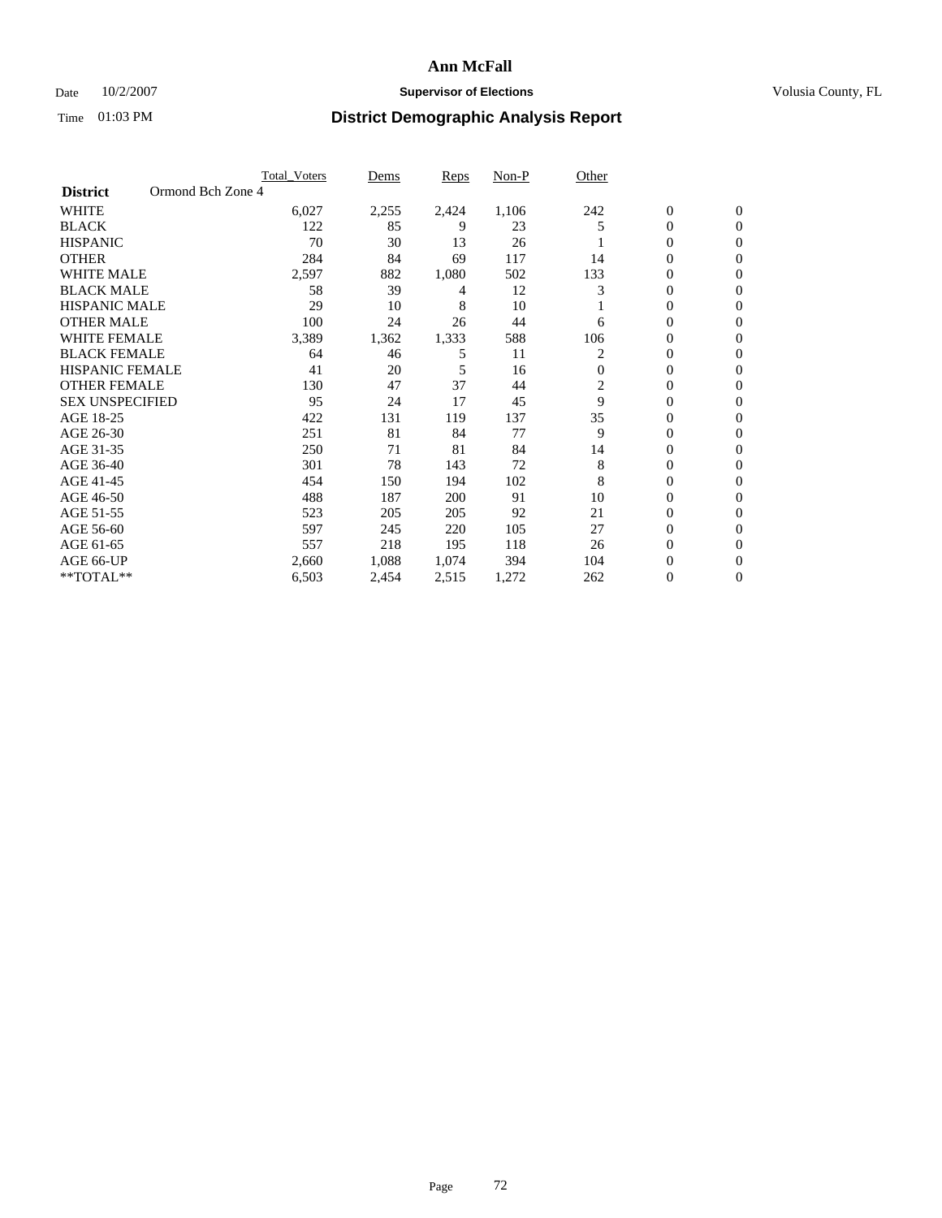# Ann McFall

Date 10/2/2007 **Supervisor of Elections** Volusia County, FL

Time 01:03 PM **District Demographic Analysis Report**

| | Total_Voters | Dems | Reps | Non-P | Other | | |
|---|---|---|---|---|---|---|---|
| **District** Ormond Bch Zone 4 | | | | | | | |
| WHITE | 6,027 | 2,255 | 2,424 | 1,106 | 242 | 0 | 0 |
| BLACK | 122 | 85 | 9 | 23 | 5 | 0 | 0 |
| HISPANIC | 70 | 30 | 13 | 26 | 1 | 0 | 0 |
| OTHER | 284 | 84 | 69 | 117 | 14 | 0 | 0 |
| WHITE MALE | 2,597 | 882 | 1,080 | 502 | 133 | 0 | 0 |
| BLACK MALE | 58 | 39 | 4 | 12 | 3 | 0 | 0 |
| HISPANIC MALE | 29 | 10 | 8 | 10 | 1 | 0 | 0 |
| OTHER MALE | 100 | 24 | 26 | 44 | 6 | 0 | 0 |
| WHITE FEMALE | 3,389 | 1,362 | 1,333 | 588 | 106 | 0 | 0 |
| BLACK FEMALE | 64 | 46 | 5 | 11 | 2 | 0 | 0 |
| HISPANIC FEMALE | 41 | 20 | 5 | 16 | 0 | 0 | 0 |
| OTHER FEMALE | 130 | 47 | 37 | 44 | 2 | 0 | 0 |
| SEX UNSPECIFIED | 95 | 24 | 17 | 45 | 9 | 0 | 0 |
| AGE 18-25 | 422 | 131 | 119 | 137 | 35 | 0 | 0 |
| AGE 26-30 | 251 | 81 | 84 | 77 | 9 | 0 | 0 |
| AGE 31-35 | 250 | 71 | 81 | 84 | 14 | 0 | 0 |
| AGE 36-40 | 301 | 78 | 143 | 72 | 8 | 0 | 0 |
| AGE 41-45 | 454 | 150 | 194 | 102 | 8 | 0 | 0 |
| AGE 46-50 | 488 | 187 | 200 | 91 | 10 | 0 | 0 |
| AGE 51-55 | 523 | 205 | 205 | 92 | 21 | 0 | 0 |
| AGE 56-60 | 597 | 245 | 220 | 105 | 27 | 0 | 0 |
| AGE 61-65 | 557 | 218 | 195 | 118 | 26 | 0 | 0 |
| AGE 66-UP | 2,660 | 1,088 | 1,074 | 394 | 104 | 0 | 0 |
| **TOTAL** | 6,503 | 2,454 | 2,515 | 1,272 | 262 | 0 | 0 |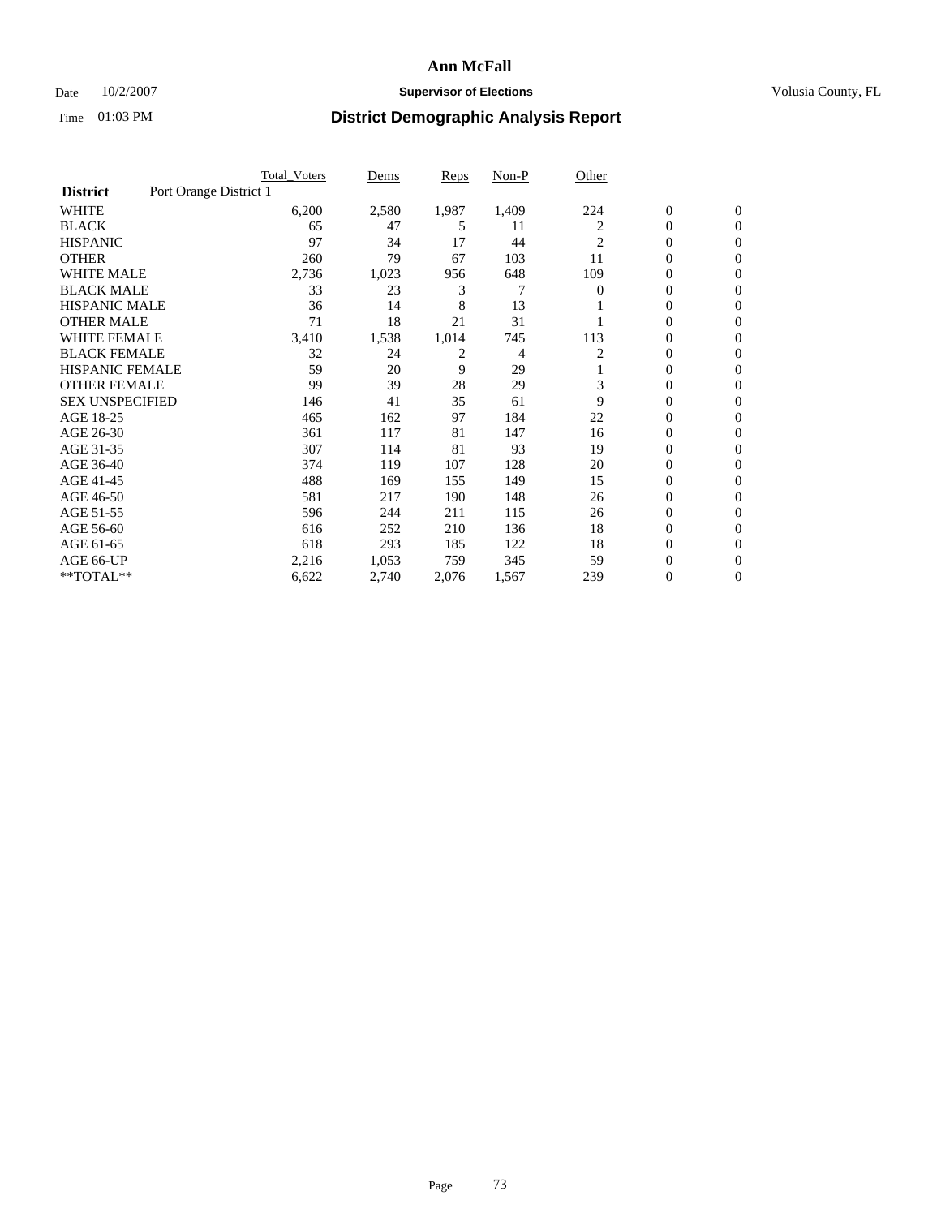# Ann McFall

Date 10/2/2007 **Supervisor of Elections** Volusia County, FL

Time 01:03 PM **District Demographic Analysis Report**

| | Total_Voters | Dems | Reps | Non-P | Other | | |
|---|---|---|---|---|---|---|---|
| **District** Port Orange District 1 | | | | | | | |
| WHITE | 6,200 | 2,580 | 1,987 | 1,409 | 224 | 0 | 0 |
| BLACK | 65 | 47 | 5 | 11 | 2 | 0 | 0 |
| HISPANIC | 97 | 34 | 17 | 44 | 2 | 0 | 0 |
| OTHER | 260 | 79 | 67 | 103 | 11 | 0 | 0 |
| WHITE MALE | 2,736 | 1,023 | 956 | 648 | 109 | 0 | 0 |
| BLACK MALE | 33 | 23 | 3 | 7 | 0 | 0 | 0 |
| HISPANIC MALE | 36 | 14 | 8 | 13 | 1 | 0 | 0 |
| OTHER MALE | 71 | 18 | 21 | 31 | 1 | 0 | 0 |
| WHITE FEMALE | 3,410 | 1,538 | 1,014 | 745 | 113 | 0 | 0 |
| BLACK FEMALE | 32 | 24 | 2 | 4 | 2 | 0 | 0 |
| HISPANIC FEMALE | 59 | 20 | 9 | 29 | 1 | 0 | 0 |
| OTHER FEMALE | 99 | 39 | 28 | 29 | 3 | 0 | 0 |
| SEX UNSPECIFIED | 146 | 41 | 35 | 61 | 9 | 0 | 0 |
| AGE 18-25 | 465 | 162 | 97 | 184 | 22 | 0 | 0 |
| AGE 26-30 | 361 | 117 | 81 | 147 | 16 | 0 | 0 |
| AGE 31-35 | 307 | 114 | 81 | 93 | 19 | 0 | 0 |
| AGE 36-40 | 374 | 119 | 107 | 128 | 20 | 0 | 0 |
| AGE 41-45 | 488 | 169 | 155 | 149 | 15 | 0 | 0 |
| AGE 46-50 | 581 | 217 | 190 | 148 | 26 | 0 | 0 |
| AGE 51-55 | 596 | 244 | 211 | 115 | 26 | 0 | 0 |
| AGE 56-60 | 616 | 252 | 210 | 136 | 18 | 0 | 0 |
| AGE 61-65 | 618 | 293 | 185 | 122 | 18 | 0 | 0 |
| AGE 66-UP | 2,216 | 1,053 | 759 | 345 | 59 | 0 | 0 |
| **TOTAL** | 6,622 | 2,740 | 2,076 | 1,567 | 239 | 0 | 0 |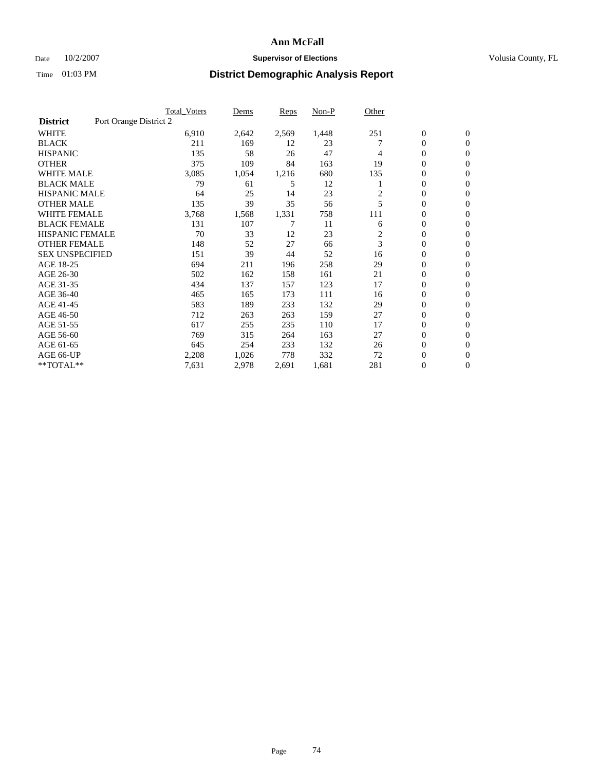# Ann McFall

Date 10/2/2007 **Supervisor of Elections** Volusia County, FL

Time 01:03 PM **District Demographic Analysis Report**

| | Total_Voters | Dems | Reps | Non-P | Other | | |
|---|---|---|---|---|---|---|---|
| **District** Port Orange District 2 | | | | | | | |
| WHITE | 6,910 | 2,642 | 2,569 | 1,448 | 251 | 0 | 0 |
| BLACK | 211 | 169 | 12 | 23 | 7 | 0 | 0 |
| HISPANIC | 135 | 58 | 26 | 47 | 4 | 0 | 0 |
| OTHER | 375 | 109 | 84 | 163 | 19 | 0 | 0 |
| WHITE MALE | 3,085 | 1,054 | 1,216 | 680 | 135 | 0 | 0 |
| BLACK MALE | 79 | 61 | 5 | 12 | 1 | 0 | 0 |
| HISPANIC MALE | 64 | 25 | 14 | 23 | 2 | 0 | 0 |
| OTHER MALE | 135 | 39 | 35 | 56 | 5 | 0 | 0 |
| WHITE FEMALE | 3,768 | 1,568 | 1,331 | 758 | 111 | 0 | 0 |
| BLACK FEMALE | 131 | 107 | 7 | 11 | 6 | 0 | 0 |
| HISPANIC FEMALE | 70 | 33 | 12 | 23 | 2 | 0 | 0 |
| OTHER FEMALE | 148 | 52 | 27 | 66 | 3 | 0 | 0 |
| SEX UNSPECIFIED | 151 | 39 | 44 | 52 | 16 | 0 | 0 |
| AGE 18-25 | 694 | 211 | 196 | 258 | 29 | 0 | 0 |
| AGE 26-30 | 502 | 162 | 158 | 161 | 21 | 0 | 0 |
| AGE 31-35 | 434 | 137 | 157 | 123 | 17 | 0 | 0 |
| AGE 36-40 | 465 | 165 | 173 | 111 | 16 | 0 | 0 |
| AGE 41-45 | 583 | 189 | 233 | 132 | 29 | 0 | 0 |
| AGE 46-50 | 712 | 263 | 263 | 159 | 27 | 0 | 0 |
| AGE 51-55 | 617 | 255 | 235 | 110 | 17 | 0 | 0 |
| AGE 56-60 | 769 | 315 | 264 | 163 | 27 | 0 | 0 |
| AGE 61-65 | 645 | 254 | 233 | 132 | 26 | 0 | 0 |
| AGE 66-UP | 2,208 | 1,026 | 778 | 332 | 72 | 0 | 0 |
| **TOTAL** | 7,631 | 2,978 | 2,691 | 1,681 | 281 | 0 | 0 |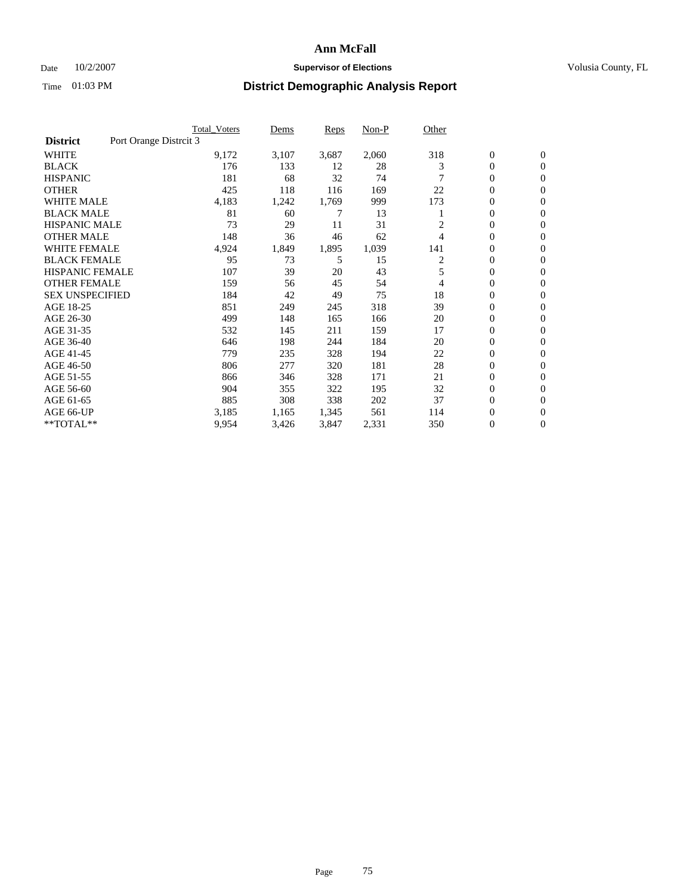# Ann McFall

Date 10/2/2007 **Supervisor of Elections** Volusia County, FL

Time 01:03 PM **District Demographic Analysis Report**

| | Total_Voters | Dems | Reps | Non-P | Other | | |
|---|---|---|---|---|---|---|---|
| **District** Port Orange Distrcit 3 | | | | | | | |
| WHITE | 9,172 | 3,107 | 3,687 | 2,060 | 318 | 0 | 0 |
| BLACK | 176 | 133 | 12 | 28 | 3 | 0 | 0 |
| HISPANIC | 181 | 68 | 32 | 74 | 7 | 0 | 0 |
| OTHER | 425 | 118 | 116 | 169 | 22 | 0 | 0 |
| WHITE MALE | 4,183 | 1,242 | 1,769 | 999 | 173 | 0 | 0 |
| BLACK MALE | 81 | 60 | 7 | 13 | 1 | 0 | 0 |
| HISPANIC MALE | 73 | 29 | 11 | 31 | 2 | 0 | 0 |
| OTHER MALE | 148 | 36 | 46 | 62 | 4 | 0 | 0 |
| WHITE FEMALE | 4,924 | 1,849 | 1,895 | 1,039 | 141 | 0 | 0 |
| BLACK FEMALE | 95 | 73 | 5 | 15 | 2 | 0 | 0 |
| HISPANIC FEMALE | 107 | 39 | 20 | 43 | 5 | 0 | 0 |
| OTHER FEMALE | 159 | 56 | 45 | 54 | 4 | 0 | 0 |
| SEX UNSPECIFIED | 184 | 42 | 49 | 75 | 18 | 0 | 0 |
| AGE 18-25 | 851 | 249 | 245 | 318 | 39 | 0 | 0 |
| AGE 26-30 | 499 | 148 | 165 | 166 | 20 | 0 | 0 |
| AGE 31-35 | 532 | 145 | 211 | 159 | 17 | 0 | 0 |
| AGE 36-40 | 646 | 198 | 244 | 184 | 20 | 0 | 0 |
| AGE 41-45 | 779 | 235 | 328 | 194 | 22 | 0 | 0 |
| AGE 46-50 | 806 | 277 | 320 | 181 | 28 | 0 | 0 |
| AGE 51-55 | 866 | 346 | 328 | 171 | 21 | 0 | 0 |
| AGE 56-60 | 904 | 355 | 322 | 195 | 32 | 0 | 0 |
| AGE 61-65 | 885 | 308 | 338 | 202 | 37 | 0 | 0 |
| AGE 66-UP | 3,185 | 1,165 | 1,345 | 561 | 114 | 0 | 0 |
| **TOTAL** | 9,954 | 3,426 | 3,847 | 2,331 | 350 | 0 | 0 |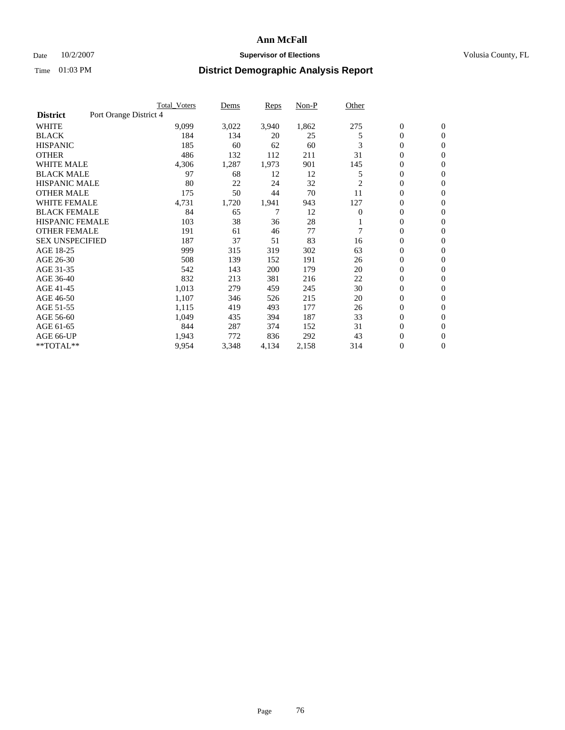# Ann McFall

Date 10/2/2007 **Supervisor of Elections** Volusia County, FL

Time 01:03 PM **District Demographic Analysis Report**

| | Total_Voters | Dems | Reps | Non-P | Other | | |
|---|---|---|---|---|---|---|---|
| **District** Port Orange District 4 | | | | | | | |
| WHITE | 9,099 | 3,022 | 3,940 | 1,862 | 275 | 0 | 0 |
| BLACK | 184 | 134 | 20 | 25 | 5 | 0 | 0 |
| HISPANIC | 185 | 60 | 62 | 60 | 3 | 0 | 0 |
| OTHER | 486 | 132 | 112 | 211 | 31 | 0 | 0 |
| WHITE MALE | 4,306 | 1,287 | 1,973 | 901 | 145 | 0 | 0 |
| BLACK MALE | 97 | 68 | 12 | 12 | 5 | 0 | 0 |
| HISPANIC MALE | 80 | 22 | 24 | 32 | 2 | 0 | 0 |
| OTHER MALE | 175 | 50 | 44 | 70 | 11 | 0 | 0 |
| WHITE FEMALE | 4,731 | 1,720 | 1,941 | 943 | 127 | 0 | 0 |
| BLACK FEMALE | 84 | 65 | 7 | 12 | 0 | 0 | 0 |
| HISPANIC FEMALE | 103 | 38 | 36 | 28 | 1 | 0 | 0 |
| OTHER FEMALE | 191 | 61 | 46 | 77 | 7 | 0 | 0 |
| SEX UNSPECIFIED | 187 | 37 | 51 | 83 | 16 | 0 | 0 |
| AGE 18-25 | 999 | 315 | 319 | 302 | 63 | 0 | 0 |
| AGE 26-30 | 508 | 139 | 152 | 191 | 26 | 0 | 0 |
| AGE 31-35 | 542 | 143 | 200 | 179 | 20 | 0 | 0 |
| AGE 36-40 | 832 | 213 | 381 | 216 | 22 | 0 | 0 |
| AGE 41-45 | 1,013 | 279 | 459 | 245 | 30 | 0 | 0 |
| AGE 46-50 | 1,107 | 346 | 526 | 215 | 20 | 0 | 0 |
| AGE 51-55 | 1,115 | 419 | 493 | 177 | 26 | 0 | 0 |
| AGE 56-60 | 1,049 | 435 | 394 | 187 | 33 | 0 | 0 |
| AGE 61-65 | 844 | 287 | 374 | 152 | 31 | 0 | 0 |
| AGE 66-UP | 1,943 | 772 | 836 | 292 | 43 | 0 | 0 |
| **TOTAL** | 9,954 | 3,348 | 4,134 | 2,158 | 314 | 0 | 0 |